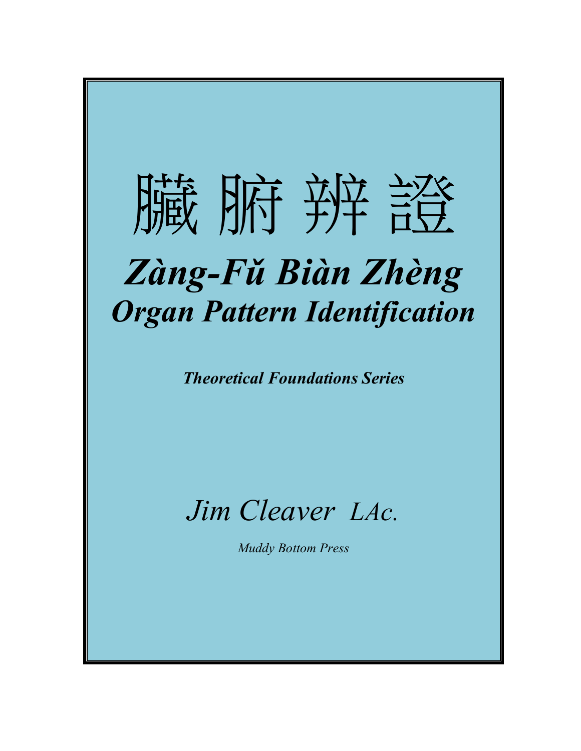# 臟 腑 辨 證

## *Zàng-Fǔ Biàn Zhèng*

## *Organ Pattern Identification*

***Theoretical Foundations Series***

*Jim Cleaver LAc.*

*Muddy Bottom Press*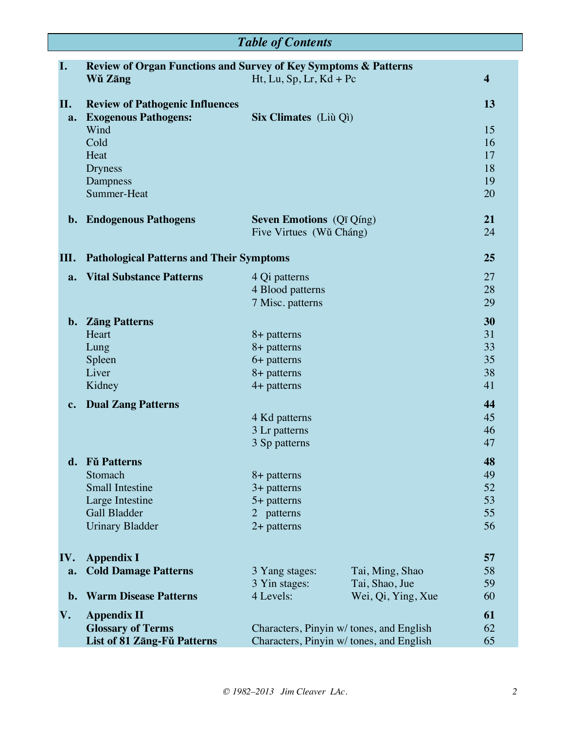# Table of Contents

| | | | | |
|---|---|---|---|---|
| **I.** | **Review of Organ Functions and Survey of Key Symptoms & Patterns** | | | |
| | **Wǔ Zāng** | Ht, Lu, Sp, Lr, Kd + Pc | | **4** |
| **II.** | **Review of Pathogenic Influences** | | | **13** |
| **a.** | **Exogenous Pathogens:** | **Six Climates** (Liù Qì) | | |
| | Wind | | | 15 |
| | Cold | | | 16 |
| | Heat | | | 17 |
| | Dryness | | | 18 |
| | Dampness | | | 19 |
| | Summer-Heat | | | 20 |
| **b.** | **Endogenous Pathogens** | **Seven Emotions** (Qī Qíng) | | **21** |
| | | Five Virtues (Wǔ Cháng) | | 24 |
| **III.** | **Pathological Patterns and Their Symptoms** | | | **25** |
| **a.** | **Vital Substance Patterns** | 4 Qi patterns | | 27 |
| | | 4 Blood patterns | | 28 |
| | | 7 Misc. patterns | | 29 |
| **b.** | **Zāng Patterns** | | | **30** |
| | Heart | 8+ patterns | | 31 |
| | Lung | 8+ patterns | | 33 |
| | Spleen | 6+ patterns | | 35 |
| | Liver | 8+ patterns | | 38 |
| | Kidney | 4+ patterns | | 41 |
| **c.** | **Dual Zang Patterns** | | | **44** |
| | | 4 Kd patterns | | 45 |
| | | 3 Lr patterns | | 46 |
| | | 3 Sp patterns | | 47 |
| **d.** | **Fǔ Patterns** | | | **48** |
| | Stomach | 8+ patterns | | 49 |
| | Small Intestine | 3+ patterns | | 52 |
| | Large Intestine | 5+ patterns | | 53 |
| | Gall Bladder | 2 patterns | | 55 |
| | Urinary Bladder | 2+ patterns | | 56 |
| **IV.** | **Appendix I** | | | **57** |
| **a.** | **Cold Damage Patterns** | 3 Yang stages: | Tai, Ming, Shao | 58 |
| | | 3 Yin stages: | Tai, Shao, Jue | 59 |
| **b.** | **Warm Disease Patterns** | 4 Levels: | Wei, Qi, Ying, Xue | 60 |
| **V.** | **Appendix II** | | | **61** |
| | **Glossary of Terms** | Characters, Pinyin w/ tones, and English | | 62 |
| | **List of 81 Zāng-Fǔ Patterns** | Characters, Pinyin w/ tones, and English | | 65 |

*© 1982–2013 Jim Cleaver LAc.*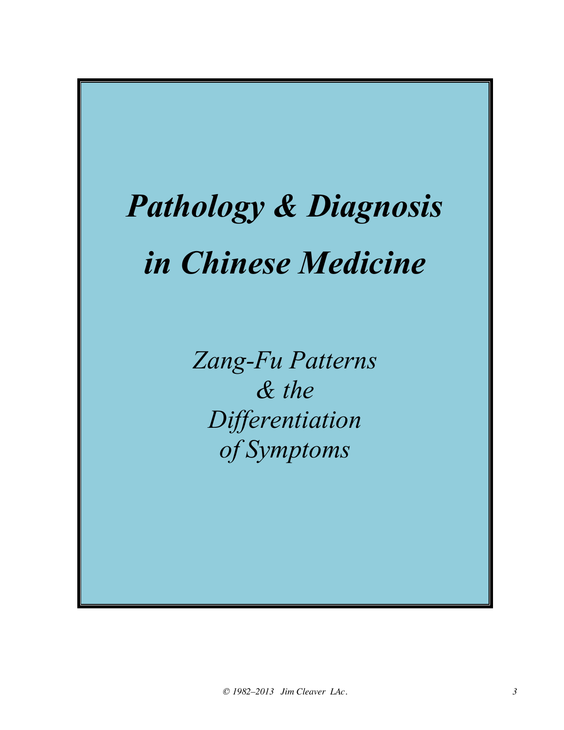# *Pathology & Diagnosis in Chinese Medicine*

*Zang-Fu Patterns*
*& the*
*Differentiation*
*of Symptoms*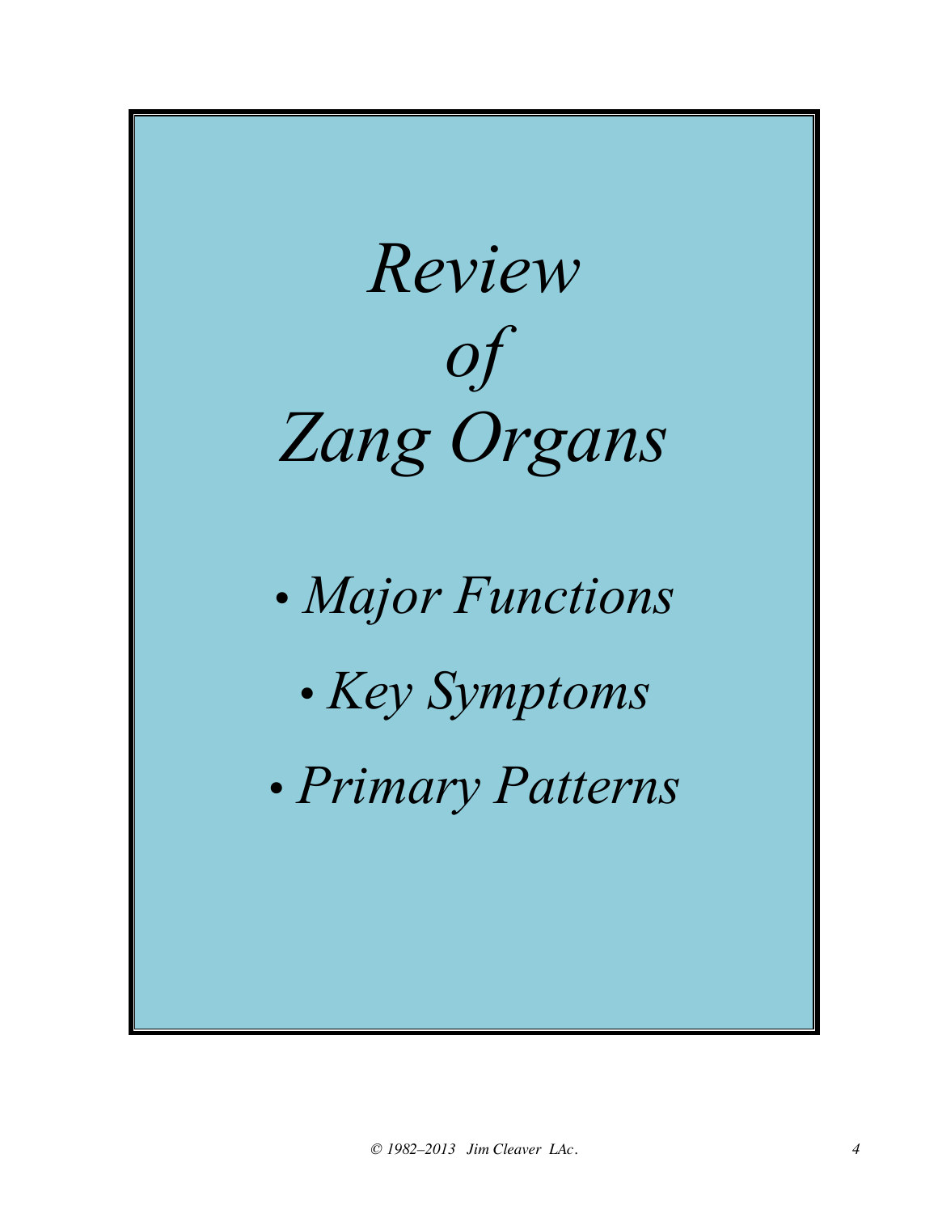# *Review of Zang Organs*

- *Major Functions*
- *Key Symptoms*
- *Primary Patterns*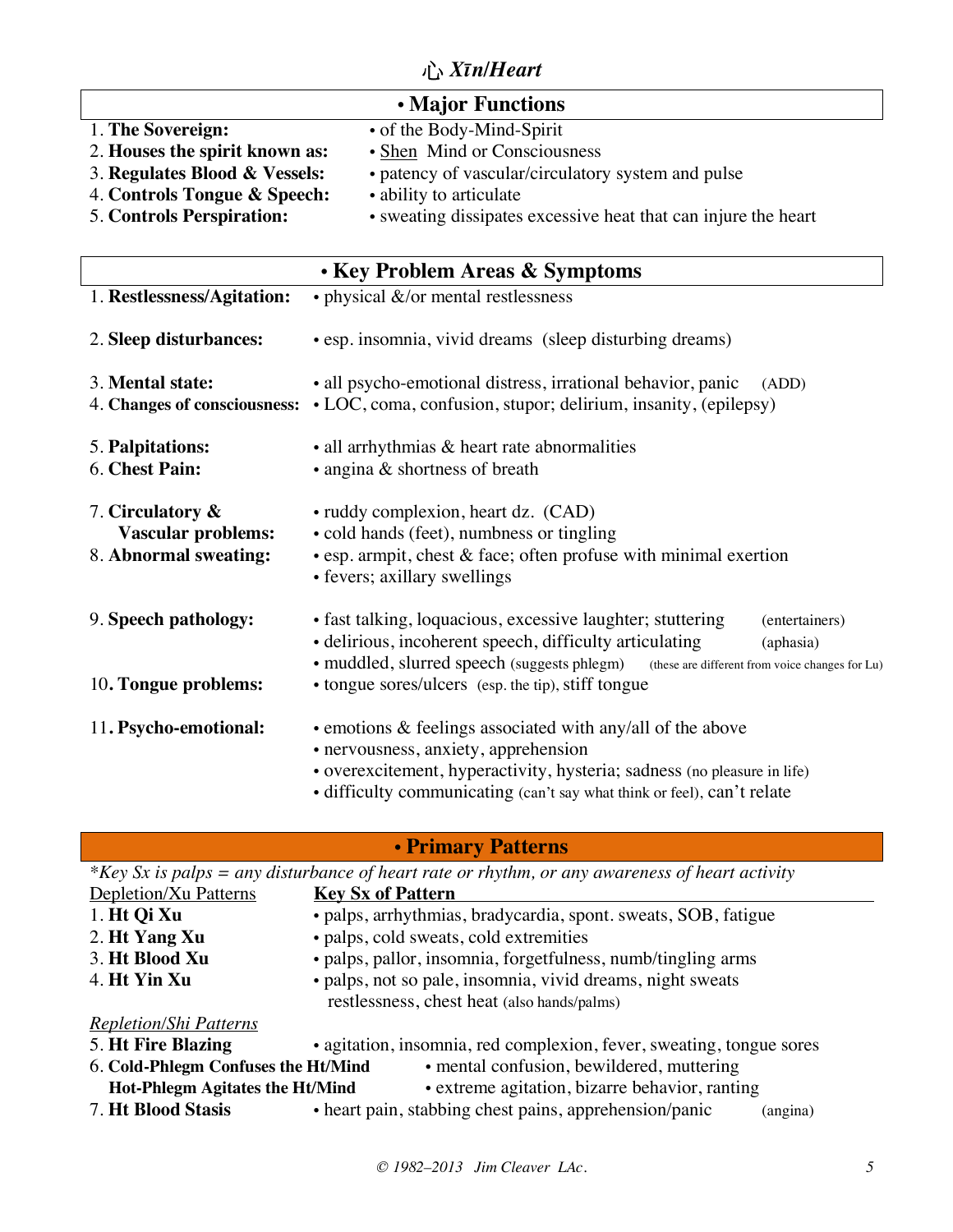# 心 *Xīn/Heart*

## • Major Functions

| | |
|---|---|
| 1. **The Sovereign:** | • of the Body-Mind-Spirit |
| 2. **Houses the spirit known as:** | • Shen Mind or Consciousness |
| 3. **Regulates Blood & Vessels:** | • patency of vascular/circulatory system and pulse |
| 4. **Controls Tongue & Speech:** | • ability to articulate |
| 5. **Controls Perspiration:** | • sweating dissipates excessive heat that can injure the heart |

## • Key Problem Areas & Symptoms

| | |
|---|---|
| 1. **Restlessness/Agitation:** | • physical &/or mental restlessness |
| 2. **Sleep disturbances:** | • esp. insomnia, vivid dreams (sleep disturbing dreams) |
| 3. **Mental state:** | • all psycho-emotional distress, irrational behavior, panic (ADD) |
| 4. **Changes of consciousness:** | • LOC, coma, confusion, stupor; delirium, insanity, (epilepsy) |
| 5. **Palpitations:** | • all arrhythmias & heart rate abnormalities |
| 6. **Chest Pain:** | • angina & shortness of breath |
| 7. **Circulatory & Vascular problems:** | • ruddy complexion, heart dz. (CAD)<br>• cold hands (feet), numbness or tingling |
| 8. **Abnormal sweating:** | • esp. armpit, chest & face; often profuse with minimal exertion<br>• fevers; axillary swellings |
| 9. **Speech pathology:** | • fast talking, loquacious, excessive laughter; stuttering (entertainers)<br>• delirious, incoherent speech, difficulty articulating (aphasia)<br>• muddled, slurred speech (suggests phlegm) (these are different from voice changes for Lu) |
| 10. **Tongue problems:** | • tongue sores/ulcers (esp. the tip), stiff tongue |
| 11. **Psycho-emotional:** | • emotions & feelings associated with any/all of the above<br>• nervousness, anxiety, apprehension<br>• overexcitement, hyperactivity, hysteria; sadness (no pleasure in life)<br>• difficulty communicating (can't say what think or feel), can't relate |

## • Primary Patterns

*\*Key Sx is palps = any disturbance of heart rate or rhythm, or any awareness of heart activity*

| Depletion/Xu Patterns | **Key Sx of Pattern** |
|---|---|
| 1. **Ht Qi Xu** | • palps, arrhythmias, bradycardia, spont. sweats, SOB, fatigue |
| 2. **Ht Yang Xu** | • palps, cold sweats, cold extremities |
| 3. **Ht Blood Xu** | • palps, pallor, insomnia, forgetfulness, numb/tingling arms |
| 4. **Ht Yin Xu** | • palps, not so pale, insomnia, vivid dreams, night sweats restlessness, chest heat (also hands/palms) |
| *Repletion/Shi Patterns* | |
| 5. **Ht Fire Blazing** | • agitation, insomnia, red complexion, fever, sweating, tongue sores |
| 6. **Cold-Phlegm Confuses the Ht/Mind** | • mental confusion, bewildered, muttering |
| **Hot-Phlegm Agitates the Ht/Mind** | • extreme agitation, bizarre behavior, ranting |
| 7. **Ht Blood Stasis** | • heart pain, stabbing chest pains, apprehension/panic (angina) |

© 1982–2013 Jim Cleaver LAc.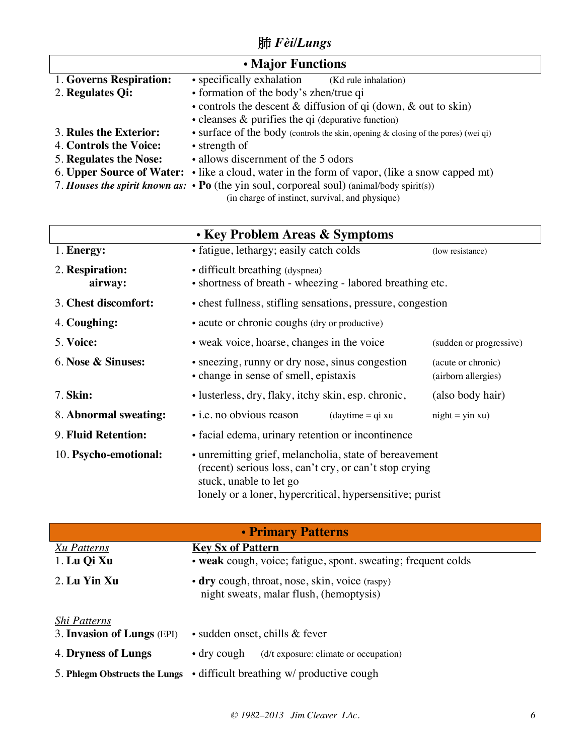# 肺 *Fèi/Lungs*

## • Major Functions

| | |
|---|---|
| 1. **Governs Respiration:** | • specifically exhalation (Kd rule inhalation) |
| 2. **Regulates Qi:** | • formation of the body's zhen/true qi |
| | • controls the descent & diffusion of qi (down, & out to skin) |
| | • cleanses & purifies the qi (depurative function) |
| 3. **Rules the Exterior:** | • surface of the body (controls the skin, opening & closing of the pores) (wei qi) |
| 4. **Controls the Voice:** | • strength of |
| 5. **Regulates the Nose:** | • allows discernment of the 5 odors |
| 6. **Upper Source of Water:** | • like a cloud, water in the form of vapor, (like a snow capped mt) |
| 7. ***Houses the spirit known as:*** | • **Po** (the yin soul, corporeal soul) (animal/body spirit(s)) (in charge of instinct, survival, and physique) |

## • Key Problem Areas & Symptoms

| | | |
|---|---|---|
| 1. **Energy:** | • fatigue, lethargy; easily catch colds | (low resistance) |
| 2. **Respiration:** | • difficult breathing (dyspnea) | |
| **airway:** | • shortness of breath - wheezing - labored breathing etc. | |
| 3. **Chest discomfort:** | • chest fullness, stifling sensations, pressure, congestion | |
| 4. **Coughing:** | • acute or chronic coughs (dry or productive) | |
| 5. **Voice:** | • weak voice, hoarse, changes in the voice | (sudden or progressive) |
| 6. **Nose & Sinuses:** | • sneezing, runny or dry nose, sinus congestion | (acute or chronic) |
| | • change in sense of smell, epistaxis | (airborn allergies) |
| 7. **Skin:** | • lusterless, dry, flaky, itchy skin, esp. chronic, | (also body hair) |
| 8. **Abnormal sweating:** | • i.e. no obvious reason (daytime = qi xu | night = yin xu) |
| 9. **Fluid Retention:** | • facial edema, urinary retention or incontinence | |
| 10. **Psycho-emotional:** | • unremitting grief, melancholia, state of bereavement (recent) serious loss, can't cry, or can't stop crying stuck, unable to let go lonely or a loner, hypercritical, hypersensitive; purist | |

## • Primary Patterns

| *Xu Patterns* | **Key Sx of Pattern** |
|---|---|
| 1. **Lu Qi Xu** | • **weak** cough, voice; fatigue, spont. sweating; frequent colds |
| 2. **Lu Yin Xu** | • **dry** cough, throat, nose, skin, voice (raspy) night sweats, malar flush, (hemoptysis) |
| *Shi Patterns* | |
| 3. **Invasion of Lungs** (EPI) | • sudden onset, chills & fever |
| 4. **Dryness of Lungs** | • dry cough (d/t exposure: climate or occupation) |
| 5. **Phlegm Obstructs the Lungs** | • difficult breathing w/ productive cough |

*© 1982–2013 Jim Cleaver LAc.*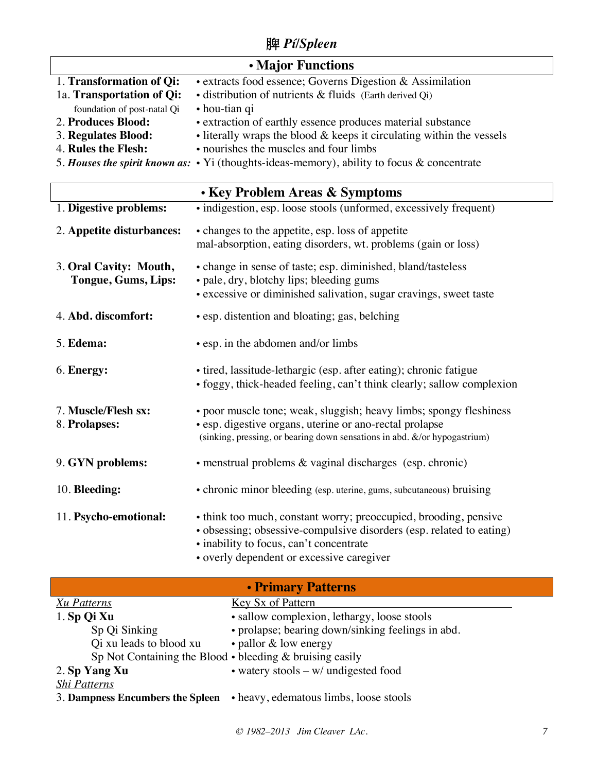# 脾 *Pí*/Spleen

## • Major Functions

| | |
|---|---|
| 1. **Transformation of Qi:** | • extracts food essence; Governs Digestion & Assimilation |
| 1a. **Transportation of Qi:** | • distribution of nutrients & fluids (Earth derived Qi) |
| foundation of post-natal Qi | • hou-tian qi |
| 2. **Produces Blood:** | • extraction of earthly essence produces material substance |
| 3. **Regulates Blood:** | • literally wraps the blood & keeps it circulating within the vessels |
| 4. **Rules the Flesh:** | • nourishes the muscles and four limbs |
| 5. ***Houses the spirit known as:*** | • Yi (thoughts-ideas-memory), ability to focus & concentrate |

## • Key Problem Areas & Symptoms

| | |
|---|---|
| 1. **Digestive problems:** | • indigestion, esp. loose stools (unformed, excessively frequent) |
| 2. **Appetite disturbances:** | • changes to the appetite, esp. loss of appetite<br>mal-absorption, eating disorders, wt. problems (gain or loss) |
| 3. **Oral Cavity: Mouth, Tongue, Gums, Lips:** | • change in sense of taste; esp. diminished, bland/tasteless<br>• pale, dry, blotchy lips; bleeding gums<br>• excessive or diminished salivation, sugar cravings, sweet taste |
| 4. **Abd. discomfort:** | • esp. distention and bloating; gas, belching |
| 5. **Edema:** | • esp. in the abdomen and/or limbs |
| 6. **Energy:** | • tired, lassitude-lethargic (esp. after eating); chronic fatigue<br>• foggy, thick-headed feeling, can't think clearly; sallow complexion |
| 7. **Muscle/Flesh sx:** | • poor muscle tone; weak, sluggish; heavy limbs; spongy fleshiness |
| 8. **Prolapses:** | • esp. digestive organs, uterine or ano-rectal prolapse<br>(sinking, pressing, or bearing down sensations in abd. &/or hypogastrium) |
| 9. **GYN problems:** | • menstrual problems & vaginal discharges (esp. chronic) |
| 10. **Bleeding:** | • chronic minor bleeding (esp. uterine, gums, subcutaneous) bruising |
| 11. **Psycho-emotional:** | • think too much, constant worry; preoccupied, brooding, pensive<br>• obsessing; obsessive-compulsive disorders (esp. related to eating)<br>• inability to focus, can't concentrate<br>• overly dependent or excessive caregiver |

## • Primary Patterns

| *Xu Patterns* | Key Sx of Pattern |
|---|---|
| 1. **Sp Qi Xu** | • sallow complexion, lethargy, loose stools |
| Sp Qi Sinking | • prolapse; bearing down/sinking feelings in abd. |
| Qi xu leads to blood xu | • pallor & low energy |
| Sp Not Containing the Blood | • bleeding & bruising easily |
| 2. **Sp Yang Xu** | • watery stools – w/ undigested food |
| *Shi Patterns* | |
| 3. **Dampness Encumbers the Spleen** | • heavy, edematous limbs, loose stools |

*© 1982–2013 Jim Cleaver LAc.*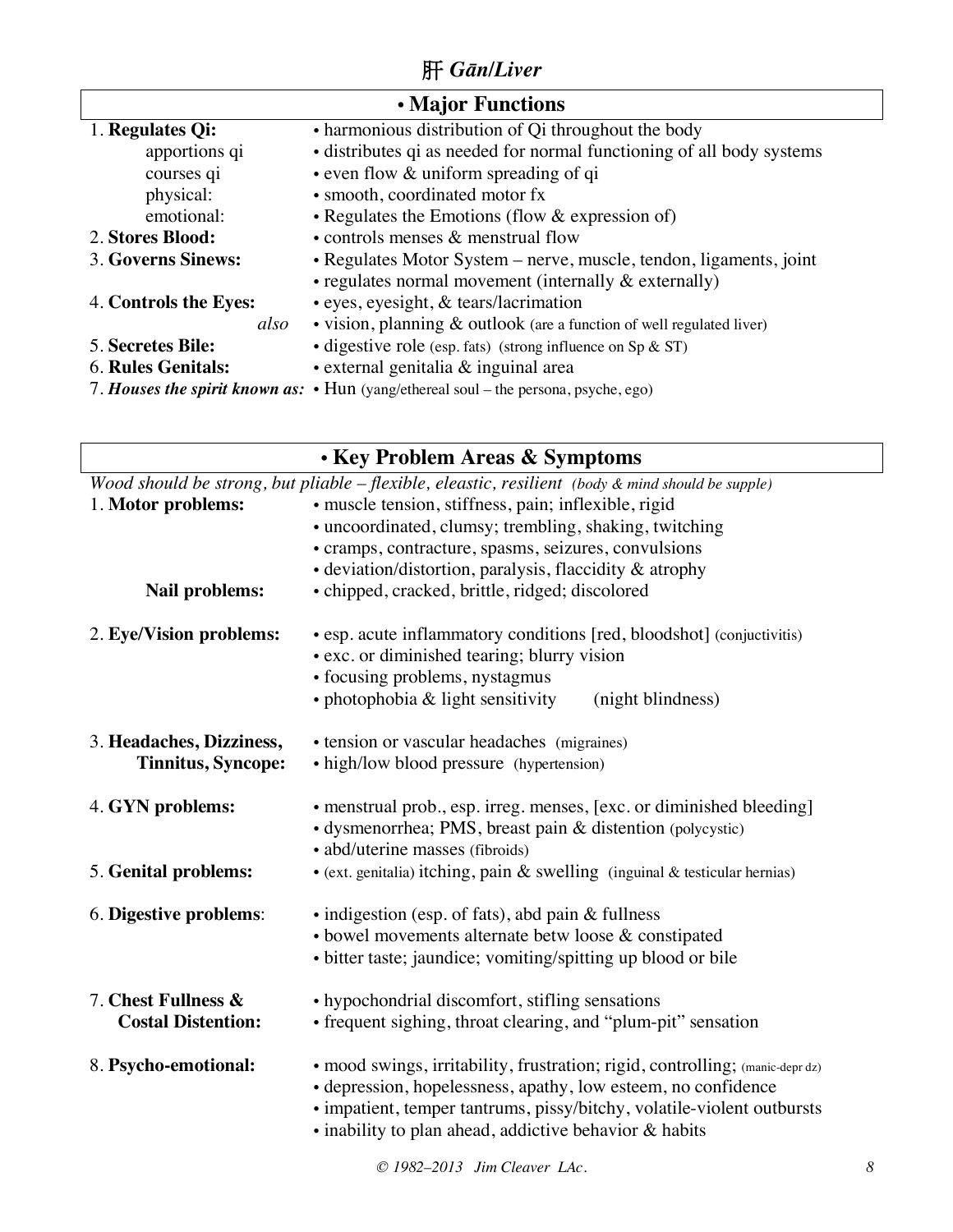# 肝 *Gān/Liver*

## • Major Functions

| | |
|---|---|
| 1. **Regulates Qi:** | • harmonious distribution of Qi throughout the body |
| apportions qi | • distributes qi as needed for normal functioning of all body systems |
| courses qi | • even flow & uniform spreading of qi |
| physical: | • smooth, coordinated motor fx |
| emotional: | • Regulates the Emotions (flow & expression of) |
| 2. **Stores Blood:** | • controls menses & menstrual flow |
| 3. **Governs Sinews:** | • Regulates Motor System – nerve, muscle, tendon, ligaments, joint |
| | • regulates normal movement (internally & externally) |
| 4. **Controls the Eyes:** | • eyes, eyesight, & tears/lacrimation |
| *also* | • vision, planning & outlook (are a function of well regulated liver) |
| 5. **Secretes Bile:** | • digestive role (esp. fats) (strong influence on Sp & ST) |
| 6. **Rules Genitals:** | • external genitalia & inguinal area |
| 7. ***Houses the spirit known as:*** | • Hun (yang/ethereal soul – the persona, psyche, ego) |

## • Key Problem Areas & Symptoms

*Wood should be strong, but pliable – flexible, eleastic, resilient (body & mind should be supple)*

| | |
|---|---|
| 1. **Motor problems:** | • muscle tension, stiffness, pain; inflexible, rigid |
| | • uncoordinated, clumsy; trembling, shaking, twitching |
| | • cramps, contracture, spasms, seizures, convulsions |
| | • deviation/distortion, paralysis, flaccidity & atrophy |
| **Nail problems:** | • chipped, cracked, brittle, ridged; discolored |
| 2. **Eye/Vision problems:** | • esp. acute inflammatory conditions [red, bloodshot] (conjuctivitis) |
| | • exc. or diminished tearing; blurry vision |
| | • focusing problems, nystagmus |
| | • photophobia & light sensitivity (night blindness) |
| 3. **Headaches, Dizziness, Tinnitus, Syncope:** | • tension or vascular headaches (migraines) |
| | • high/low blood pressure (hypertension) |
| 4. **GYN problems:** | • menstrual prob., esp. irreg. menses, [exc. or diminished bleeding] |
| | • dysmenorrhea; PMS, breast pain & distention (polycystic) |
| | • abd/uterine masses (fibroids) |
| 5. **Genital problems:** | • (ext. genitalia) itching, pain & swelling (inguinal & testicular hernias) |
| 6. **Digestive problems**: | • indigestion (esp. of fats), abd pain & fullness |
| | • bowel movements alternate betw loose & constipated |
| | • bitter taste; jaundice; vomiting/spitting up blood or bile |
| 7. **Chest Fullness & Costal Distention:** | • hypochondrial discomfort, stifling sensations |
| | • frequent sighing, throat clearing, and "plum-pit" sensation |
| 8. **Psycho-emotional:** | • mood swings, irritability, frustration; rigid, controlling; (manic-depr dz) |
| | • depression, hopelessness, apathy, low esteem, no confidence |
| | • impatient, temper tantrums, pissy/bitchy, volatile-violent outbursts |
| | • inability to plan ahead, addictive behavior & habits |

*© 1982–2013 Jim Cleaver LAc.*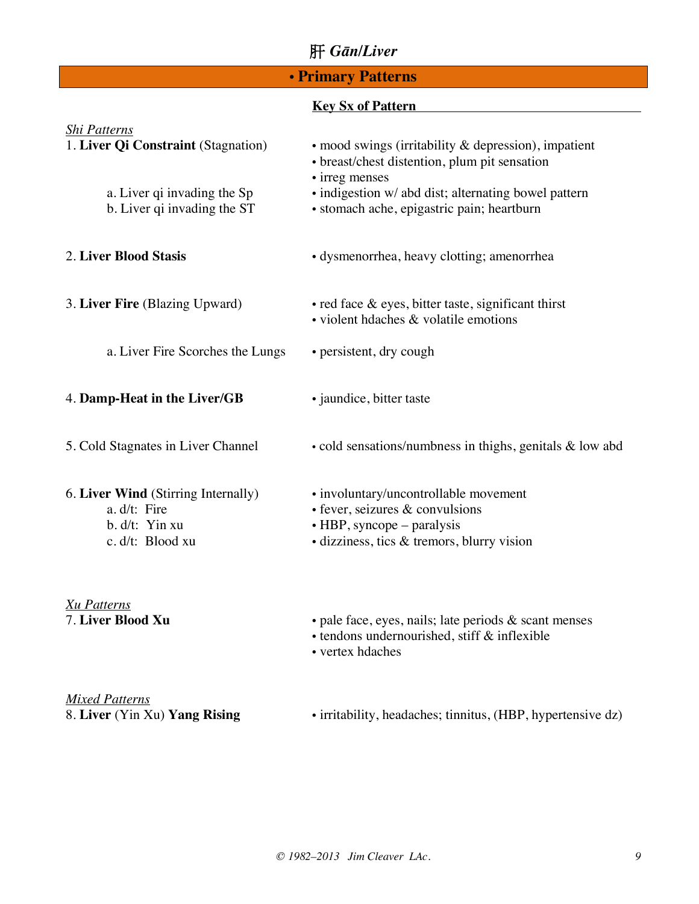# 肝 *Gān/Liver*

## • Primary Patterns

| | **Key Sx of Pattern** |
|---|---|
| *Shi Patterns* | |
| 1. **Liver Qi Constraint** (Stagnation) | • mood swings (irritability & depression), impatient<br>• breast/chest distention, plum pit sensation<br>• irreg menses |
| a. Liver qi invading the Sp | • indigestion w/ abd dist; alternating bowel pattern |
| b. Liver qi invading the ST | • stomach ache, epigastric pain; heartburn |
| 2. **Liver Blood Stasis** | • dysmenorrhea, heavy clotting; amenorrhea |
| 3. **Liver Fire** (Blazing Upward) | • red face & eyes, bitter taste, significant thirst<br>• violent hdaches & volatile emotions |
| a. Liver Fire Scorches the Lungs | • persistent, dry cough |
| 4. **Damp-Heat in the Liver/GB** | • jaundice, bitter taste |
| 5. Cold Stagnates in Liver Channel | • cold sensations/numbness in thighs, genitals & low abd |
| 6. **Liver Wind** (Stirring Internally)<br>a. d/t: Fire<br>b. d/t: Yin xu<br>c. d/t: Blood xu | • involuntary/uncontrollable movement<br>• fever, seizures & convulsions<br>• HBP, syncope – paralysis<br>• dizziness, tics & tremors, blurry vision |
| *Xu Patterns* | |
| 7. **Liver Blood Xu** | • pale face, eyes, nails; late periods & scant menses<br>• tendons undernourished, stiff & inflexible<br>• vertex hdaches |
| *Mixed Patterns* | |
| 8. **Liver** (Yin Xu) **Yang Rising** | • irritability, headaches; tinnitus, (HBP, hypertensive dz) |

© 1982–2013 Jim Cleaver LAc.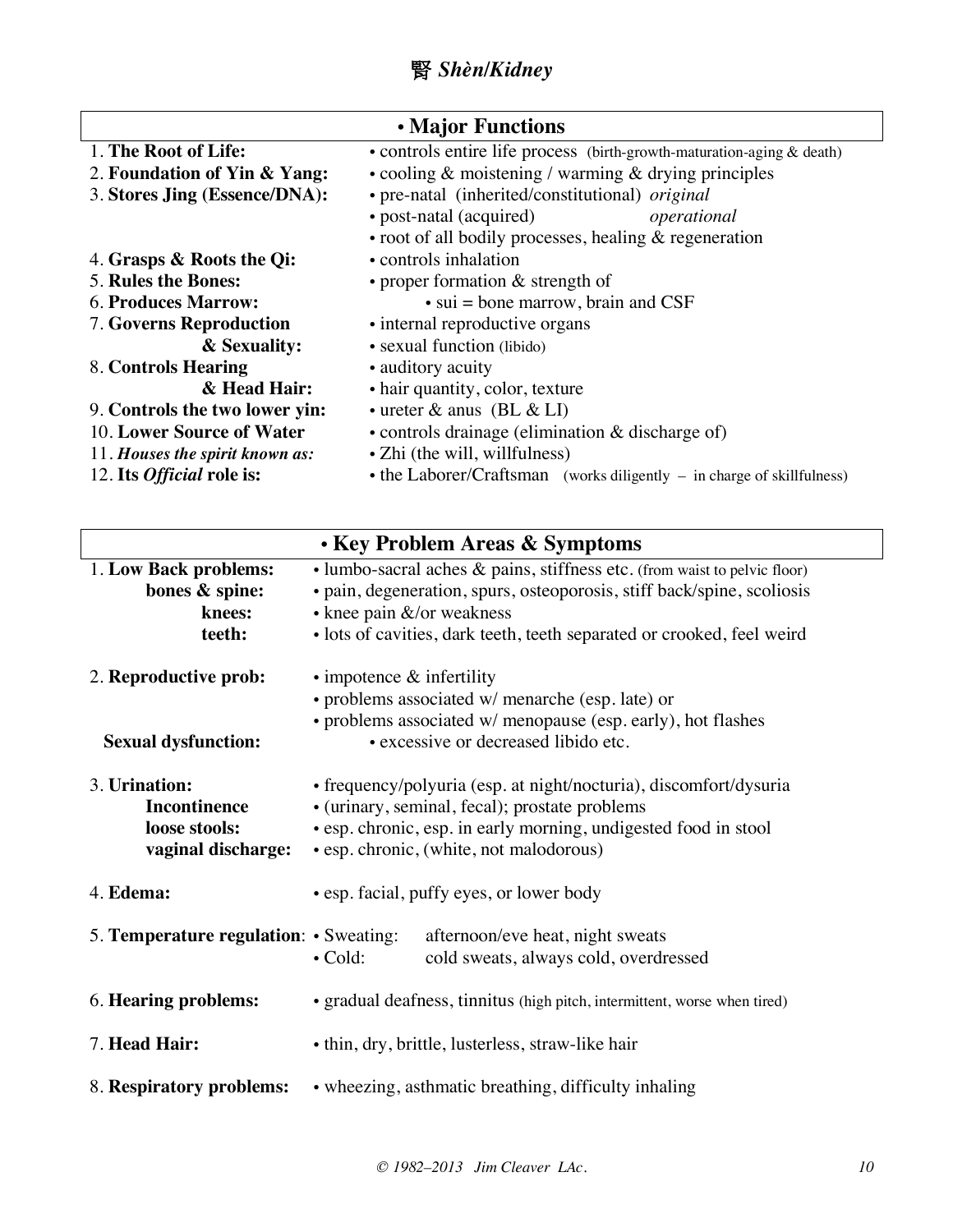# 腎 *Shèn/Kidney*

| • Major Functions | |
|---|---|
| 1. **The Root of Life:** | • controls entire life process (birth-growth-maturation-aging & death) |
| 2. **Foundation of Yin & Yang:** | • cooling & moistening / warming & drying principles |
| 3. **Stores Jing (Essence/DNA):** | • pre-natal (inherited/constitutional) *original* |
| | • post-natal (acquired) *operational* |
| | • root of all bodily processes, healing & regeneration |
| 4. **Grasps & Roots the Qi:** | • controls inhalation |
| 5. **Rules the Bones:** | • proper formation & strength of |
| 6. **Produces Marrow:** | • sui = bone marrow, brain and CSF |
| 7. **Governs Reproduction** | • internal reproductive organs |
| **& Sexuality:** | • sexual function (libido) |
| 8. **Controls Hearing** | • auditory acuity |
| **& Head Hair:** | • hair quantity, color, texture |
| 9. **Controls the two lower yin:** | • ureter & anus (BL & LI) |
| 10. **Lower Source of Water** | • controls drainage (elimination & discharge of) |
| 11. ***Houses the spirit known as:*** | • Zhi (the will, willfulness) |
| 12. **Its *Official* role is:** | • the Laborer/Craftsman (works diligently – in charge of skillfulness) |

| • Key Problem Areas & Symptoms | |
|---|---|
| 1. **Low Back problems:** | • lumbo-sacral aches & pains, stiffness etc. (from waist to pelvic floor) |
| **bones & spine:** | • pain, degeneration, spurs, osteoporosis, stiff back/spine, scoliosis |
| **knees:** | • knee pain &/or weakness |
| **teeth:** | • lots of cavities, dark teeth, teeth separated or crooked, feel weird |
| 2. **Reproductive prob:** | • impotence & infertility |
| | • problems associated w/ menarche (esp. late) or |
| | • problems associated w/ menopause (esp. early), hot flashes |
| **Sexual dysfunction:** | • excessive or decreased libido etc. |
| 3. **Urination:** | • frequency/polyuria (esp. at night/nocturia), discomfort/dysuria |
| **Incontinence** | • (urinary, seminal, fecal); prostate problems |
| **loose stools:** | • esp. chronic, esp. in early morning, undigested food in stool |
| **vaginal discharge:** | • esp. chronic, (white, not malodorous) |
| 4. **Edema:** | • esp. facial, puffy eyes, or lower body |
| 5. **Temperature regulation:** | • Sweating: afternoon/eve heat, night sweats |
| | • Cold: cold sweats, always cold, overdressed |
| 6. **Hearing problems:** | • gradual deafness, tinnitus (high pitch, intermittent, worse when tired) |
| 7. **Head Hair:** | • thin, dry, brittle, lusterless, straw-like hair |
| 8. **Respiratory problems:** | • wheezing, asthmatic breathing, difficulty inhaling |

*© 1982–2013 Jim Cleaver LAc.*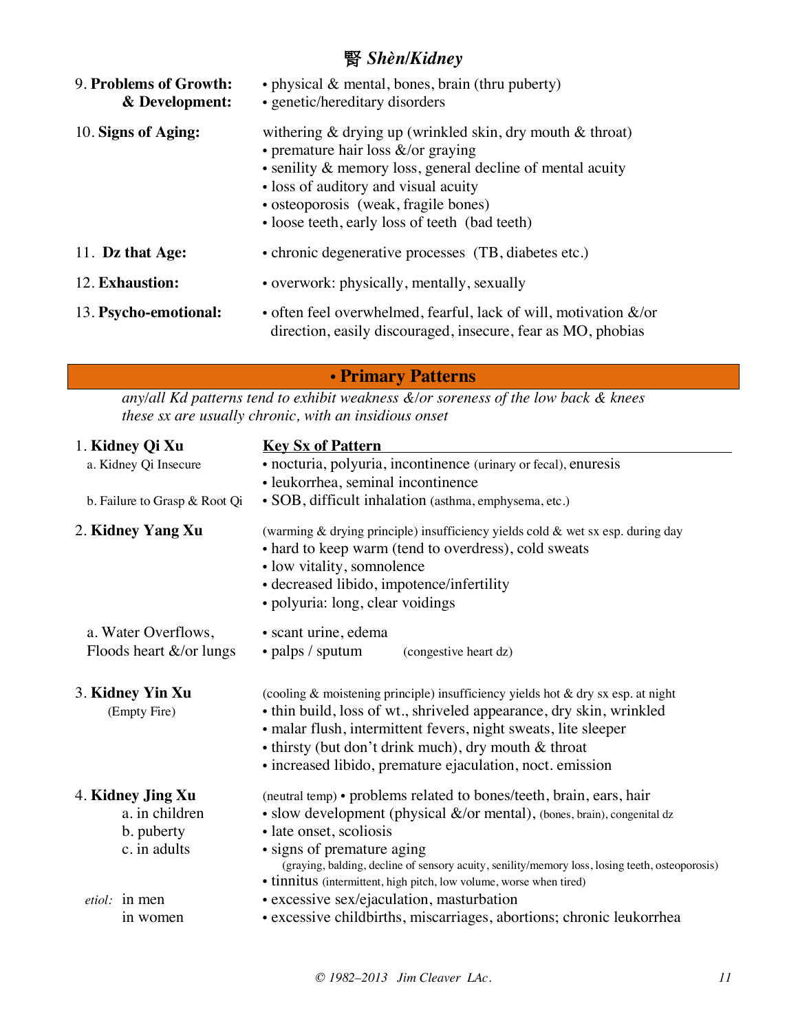# 腎 *Shèn/Kidney*

**9. Problems of Growth: & Development:**
- physical & mental, bones, brain (thru puberty)
- genetic/hereditary disorders

**10. Signs of Aging:**
withering & drying up (wrinkled skin, dry mouth & throat)
- premature hair loss &/or graying
- senility & memory loss, general decline of mental acuity
- loss of auditory and visual acuity
- osteoporosis (weak, fragile bones)
- loose teeth, early loss of teeth (bad teeth)

**11. Dz that Age:**
- chronic degenerative processes (TB, diabetes etc.)

**12. Exhaustion:**
- overwork: physically, mentally, sexually

**13. Psycho-emotional:**
- often feel overwhelmed, fearful, lack of will, motivation &/or direction, easily discouraged, insecure, fear as MO, phobias

## • Primary Patterns

*any/all Kd patterns tend to exhibit weakness &/or soreness of the low back & knees*
*these sx are usually chronic, with an insidious onset*

### 1. Kidney Qi Xu

<u>**Key Sx of Pattern**</u>

a. Kidney Qi Insecure
- nocturia, polyuria, incontinence (urinary or fecal), enuresis
- leukorrhea, seminal incontinence

b. Failure to Grasp & Root Qi
- SOB, difficult inhalation (asthma, emphysema, etc.)

### 2. Kidney Yang Xu

(warming & drying principle) insufficiency yields cold & wet sx esp. during day
- hard to keep warm (tend to overdress), cold sweats
- low vitality, somnolence
- decreased libido, impotence/infertility
- polyuria: long, clear voidings

a. Water Overflows, Floods heart &/or lungs
- scant urine, edema
- palps / sputum (congestive heart dz)

### 3. Kidney Yin Xu
(Empty Fire)

(cooling & moistening principle) insufficiency yields hot & dry sx esp. at night
- thin build, loss of wt., shriveled appearance, dry skin, wrinkled
- malar flush, intermittent fevers, night sweats, lite sleeper
- thirsty (but don't drink much), dry mouth & throat
- increased libido, premature ejaculation, noct. emission

### 4. Kidney Jing Xu

(neutral temp) • problems related to bones/teeth, brain, ears, hair

a. in children
- slow development (physical &/or mental), (bones, brain), congenital dz

b. puberty
- late onset, scoliosis

c. in adults
- signs of premature aging (graying, balding, decline of sensory acuity, senility/memory loss, losing teeth, osteoporosis)
- tinnitus (intermittent, high pitch, low volume, worse when tired)

*etiol:*
- in men: excessive sex/ejaculation, masturbation
- in women: excessive childbirths, miscarriages, abortions; chronic leukorrhea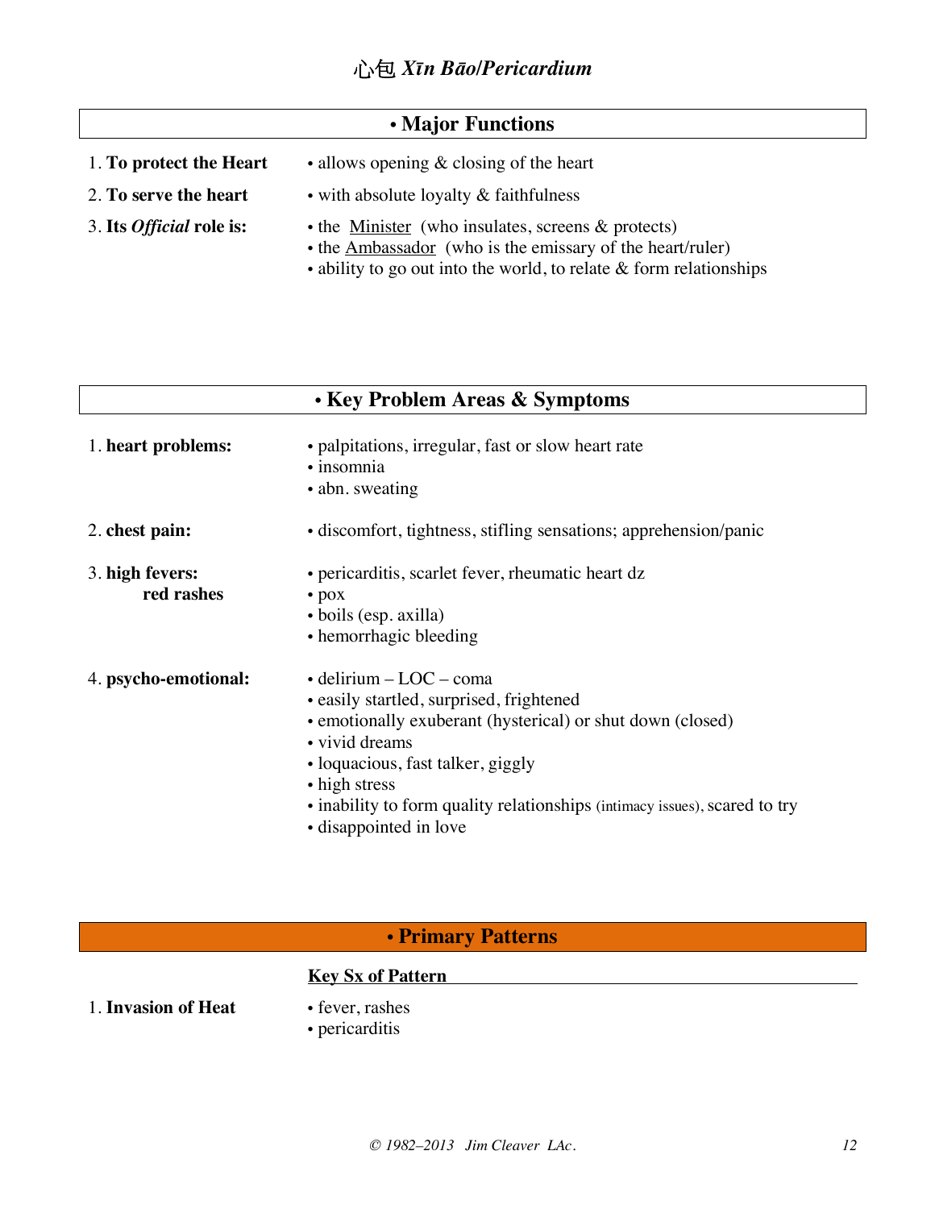# 心包 *Xīn Bāo/Pericardium*

## • Major Functions

| | |
|---|---|
| 1. **To protect the Heart** | • allows opening & closing of the heart |
| 2. **To serve the heart** | • with absolute loyalty & faithfulness |
| 3. **Its *Official* role is:** | • the Minister (who insulates, screens & protects)<br>• the Ambassador (who is the emissary of the heart/ruler)<br>• ability to go out into the world, to relate & form relationships |

## • Key Problem Areas & Symptoms

| | |
|---|---|
| 1. **heart problems:** | • palpitations, irregular, fast or slow heart rate<br>• insomnia<br>• abn. sweating |
| 2. **chest pain:** | • discomfort, tightness, stifling sensations; apprehension/panic |
| 3. **high fevers:**<br>**red rashes** | • pericarditis, scarlet fever, rheumatic heart dz<br>• pox<br>• boils (esp. axilla)<br>• hemorrhagic bleeding |
| 4. **psycho-emotional:** | • delirium – LOC – coma<br>• easily startled, surprised, frightened<br>• emotionally exuberant (hysterical) or shut down (closed)<br>• vivid dreams<br>• loquacious, fast talker, giggly<br>• high stress<br>• inability to form quality relationships (intimacy issues), scared to try<br>• disappointed in love |

## • Primary Patterns

| | **Key Sx of Pattern** |
|---|---|
| 1. **Invasion of Heat** | • fever, rashes<br>• pericarditis |

*© 1982–2013 Jim Cleaver LAc.*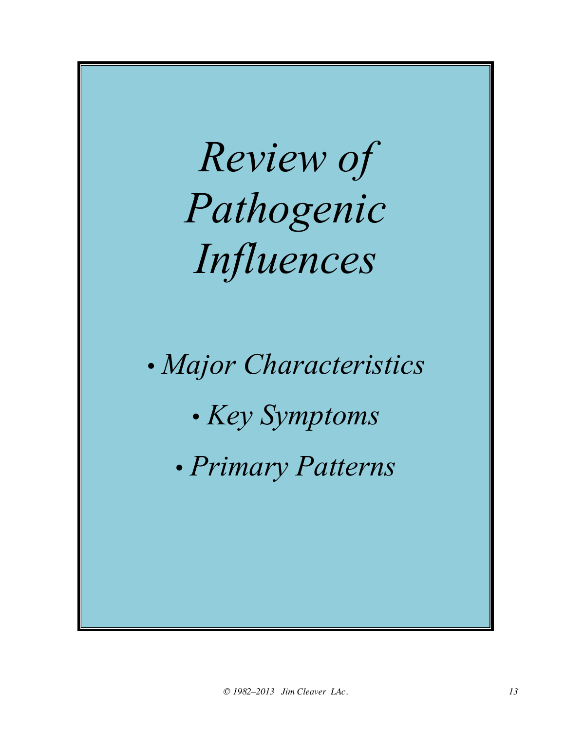# *Review of Pathogenic Influences*

- *Major Characteristics*
- *Key Symptoms*
- *Primary Patterns*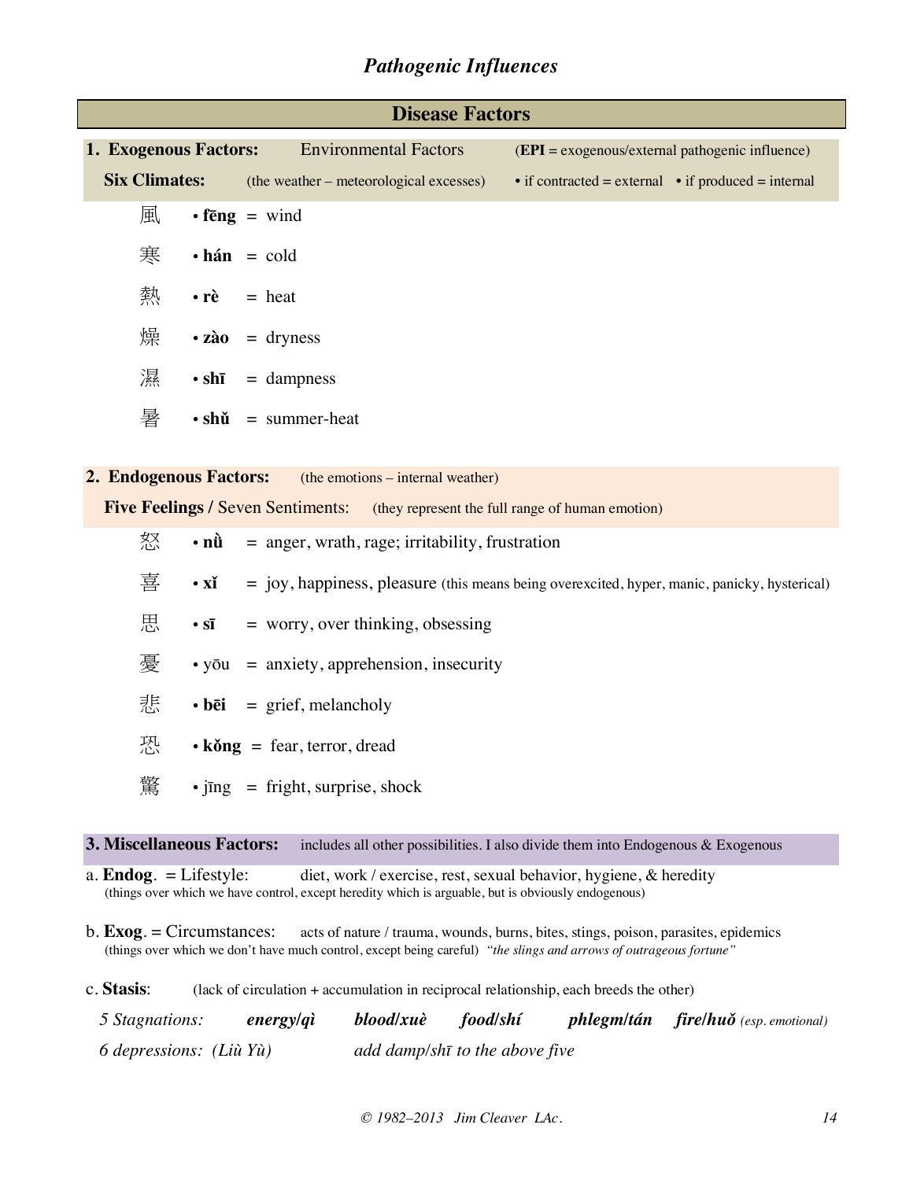## *Pathogenic Influences*

### Disease Factors

**1. Exogenous Factors:** Environmental Factors (**EPI** = exogenous/external pathogenic influence)

**Six Climates:** (the weather – meteorological excesses) • if contracted = external • if produced = internal

- 風 • **fēng** = wind
- 寒 • **hán** = cold
- 熱 • **rè** = heat
- 燥 • **zào** = dryness
- 濕 • **shī** = dampness
- 暑 • **shǔ** = summer-heat

**2. Endogenous Factors:** (the emotions – internal weather)

**Five Feelings /** Seven Sentiments: (they represent the full range of human emotion)

- 怒 • **nù** = anger, wrath, rage; irritability, frustration
- 喜 • **xǐ** = joy, happiness, pleasure (this means being overexcited, hyper, manic, panicky, hysterical)
- 思 • **sī** = worry, over thinking, obsessing
- 憂 • yōu = anxiety, apprehension, insecurity
- 悲 • **bēi** = grief, melancholy
- 恐 • **kǒng** = fear, terror, dread
- 驚 • jīng = fright, surprise, shock

**3. Miscellaneous Factors:** includes all other possibilities. I also divide them into Endogenous & Exogenous

a. **Endog**. = Lifestyle: diet, work / exercise, rest, sexual behavior, hygiene, & heredity
(things over which we have control, except heredity which is arguable, but is obviously endogenous)

b. **Exog**. = Circumstances: acts of nature / trauma, wounds, burns, bites, stings, poison, parasites, epidemics
(things over which we don't have much control, except being careful) *"the slings and arrows of outrageous fortune"*

c. **Stasis**: (lack of circulation + accumulation in reciprocal relationship, each breeds the other)

*5 Stagnations:* ***energy/qì*** ***blood/xuè*** ***food/shí*** ***phlegm/tán*** ***fire/huǒ*** *(esp. emotional)*

*6 depressions: (Liù Yù)* *add damp/shī to the above five*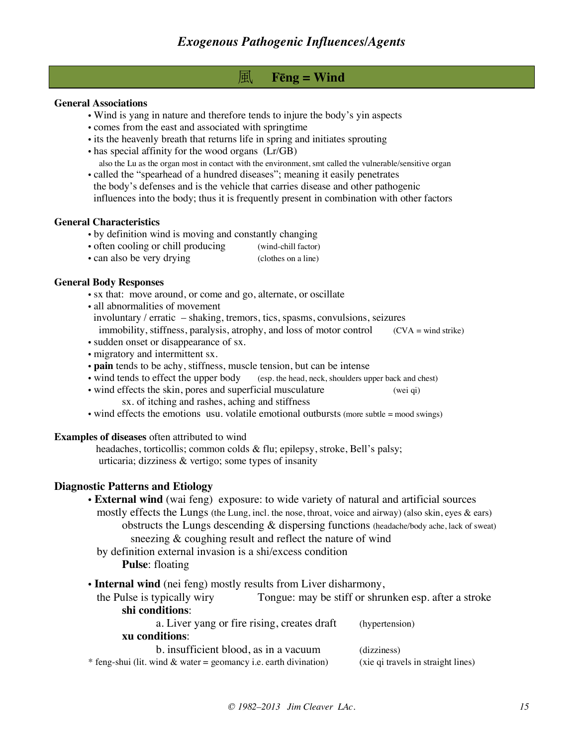# *Exogenous Pathogenic Influences/Agents*

## 風 **Fēng = Wind**

**General Associations**

- Wind is yang in nature and therefore tends to injure the body's yin aspects
- comes from the east and associated with springtime
- its the heavenly breath that returns life in spring and initiates sprouting
- has special affinity for the wood organs (Lr/GB)
  also the Lu as the organ most in contact with the environment, smt called the vulnerable/sensitive organ
- called the "spearhead of a hundred diseases"; meaning it easily penetrates the body's defenses and is the vehicle that carries disease and other pathogenic influences into the body; thus it is frequently present in combination with other factors

**General Characteristics**

- by definition wind is moving and constantly changing
- often cooling or chill producing (wind-chill factor)
- can also be very drying (clothes on a line)

**General Body Responses**

- sx that: move around, or come and go, alternate, or oscillate
- all abnormalities of movement
  involuntary / erratic – shaking, tremors, tics, spasms, convulsions, seizures
  immobility, stiffness, paralysis, atrophy, and loss of motor control (CVA = wind strike)
- sudden onset or disappearance of sx.
- migratory and intermittent sx.
- **pain** tends to be achy, stiffness, muscle tension, but can be intense
- wind tends to effect the upper body (esp. the head, neck, shoulders upper back and chest)
- wind effects the skin, pores and superficial musculature (wei qi)
  sx. of itching and rashes, aching and stiffness
- wind effects the emotions usu. volatile emotional outbursts (more subtle = mood swings)

**Examples of diseases** often attributed to wind

headaches, torticollis; common colds & flu; epilepsy, stroke, Bell's palsy; urticaria; dizziness & vertigo; some types of insanity

**Diagnostic Patterns and Etiology**

- **External wind** (wai feng) exposure: to wide variety of natural and artificial sources
  mostly effects the Lungs (the Lung, incl. the nose, throat, voice and airway) (also skin, eyes & ears)
  obstructs the Lungs descending & dispersing functions (headache/body ache, lack of sweat)
  sneezing & coughing result and reflect the nature of wind
  by definition external invasion is a shi/excess condition
  **Pulse**: floating

- **Internal wind** (nei feng) mostly results from Liver disharmony,
  the Pulse is typically wiry    Tongue: may be stiff or shrunken esp. after a stroke
  **shi conditions**:
  a. Liver yang or fire rising, creates draft (hypertension)
  **xu conditions**:
  b. insufficient blood, as in a vacuum (dizziness)

\* feng-shui (lit. wind & water = geomancy i.e. earth divination) (xie qi travels in straight lines)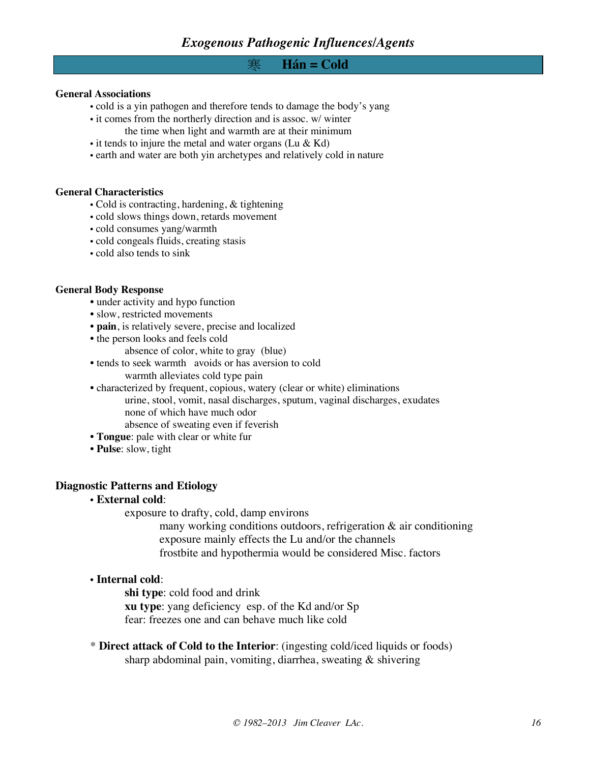## *Exogenous Pathogenic Influences/Agents*

### 寒 Hán = Cold

**General Associations**

- cold is a yin pathogen and therefore tends to damage the body's yang
- it comes from the northerly direction and is assoc. w/ winter
  - the time when light and warmth are at their minimum
- it tends to injure the metal and water organs (Lu & Kd)
- earth and water are both yin archetypes and relatively cold in nature

**General Characteristics**

- Cold is contracting, hardening, & tightening
- cold slows things down, retards movement
- cold consumes yang/warmth
- cold congeals fluids, creating stasis
- cold also tends to sink

**General Body Response**

- under activity and hypo function
- slow, restricted movements
- **pain**, is relatively severe, precise and localized
- the person looks and feels cold
  - absence of color, white to gray (blue)
- tends to seek warmth avoids or has aversion to cold
  - warmth alleviates cold type pain
- characterized by frequent, copious, watery (clear or white) eliminations
  - urine, stool, vomit, nasal discharges, sputum, vaginal discharges, exudates
  - none of which have much odor
  - absence of sweating even if feverish
- **Tongue**: pale with clear or white fur
- **Pulse**: slow, tight

**Diagnostic Patterns and Etiology**

- **External cold**:
  - exposure to drafty, cold, damp environs
    - many working conditions outdoors, refrigeration & air conditioning
    - exposure mainly effects the Lu and/or the channels
    - frostbite and hypothermia would be considered Misc. factors

- **Internal cold**:
  - **shi type**: cold food and drink
  - **xu type**: yang deficiency esp. of the Kd and/or Sp
  - fear: freezes one and can behave much like cold

\* **Direct attack of Cold to the Interior**: (ingesting cold/iced liquids or foods)
  sharp abdominal pain, vomiting, diarrhea, sweating & shivering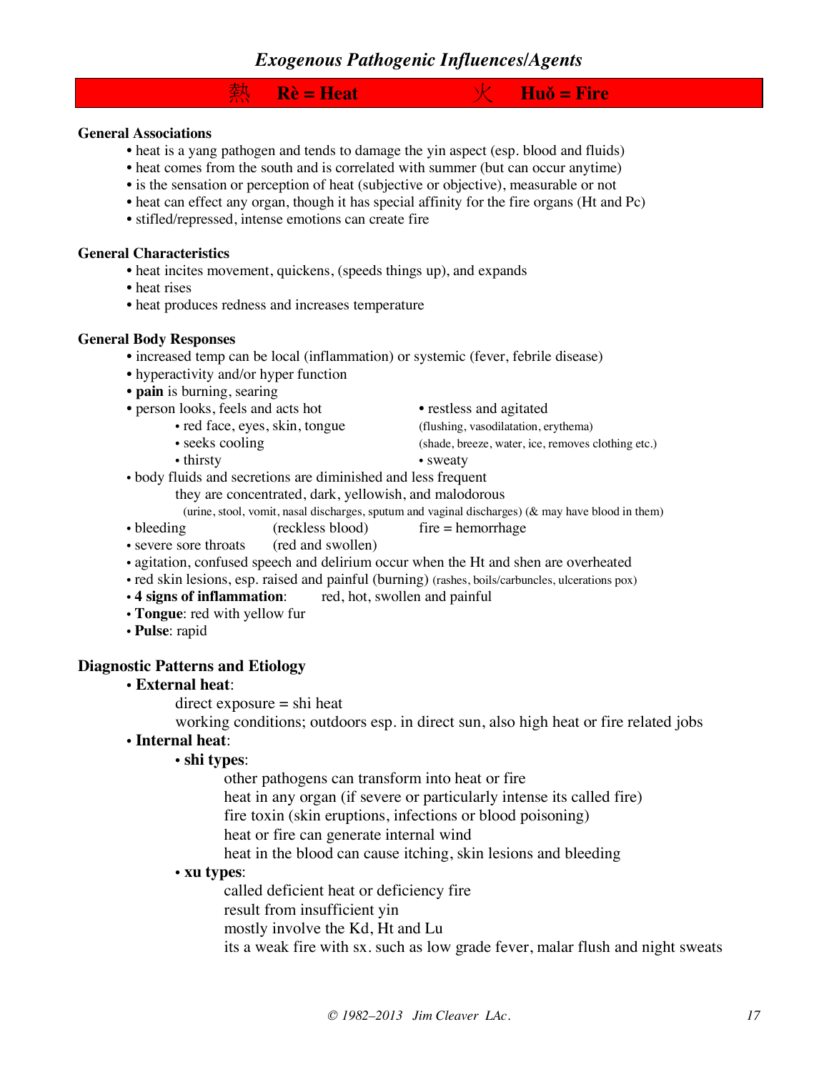# *Exogenous Pathogenic Influences/Agents*

## 熱 Rè = Heat 火 Huǒ = Fire

**General Associations**

- heat is a yang pathogen and tends to damage the yin aspect (esp. blood and fluids)
- heat comes from the south and is correlated with summer (but can occur anytime)
- is the sensation or perception of heat (subjective or objective), measurable or not
- heat can effect any organ, though it has special affinity for the fire organs (Ht and Pc)
- stifled/repressed, intense emotions can create fire

**General Characteristics**

- heat incites movement, quickens, (speeds things up), and expands
- heat rises
- heat produces redness and increases temperature

**General Body Responses**

- increased temp can be local (inflammation) or systemic (fever, febrile disease)
- hyperactivity and/or hyper function
- **pain** is burning, searing
- person looks, feels and acts hot
  - red face, eyes, skin, tongue (flushing, vasodilatation, erythema)
  - seeks cooling (shade, breeze, water, ice, removes clothing etc.)
  - thirsty
- restless and agitated
- sweaty
- body fluids and secretions are diminished and less frequent
  they are concentrated, dark, yellowish, and malodorous
  (urine, stool, vomit, nasal discharges, sputum and vaginal discharges) (& may have blood in them)
- bleeding (reckless blood) fire = hemorrhage
- severe sore throats (red and swollen)
- agitation, confused speech and delirium occur when the Ht and shen are overheated
- red skin lesions, esp. raised and painful (burning) (rashes, boils/carbuncles, ulcerations pox)
- **4 signs of inflammation**: red, hot, swollen and painful
- **Tongue**: red with yellow fur
- **Pulse**: rapid

**Diagnostic Patterns and Etiology**

- **External heat**:
  direct exposure = shi heat
  working conditions; outdoors esp. in direct sun, also high heat or fire related jobs
- **Internal heat**:
  - **shi types**:
    other pathogens can transform into heat or fire
    heat in any organ (if severe or particularly intense its called fire)
    fire toxin (skin eruptions, infections or blood poisoning)
    heat or fire can generate internal wind
    heat in the blood can cause itching, skin lesions and bleeding
  - **xu types**:
    called deficient heat or deficiency fire
    result from insufficient yin
    mostly involve the Kd, Ht and Lu
    its a weak fire with sx. such as low grade fever, malar flush and night sweats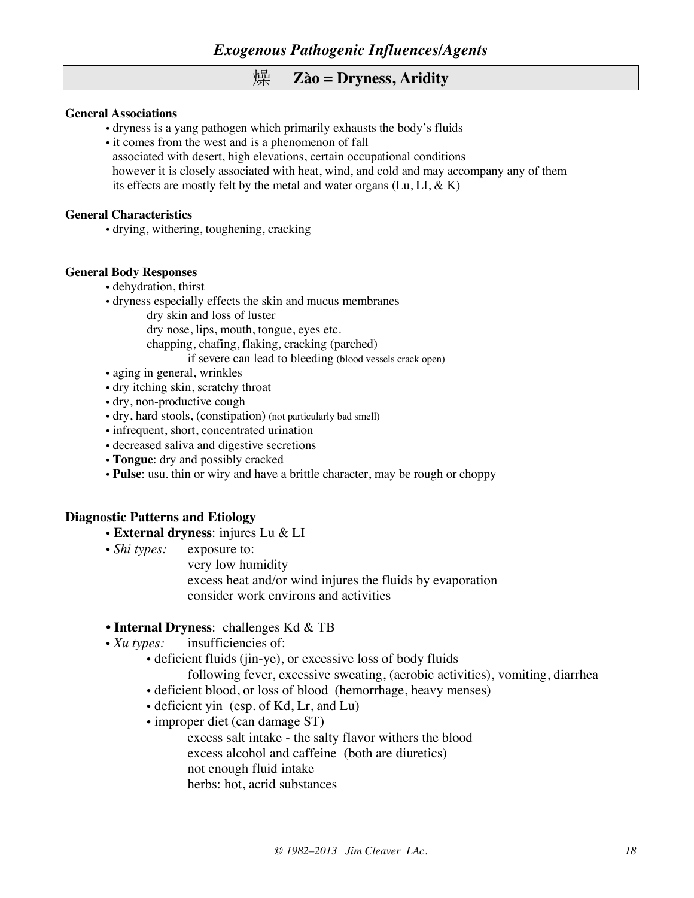## *Exogenous Pathogenic Influences/Agents*

### 燥 Zào = Dryness, Aridity

**General Associations**

- dryness is a yang pathogen which primarily exhausts the body's fluids
- it comes from the west and is a phenomenon of fall
  associated with desert, high elevations, certain occupational conditions
  however it is closely associated with heat, wind, and cold and may accompany any of them
  its effects are mostly felt by the metal and water organs (Lu, LI, & K)

**General Characteristics**

- drying, withering, toughening, cracking

**General Body Responses**

- dehydration, thirst
- dryness especially effects the skin and mucus membranes
  - dry skin and loss of luster
  - dry nose, lips, mouth, tongue, eyes etc.
  - chapping, chafing, flaking, cracking (parched)
    - if severe can lead to bleeding (blood vessels crack open)
- aging in general, wrinkles
- dry itching skin, scratchy throat
- dry, non-productive cough
- dry, hard stools, (constipation) (not particularly bad smell)
- infrequent, short, concentrated urination
- decreased saliva and digestive secretions
- **Tongue**: dry and possibly cracked
- **Pulse**: usu. thin or wiry and have a brittle character, may be rough or choppy

**Diagnostic Patterns and Etiology**

- **External dryness**: injures Lu & LI
- *Shi types:* exposure to:
  - very low humidity
  - excess heat and/or wind injures the fluids by evaporation
  - consider work environs and activities

- **Internal Dryness**: challenges Kd & TB
- *Xu types:* insufficiencies of:
  - deficient fluids (jin-ye), or excessive loss of body fluids
    - following fever, excessive sweating, (aerobic activities), vomiting, diarrhea
  - deficient blood, or loss of blood (hemorrhage, heavy menses)
  - deficient yin (esp. of Kd, Lr, and Lu)
  - improper diet (can damage ST)
    - excess salt intake - the salty flavor withers the blood
    - excess alcohol and caffeine (both are diuretics)
    - not enough fluid intake
    - herbs: hot, acrid substances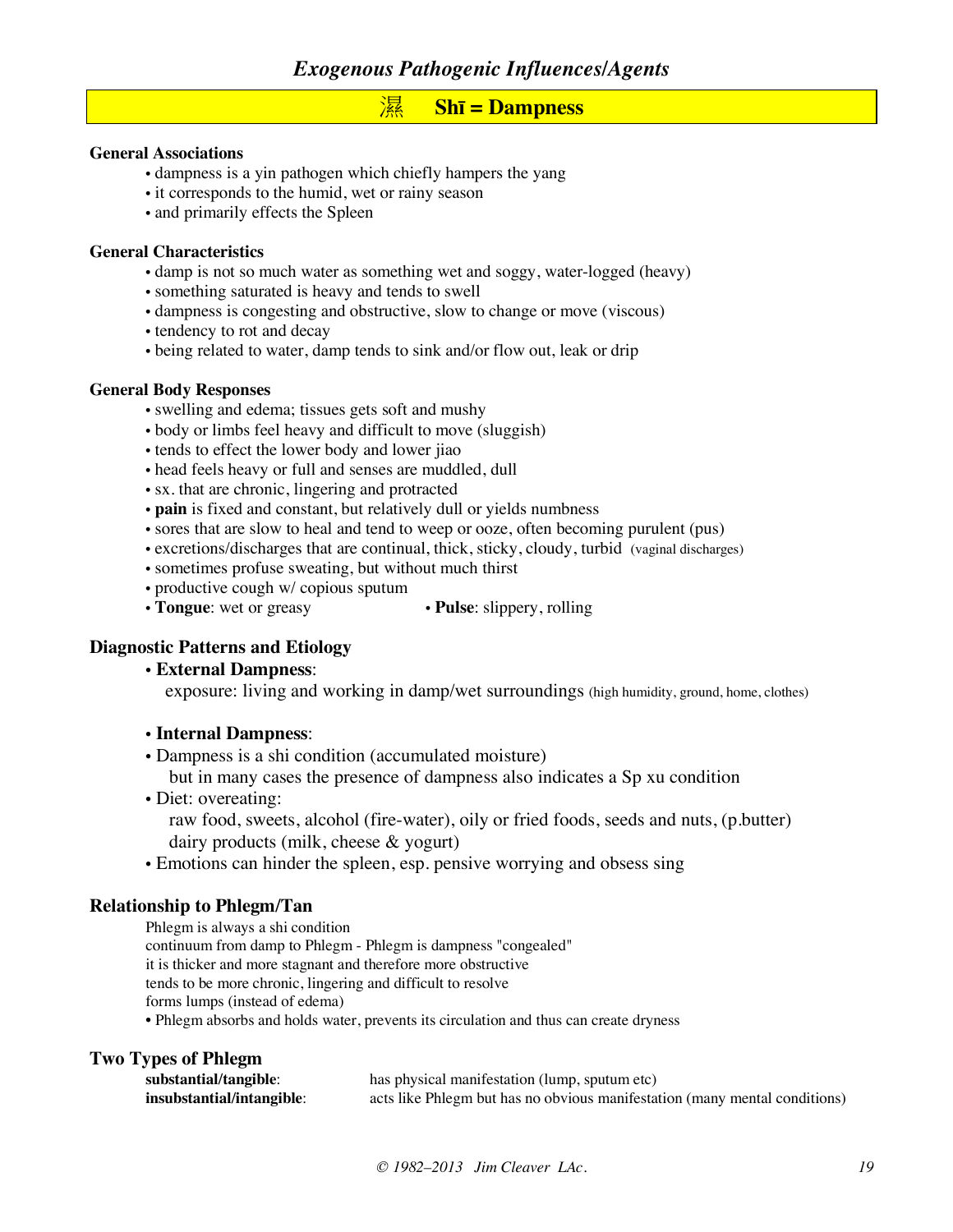## *Exogenous Pathogenic Influences/Agents*

## 濕 Shī = Dampness

**General Associations**

- dampness is a yin pathogen which chiefly hampers the yang
- it corresponds to the humid, wet or rainy season
- and primarily effects the Spleen

**General Characteristics**

- damp is not so much water as something wet and soggy, water-logged (heavy)
- something saturated is heavy and tends to swell
- dampness is congesting and obstructive, slow to change or move (viscous)
- tendency to rot and decay
- being related to water, damp tends to sink and/or flow out, leak or drip

**General Body Responses**

- swelling and edema; tissues gets soft and mushy
- body or limbs feel heavy and difficult to move (sluggish)
- tends to effect the lower body and lower jiao
- head feels heavy or full and senses are muddled, dull
- sx. that are chronic, lingering and protracted
- **pain** is fixed and constant, but relatively dull or yields numbness
- sores that are slow to heal and tend to weep or ooze, often becoming purulent (pus)
- excretions/discharges that are continual, thick, sticky, cloudy, turbid (vaginal discharges)
- sometimes profuse sweating, but without much thirst
- productive cough w/ copious sputum
- **Tongue**: wet or greasy
- **Pulse**: slippery, rolling

### Diagnostic Patterns and Etiology

- **External Dampness**:
  exposure: living and working in damp/wet surroundings (high humidity, ground, home, clothes)

- **Internal Dampness**:
- Dampness is a shi condition (accumulated moisture)
  but in many cases the presence of dampness also indicates a Sp xu condition
- Diet: overeating:
  raw food, sweets, alcohol (fire-water), oily or fried foods, seeds and nuts, (p.butter)
  dairy products (milk, cheese & yogurt)
- Emotions can hinder the spleen, esp. pensive worrying and obsess sing

### Relationship to Phlegm/Tan

Phlegm is always a shi condition
continuum from damp to Phlegm - Phlegm is dampness "congealed"
it is thicker and more stagnant and therefore more obstructive
tends to be more chronic, lingering and difficult to resolve
forms lumps (instead of edema)

- Phlegm absorbs and holds water, prevents its circulation and thus can create dryness

### Two Types of Phlegm

**substantial/tangible**: has physical manifestation (lump, sputum etc)
**insubstantial/intangible**: acts like Phlegm but has no obvious manifestation (many mental conditions)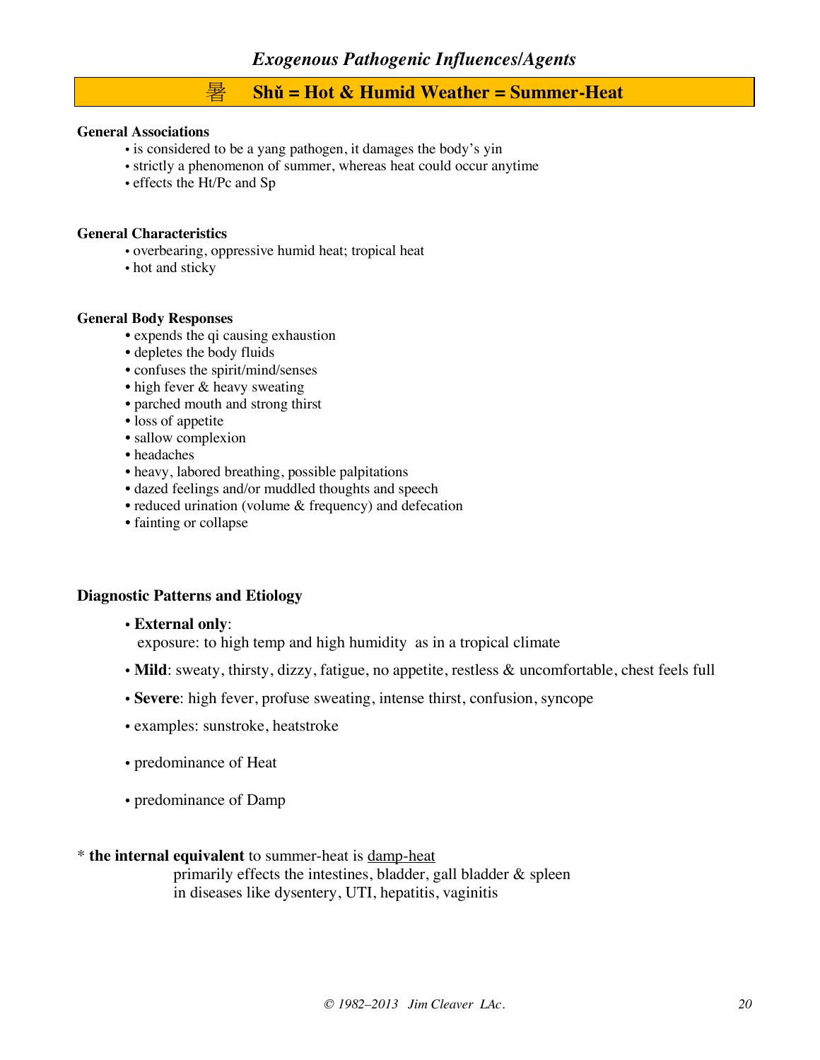## *Exogenous Pathogenic Influences/Agents*

# 暑 Shǔ = Hot & Humid Weather = Summer-Heat

**General Associations**

- is considered to be a yang pathogen, it damages the body's yin
- strictly a phenomenon of summer, whereas heat could occur anytime
- effects the Ht/Pc and Sp

**General Characteristics**

- overbearing, oppressive humid heat; tropical heat
- hot and sticky

**General Body Responses**

- expends the qi causing exhaustion
- depletes the body fluids
- confuses the spirit/mind/senses
- high fever & heavy sweating
- parched mouth and strong thirst
- loss of appetite
- sallow complexion
- headaches
- heavy, labored breathing, possible palpitations
- dazed feelings and/or muddled thoughts and speech
- reduced urination (volume & frequency) and defecation
- fainting or collapse

### Diagnostic Patterns and Etiology

- **External only**:
  exposure: to high temp and high humidity as in a tropical climate
- **Mild**: sweaty, thirsty, dizzy, fatigue, no appetite, restless & uncomfortable, chest feels full
- **Severe**: high fever, profuse sweating, intense thirst, confusion, syncope
- examples: sunstroke, heatstroke
- predominance of Heat
- predominance of Damp

\* **the internal equivalent** to summer-heat is <u>damp-heat</u>
primarily effects the intestines, bladder, gall bladder & spleen
in diseases like dysentery, UTI, hepatitis, vaginitis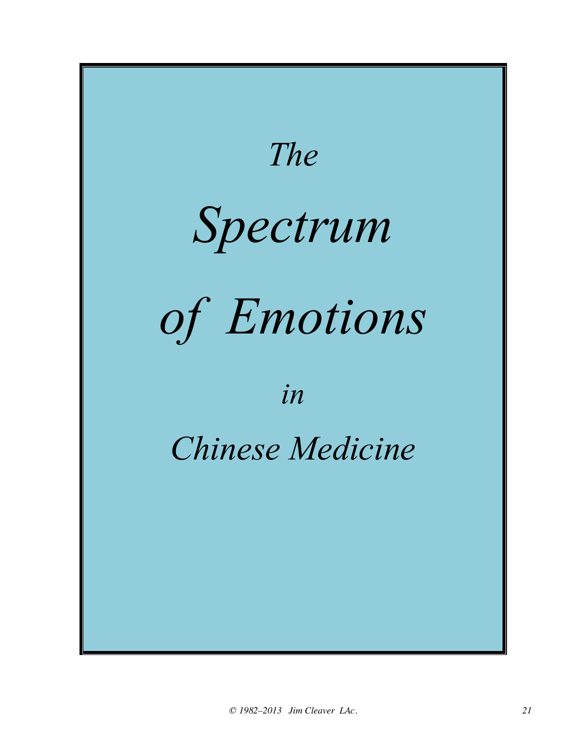# *The Spectrum of Emotions in Chinese Medicine*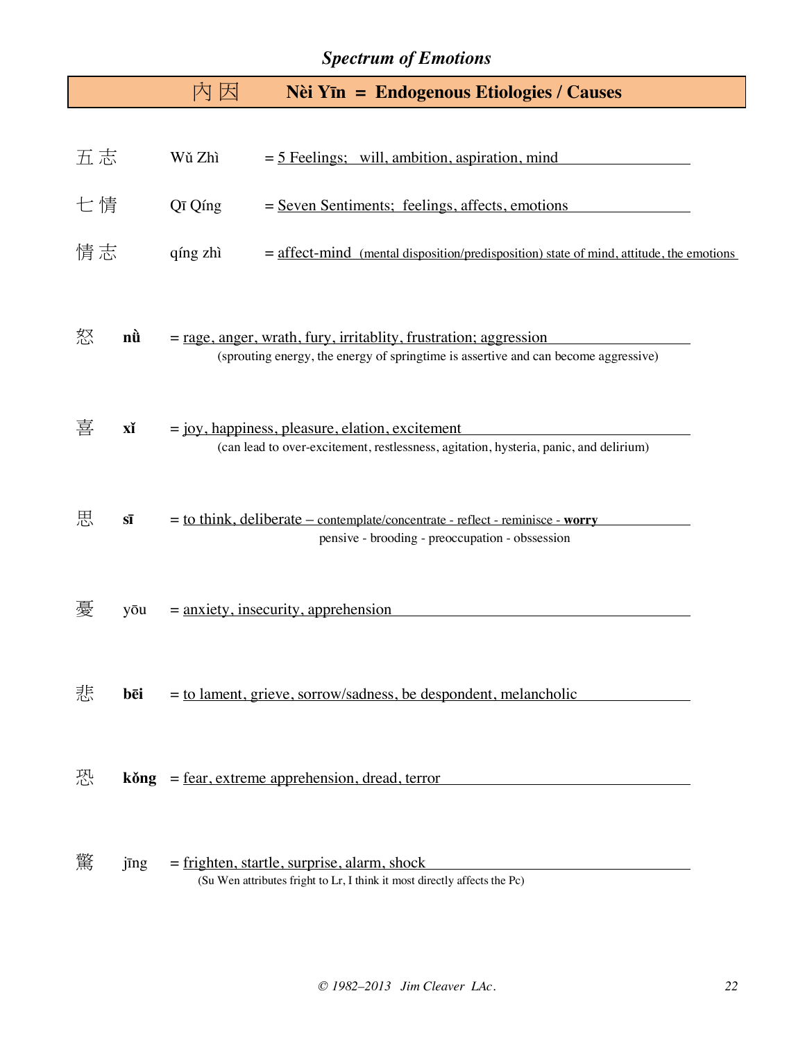## *Spectrum of Emotions*

### 内因 **Nèi Yīn = Endogenous Etiologies / Causes**

五志 Wǔ Zhì = 5 Feelings; will, ambition, aspiration, mind

七情 Qī Qíng = Seven Sentiments; feelings, affects, emotions

情志 qíng zhì = affect-mind (mental disposition/predisposition) state of mind, attitude, the emotions

怒 **nù** = rage, anger, wrath, fury, irritablity, frustration; aggression
(sprouting energy, the energy of springtime is assertive and can become aggressive)

喜 **xǐ** = joy, happiness, pleasure, elation, excitement
(can lead to over-excitement, restlessness, agitation, hysteria, panic, and delirium)

思 **sī** = to think, deliberate – contemplate/concentrate - reflect - reminisce - **worry**
pensive - brooding - preoccupation - obssession

憂 yōu = anxiety, insecurity, apprehension

悲 **bēi** = to lament, grieve, sorrow/sadness, be despondent, melancholic

恐 **kǒng** = fear, extreme apprehension, dread, terror

驚 jīng = frighten, startle, surprise, alarm, shock
(Su Wen attributes fright to Lr, I think it most directly affects the Pc)

*© 1982–2013 Jim Cleaver LAc.*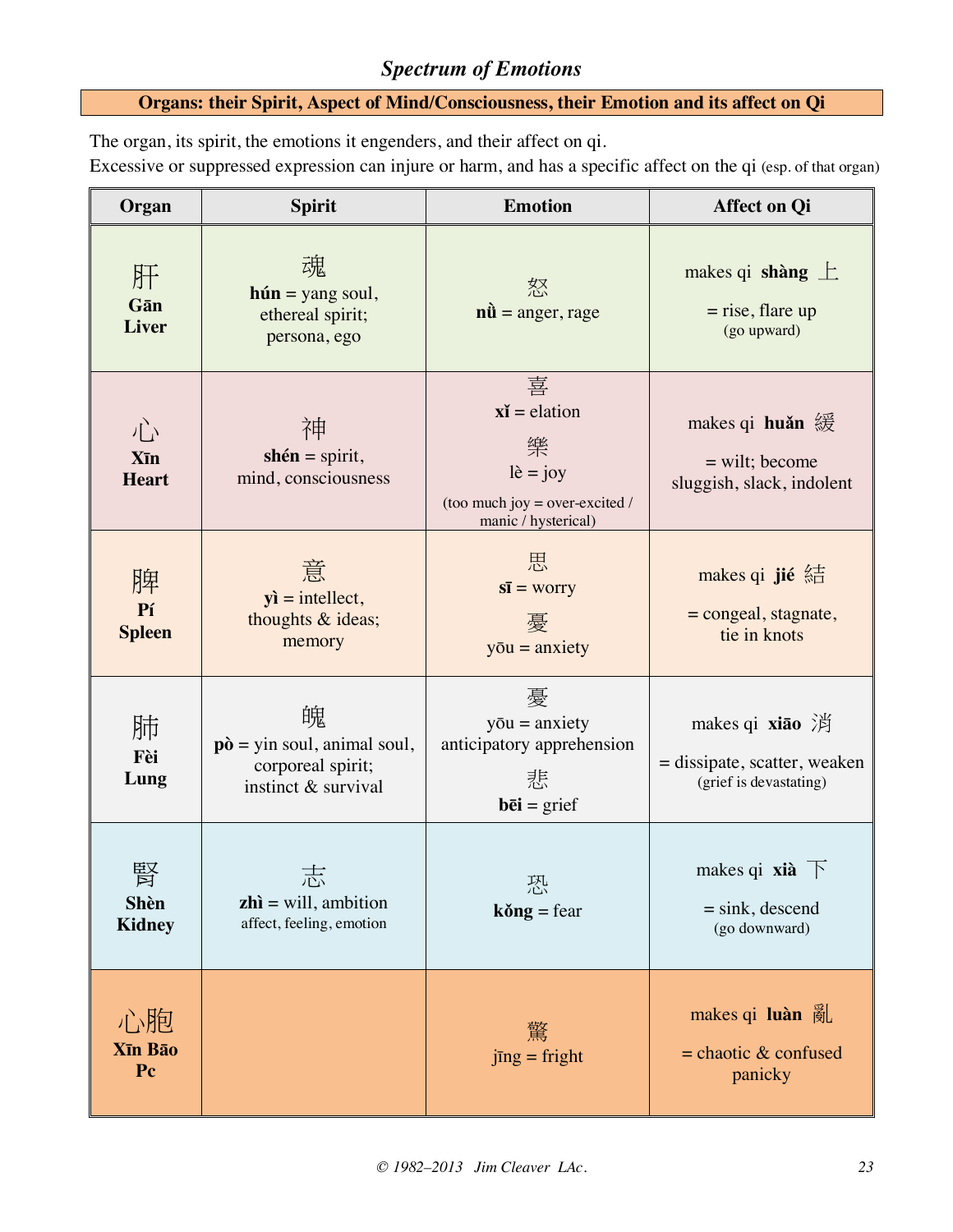## *Spectrum of Emotions*

**Organs: their Spirit, Aspect of Mind/Consciousness, their Emotion and its affect on Qi**

The organ, its spirit, the emotions it engenders, and their affect on qi.
Excessive or suppressed expression can injure or harm, and has a specific affect on the qi (esp. of that organ)

| Organ | Spirit | Emotion | Affect on Qi |
|---|---|---|---|
| 肝 **Gān** **Liver** | 魂 **hún** = yang soul, ethereal spirit; persona, ego | 怒 **nù** = anger, rage | makes qi **shàng** 上 = rise, flare up (go upward) |
| 心 **Xīn** **Heart** | 神 **shén** = spirit, mind, consciousness | 喜 **xǐ** = elation 樂 lè = joy (too much joy = over-excited / manic / hysterical) | makes qi **huǎn** 緩 = wilt; become sluggish, slack, indolent |
| 脾 **Pí** **Spleen** | 意 **yì** = intellect, thoughts & ideas; memory | 思 **sī** = worry 憂 yōu = anxiety | makes qi **jié** 結 = congeal, stagnate, tie in knots |
| 肺 **Fèi** **Lung** | 魄 **pò** = yin soul, animal soul, corporeal spirit; instinct & survival | 憂 yōu = anxiety anticipatory apprehension 悲 **bēi** = grief | makes qi **xiāo** 消 = dissipate, scatter, weaken (grief is devastating) |
| 腎 **Shèn** **Kidney** | 志 **zhì** = will, ambition affect, feeling, emotion | 恐 **kǒng** = fear | makes qi **xià** 下 = sink, descend (go downward) |
| 心胞 **Xīn Bāo** **Pc** | | 驚 jīng = fright | makes qi **luàn** 亂 = chaotic & confused panicky |

*© 1982–2013 Jim Cleaver LAc.*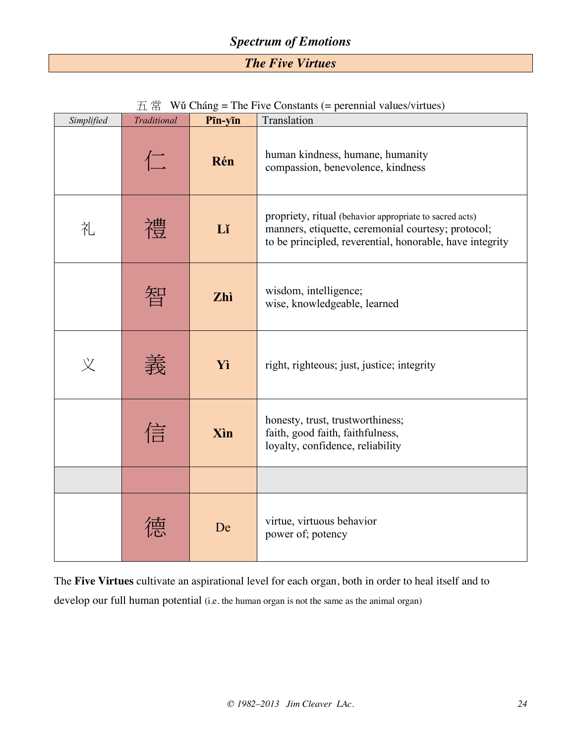## *Spectrum of Emotions*

### ***The Five Virtues***

五 常 Wǔ Cháng = The Five Constants (= perennial values/virtues)

| *Simplified* | *Traditional* | **Pīn-yīn** | Translation |
|---|---|---|---|
| | 仁 | **Rén** | human kindness, humane, humanity<br>compassion, benevolence, kindness |
| 礼 | 禮 | **Lǐ** | propriety, ritual (behavior appropriate to sacred acts)<br>manners, etiquette, ceremonial courtesy; protocol;<br>to be principled, reverential, honorable, have integrity |
| | 智 | **Zhì** | wisdom, intelligence;<br>wise, knowledgeable, learned |
| 义 | 義 | **Yì** | right, righteous; just, justice; integrity |
| | 信 | **Xìn** | honesty, trust, trustworthiness;<br>faith, good faith, faithfulness,<br>loyalty, confidence, reliability |
| | | | |
| | 德 | De | virtue, virtuous behavior<br>power of; potency |

The **Five Virtues** cultivate an aspirational level for each organ, both in order to heal itself and to develop our full human potential (i.e. the human organ is not the same as the animal organ)

*© 1982–2013 Jim Cleaver LAc.*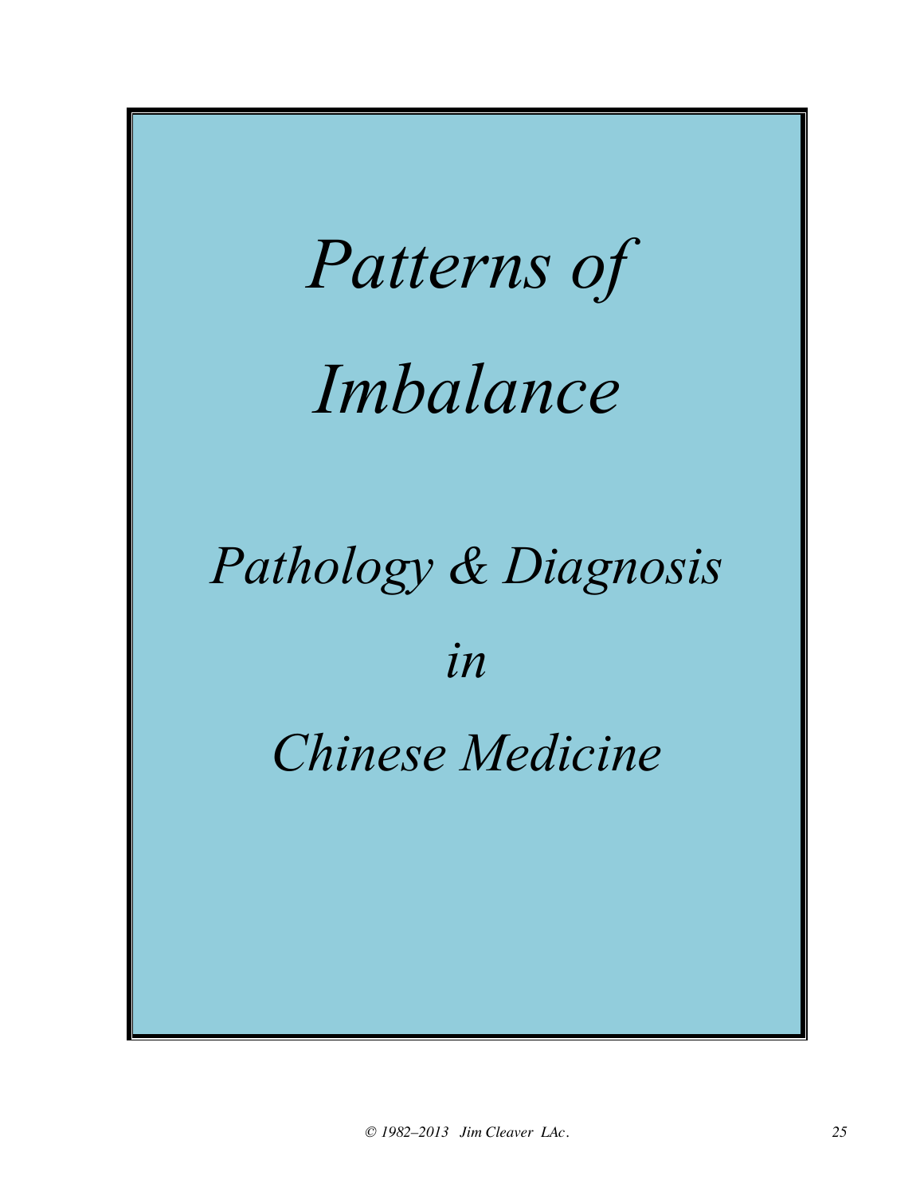# *Patterns of Imbalance*

## *Pathology & Diagnosis*

## *in*

## *Chinese Medicine*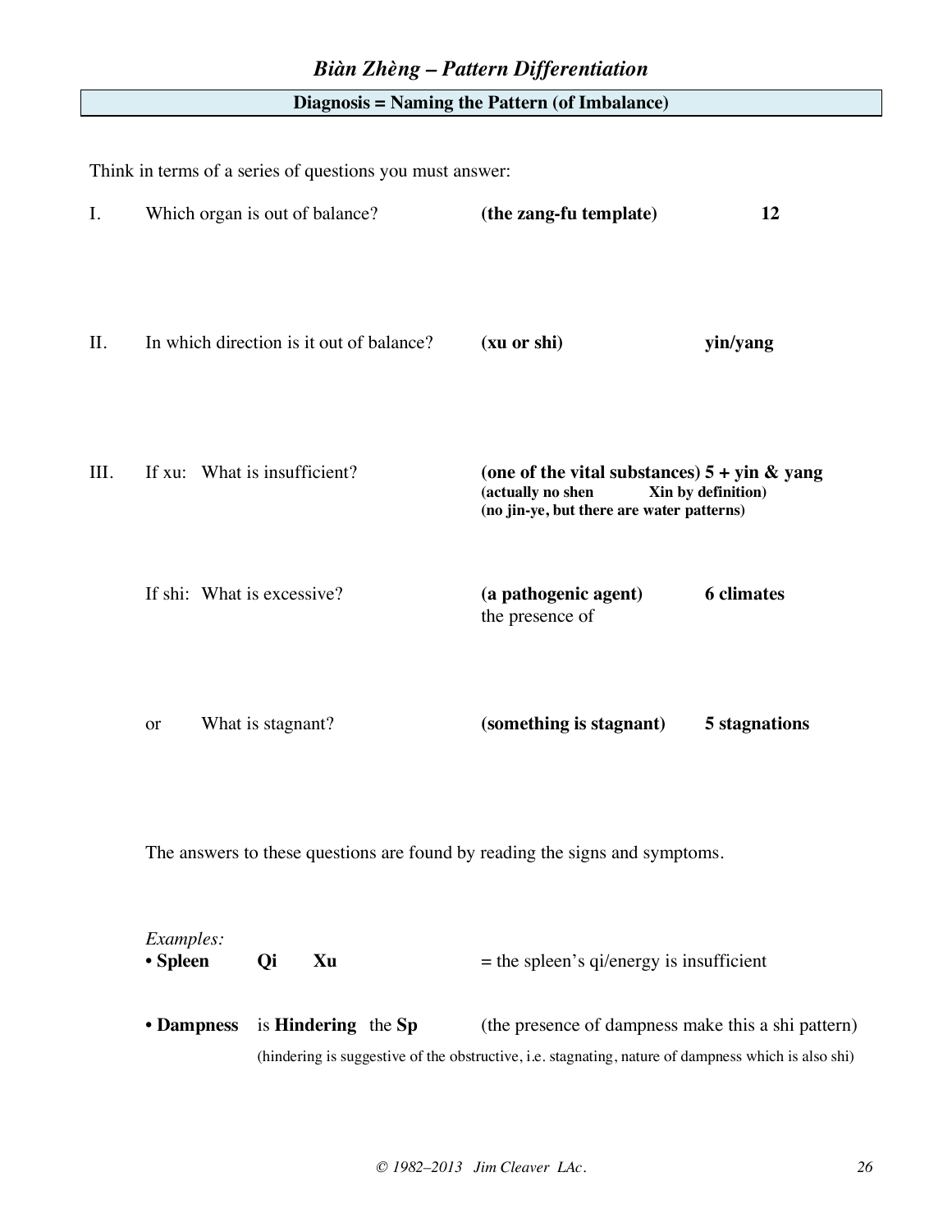# *Biàn Zhèng – Pattern Differentiation*

## Diagnosis = Naming the Pattern (of Imbalance)

Think in terms of a series of questions you must answer:

| | Question | | |
|---|---|---|---|
| I. | Which organ is out of balance? | **(the zang-fu template)** | **12** |
| II. | In which direction is it out of balance? | **(xu or shi)** | **yin/yang** |
| III. | If xu: What is insufficient? | **(one of the vital substances)** **(actually no shen Xin by definition)** **(no jin-ye, but there are water patterns)** | **5 + yin & yang** |
| | If shi: What is excessive? | **(a pathogenic agent)** the presence of | **6 climates** |
| | or What is stagnant? | **(something is stagnant)** | **5 stagnations** |

The answers to these questions are found by reading the signs and symptoms.

*Examples:*

- **Spleen Qi Xu** = the spleen's qi/energy is insufficient
- **Dampness** is **Hindering** the **Sp** (the presence of dampness make this a shi pattern)
  (hindering is suggestive of the obstructive, i.e. stagnating, nature of dampness which is also shi)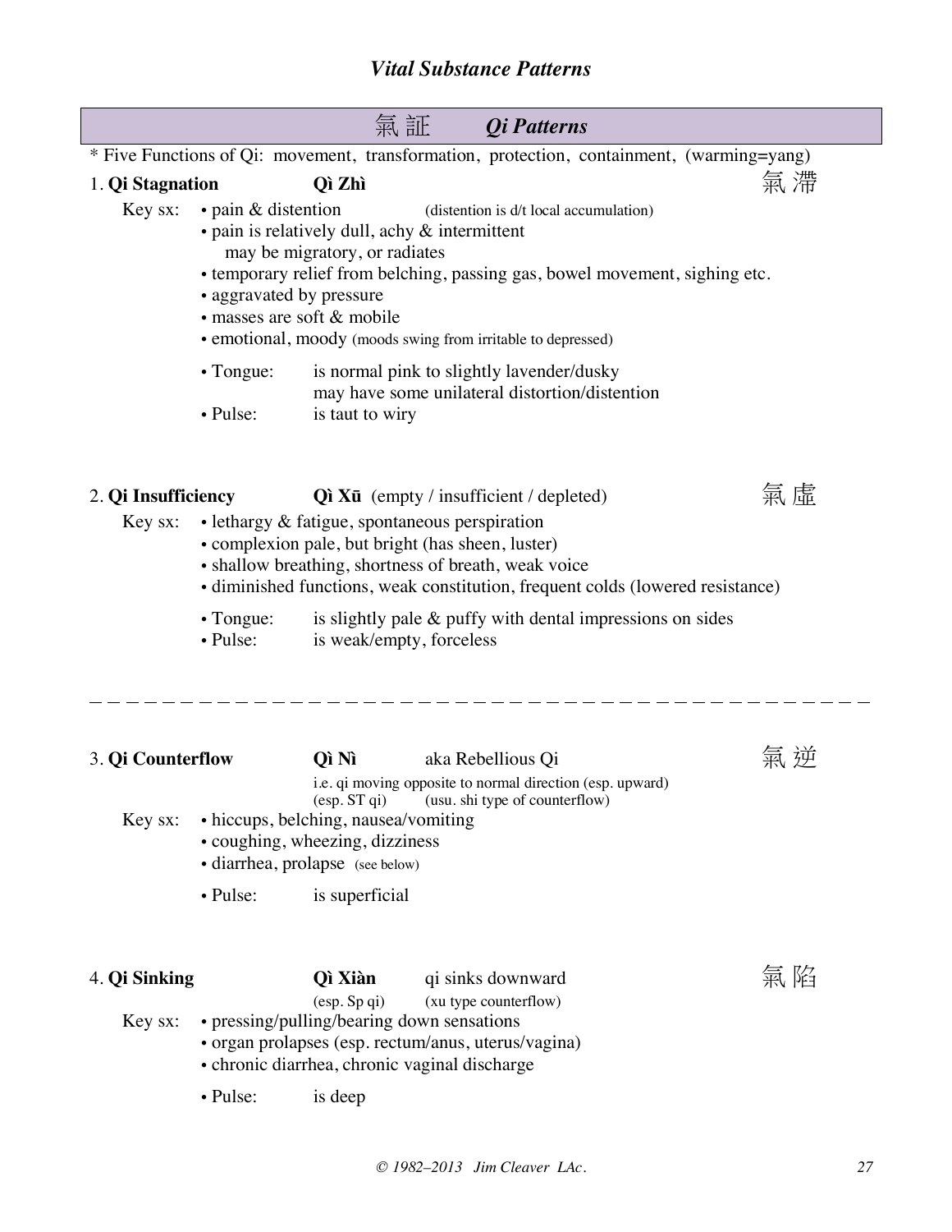## *Vital Substance Patterns*

### 氣証 *Qi Patterns*

\* Five Functions of Qi: movement, transformation, protection, containment, (warming=yang)

**1. Qi Stagnation** **Qì Zhì** 氣滞

Key sx:
- pain & distention (distention is d/t local accumulation)
- pain is relatively dull, achy & intermittent
  may be migratory, or radiates
- temporary relief from belching, passing gas, bowel movement, sighing etc.
- aggravated by pressure
- masses are soft & mobile
- emotional, moody (moods swing from irritable to depressed)

- Tongue: is normal pink to slightly lavender/dusky
  may have some unilateral distortion/distention
- Pulse: is taut to wiry

**2. Qi Insufficiency** **Qì Xū** (empty / insufficient / depleted) 氣虚

Key sx:
- lethargy & fatigue, spontaneous perspiration
- complexion pale, but bright (has sheen, luster)
- shallow breathing, shortness of breath, weak voice
- diminished functions, weak constitution, frequent colds (lowered resistance)

- Tongue: is slightly pale & puffy with dental impressions on sides
- Pulse: is weak/empty, forceless

---

**3. Qi Counterflow** **Qì Nì** aka Rebellious Qi 氣逆

i.e. qi moving opposite to normal direction (esp. upward)
(esp. ST qi) (usu. shi type of counterflow)

Key sx:
- hiccups, belching, nausea/vomiting
- coughing, wheezing, dizziness
- diarrhea, prolapse (see below)

- Pulse: is superficial

**4. Qi Sinking** **Qì Xiàn** qi sinks downward 氣陷

(esp. Sp qi) (xu type counterflow)

Key sx:
- pressing/pulling/bearing down sensations
- organ prolapses (esp. rectum/anus, uterus/vagina)
- chronic diarrhea, chronic vaginal discharge

- Pulse: is deep

© 1982–2013 Jim Cleaver LAc.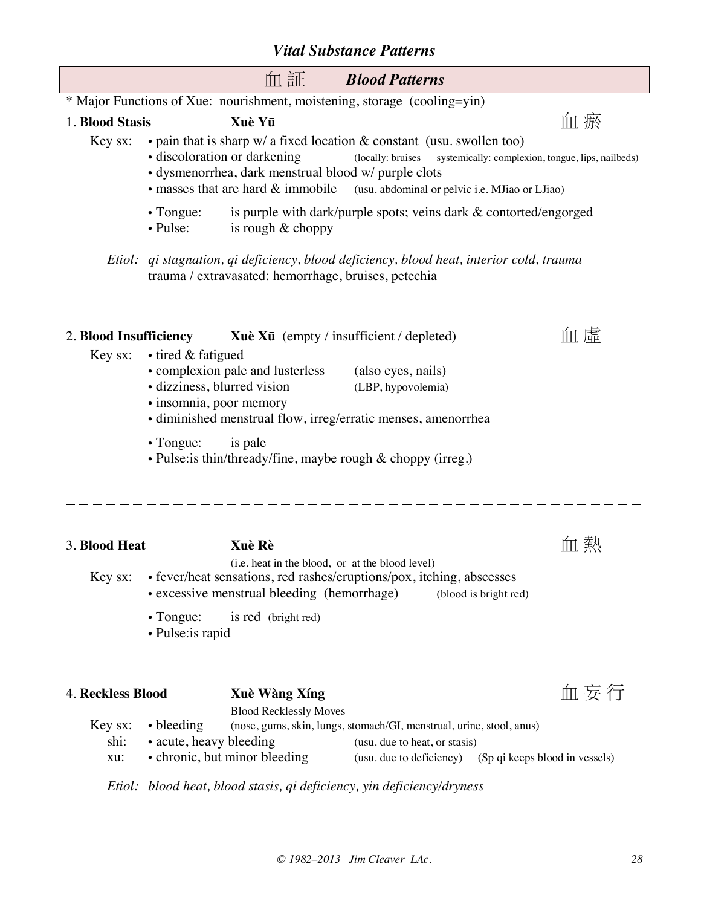## *Vital Substance Patterns*

### 血証 *Blood Patterns*

\* Major Functions of Xue: nourishment, moistening, storage (cooling=yin)

**1. Blood Stasis** **Xuè Yū** 血瘀

Key sx:
- pain that is sharp w/ a fixed location & constant (usu. swollen too)
- discoloration or darkening (locally: bruises systemically: complexion, tongue, lips, nailbeds)
- dysmenorrhea, dark menstrual blood w/ purple clots
- masses that are hard & immobile (usu. abdominal or pelvic i.e. MJiao or LJiao)

- Tongue: is purple with dark/purple spots; veins dark & contorted/engorged
- Pulse: is rough & choppy

*Etiol: qi stagnation, qi deficiency, blood deficiency, blood heat, interior cold, trauma*
trauma / extravasated: hemorrhage, bruises, petechia

**2. Blood Insufficiency** **Xuè Xū** (empty / insufficient / depleted) 血虛

Key sx:
- tired & fatigued
- complexion pale and lusterless (also eyes, nails)
- dizziness, blurred vision (LBP, hypovolemia)
- insomnia, poor memory
- diminished menstrual flow, irreg/erratic menses, amenorrhea

- Tongue: is pale
- Pulse:is thin/thready/fine, maybe rough & choppy (irreg.)

---

**3. Blood Heat** **Xuè Rè** 血熱

(i.e. heat in the blood, or at the blood level)

Key sx:
- fever/heat sensations, red rashes/eruptions/pox, itching, abscesses
- excessive menstrual bleeding (hemorrhage) (blood is bright red)

- Tongue: is red (bright red)
- Pulse:is rapid

**4. Reckless Blood** **Xuè Wàng Xíng** 血妄行

Blood Recklessly Moves

Key sx: • bleeding (nose, gums, skin, lungs, stomach/GI, menstrual, urine, stool, anus)
shi: • acute, heavy bleeding (usu. due to heat, or stasis)
xu: • chronic, but minor bleeding (usu. due to deficiency) (Sp qi keeps blood in vessels)

*Etiol: blood heat, blood stasis, qi deficiency, yin deficiency/dryness*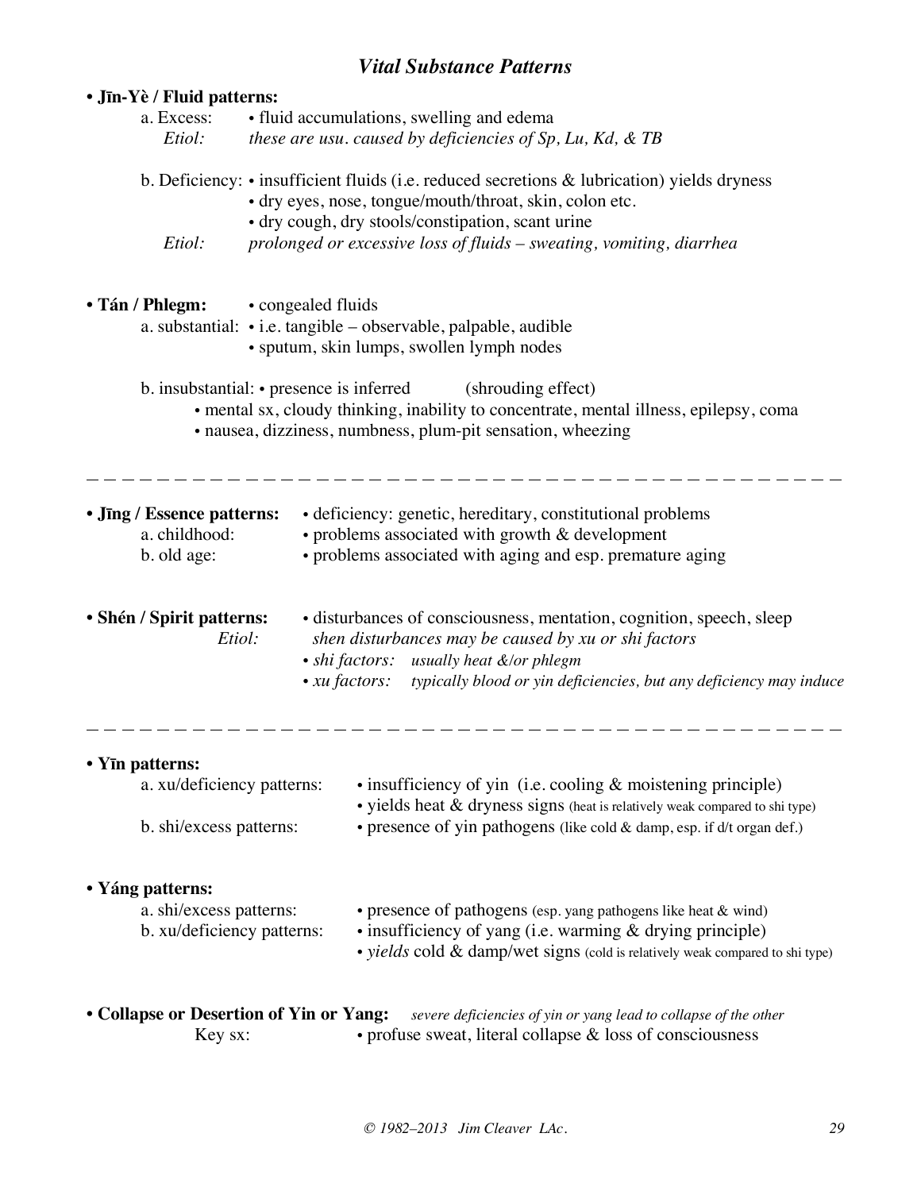# *Vital Substance Patterns*

- **Jīn-Yè / Fluid patterns:**
  - a. Excess: • fluid accumulations, swelling and edema
    - *Etiol: these are usu. caused by deficiencies of Sp, Lu, Kd, & TB*
  - b. Deficiency:
    - • insufficient fluids (i.e. reduced secretions & lubrication) yields dryness
    - • dry eyes, nose, tongue/mouth/throat, skin, colon etc.
    - • dry cough, dry stools/constipation, scant urine
    - *Etiol: prolonged or excessive loss of fluids – sweating, vomiting, diarrhea*

- **Tán / Phlegm:** • congealed fluids
  - a. substantial:
    - • i.e. tangible – observable, palpable, audible
    - • sputum, skin lumps, swollen lymph nodes
  - b. insubstantial: • presence is inferred (shrouding effect)
    - • mental sx, cloudy thinking, inability to concentrate, mental illness, epilepsy, coma
    - • nausea, dizziness, numbness, plum-pit sensation, wheezing

---

- **Jīng / Essence patterns:** • deficiency: genetic, hereditary, constitutional problems
  - a. childhood: • problems associated with growth & development
  - b. old age: • problems associated with aging and esp. premature aging

- **Shén / Spirit patterns:** • disturbances of consciousness, mentation, cognition, speech, sleep
  - *Etiol: shen disturbances may be caused by xu or shi factors*
    - • *shi factors: usually heat &/or phlegm*
    - • *xu factors: typically blood or yin deficiencies, but any deficiency may induce*

---

- **Yīn patterns:**
  - a. xu/deficiency patterns:
    - • insufficiency of yin (i.e. cooling & moistening principle)
    - • yields heat & dryness signs (heat is relatively weak compared to shi type)
  - b. shi/excess patterns: • presence of yin pathogens (like cold & damp, esp. if d/t organ def.)

- **Yáng patterns:**
  - a. shi/excess patterns: • presence of pathogens (esp. yang pathogens like heat & wind)
  - b. xu/deficiency patterns:
    - • insufficiency of yang (i.e. warming & drying principle)
    - • *yields* cold & damp/wet signs (cold is relatively weak compared to shi type)

- **Collapse or Desertion of Yin or Yang:** *severe deficiencies of yin or yang lead to collapse of the other*
  - Key sx: • profuse sweat, literal collapse & loss of consciousness

*© 1982–2013 Jim Cleaver LAc.*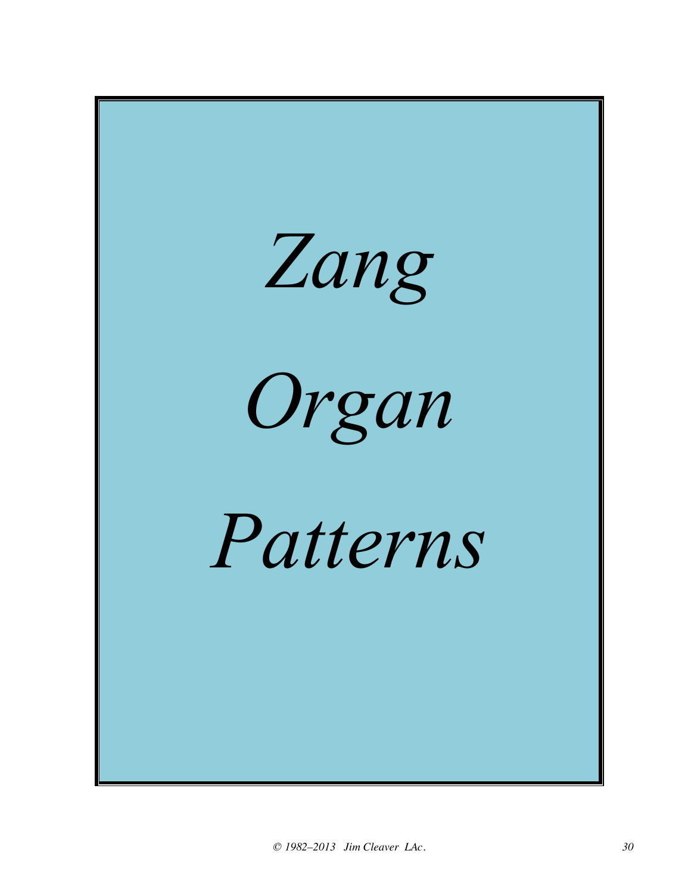# *Zang Organ Patterns*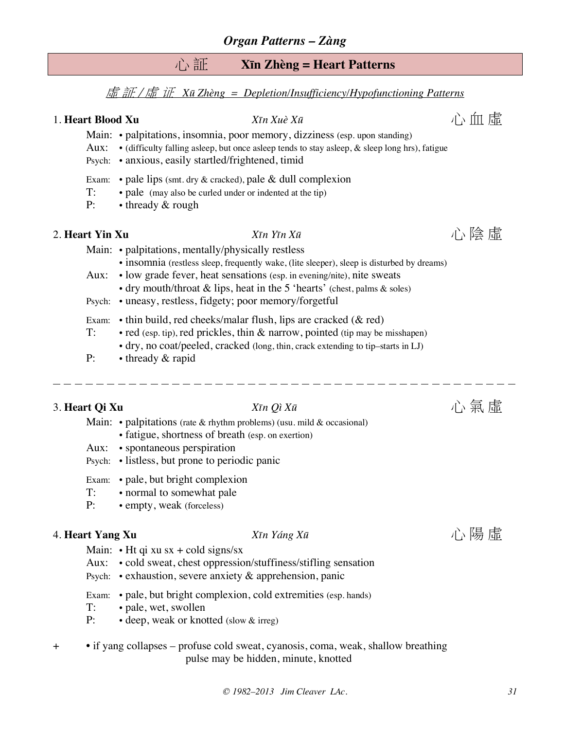## *Organ Patterns – Zàng*

## 心 証　　Xīn Zhèng = Heart Patterns

*虛 証 / 虛 证　Xū Zhèng = Depletion/Insufficiency/Hypofunctioning Patterns*

### 1. Heart Blood Xu　　*Xīn Xuè Xū*　　心 血 虛

Main: • palpitations, insomnia, poor memory, dizziness (esp. upon standing)
Aux: • (difficulty falling asleep, but once asleep tends to stay asleep, & sleep long hrs), fatigue
Psych: • anxious, easily startled/frightened, timid

Exam: • pale lips (smt. dry & cracked), pale & dull complexion
T: • pale (may also be curled under or indented at the tip)
P: • thready & rough

### 2. Heart Yin Xu　　*Xīn Yīn Xū*　　心 陰 虛

Main: • palpitations, mentally/physically restless
• insomnia (restless sleep, frequently wake, (lite sleeper), sleep is disturbed by dreams)
Aux: • low grade fever, heat sensations (esp. in evening/nite), nite sweats
• dry mouth/throat & lips, heat in the 5 'hearts' (chest, palms & soles)
Psych: • uneasy, restless, fidgety; poor memory/forgetful

Exam: • thin build, red cheeks/malar flush, lips are cracked (& red)
T: • red (esp. tip), red prickles, thin & narrow, pointed (tip may be misshapen)
• dry, no coat/peeled, cracked (long, thin, crack extending to tip–starts in LJ)
P: • thready & rapid

---

### 3. Heart Qi Xu　　*Xīn Qì Xū*　　心 氣 虛

Main: • palpitations (rate & rhythm problems) (usu. mild & occasional)
• fatigue, shortness of breath (esp. on exertion)
Aux: • spontaneous perspiration
Psych: • listless, but prone to periodic panic

Exam: • pale, but bright complexion
T: • normal to somewhat pale
P: • empty, weak (forceless)

### 4. Heart Yang Xu　　*Xīn Yáng Xū*　　心 陽 虛

Main: • Ht qi xu sx + cold signs/sx
Aux: • cold sweat, chest oppression/stuffiness/stifling sensation
Psych: • exhaustion, severe anxiety & apprehension, panic

Exam: • pale, but bright complexion, cold extremities (esp. hands)
T: • pale, wet, swollen
P: • deep, weak or knotted (slow & irreg)

+ • if yang collapses – profuse cold sweat, cyanosis, coma, weak, shallow breathing
pulse may be hidden, minute, knotted

© 1982–2013 Jim Cleaver LAc.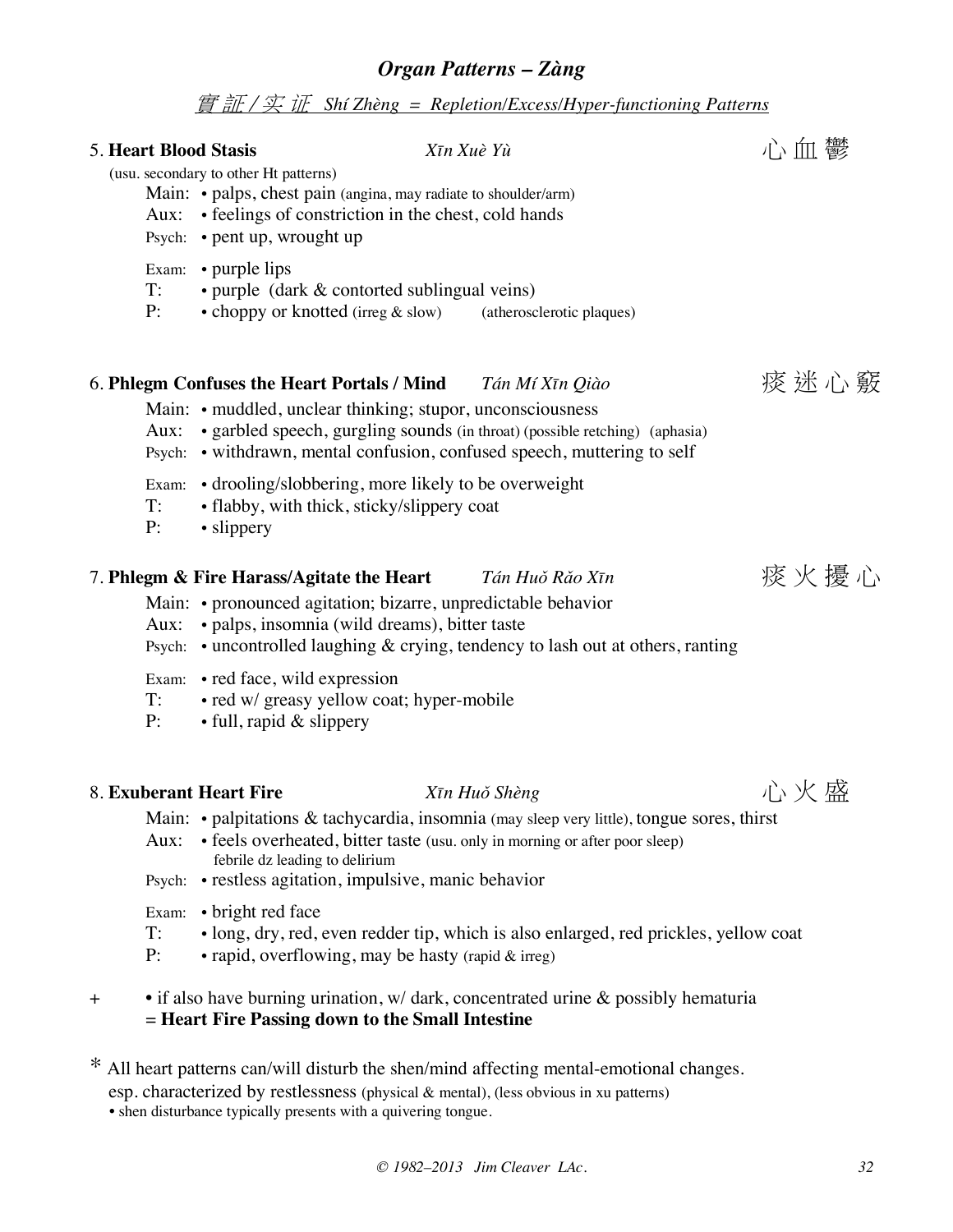## *Organ Patterns – Zàng*

*實証 / 实证 Shí Zhèng = Repletion/Excess/Hyper-functioning Patterns*

### 5. **Heart Blood Stasis** *Xīn Xuè Yù* 心血鬱

(usu. secondary to other Ht patterns)

Main: • palps, chest pain (angina, may radiate to shoulder/arm)
Aux: • feelings of constriction in the chest, cold hands
Psych: • pent up, wrought up

Exam: • purple lips
T: • purple (dark & contorted sublingual veins)
P: • choppy or knotted (irreg & slow) (atherosclerotic plaques)

### 6. **Phlegm Confuses the Heart Portals / Mind** *Tán Mí Xīn Qiào* 痰迷心竅

Main: • muddled, unclear thinking; stupor, unconsciousness
Aux: • garbled speech, gurgling sounds (in throat) (possible retching) (aphasia)
Psych: • withdrawn, mental confusion, confused speech, muttering to self

Exam: • drooling/slobbering, more likely to be overweight
T: • flabby, with thick, sticky/slippery coat
P: • slippery

### 7. **Phlegm & Fire Harass/Agitate the Heart** *Tán Huǒ Rǎo Xīn* 痰火擾心

Main: • pronounced agitation; bizarre, unpredictable behavior
Aux: • palps, insomnia (wild dreams), bitter taste
Psych: • uncontrolled laughing & crying, tendency to lash out at others, ranting

Exam: • red face, wild expression
T: • red w/ greasy yellow coat; hyper-mobile
P: • full, rapid & slippery

### 8. **Exuberant Heart Fire** *Xīn Huǒ Shèng* 心火盛

Main: • palpitations & tachycardia, insomnia (may sleep very little), tongue sores, thirst
Aux: • feels overheated, bitter taste (usu. only in morning or after poor sleep)
febrile dz leading to delirium
Psych: • restless agitation, impulsive, manic behavior

Exam: • bright red face
T: • long, dry, red, even redder tip, which is also enlarged, red prickles, yellow coat
P: • rapid, overflowing, may be hasty (rapid & irreg)

\+ • if also have burning urination, w/ dark, concentrated urine & possibly hematuria
**= Heart Fire Passing down to the Small Intestine**

* All heart patterns can/will disturb the shen/mind affecting mental-emotional changes.
esp. characterized by restlessness (physical & mental), (less obvious in xu patterns)
• shen disturbance typically presents with a quivering tongue.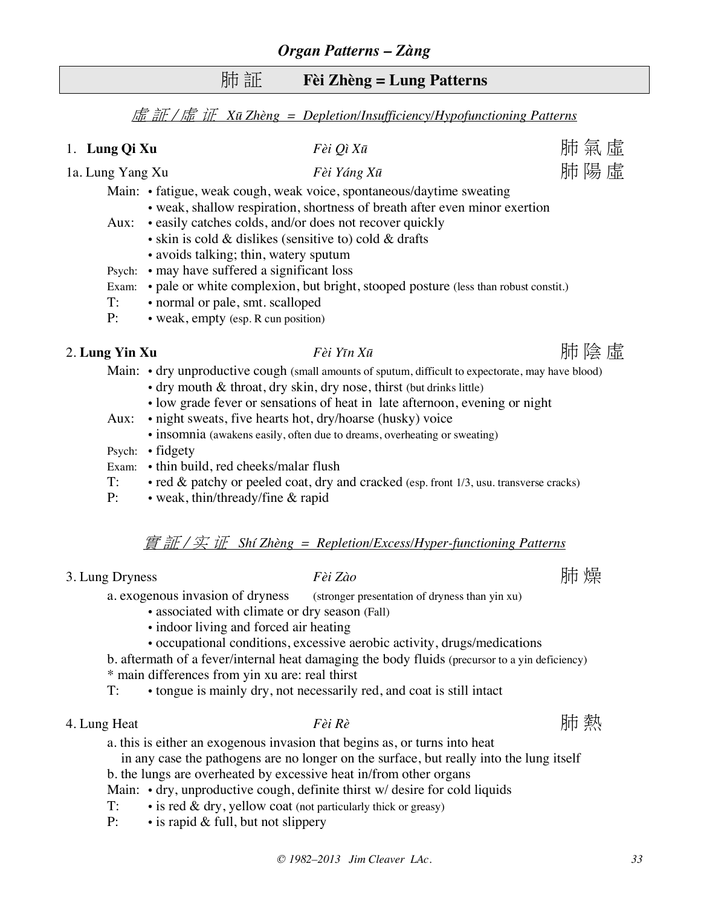## *Organ Patterns – Zàng*

## 肺証 **Fèi Zhèng = Lung Patterns**

### *虛証 / 虚 证 Xū Zhèng = Depletion/Insufficiency/Hypofunctioning Patterns*

1. **Lung Qi Xu** *Fèi Qì Xū* 肺氣虛

1a. Lung Yang Xu *Fèi Yáng Xū* 肺陽虛

- Main:
  - • fatigue, weak cough, weak voice, spontaneous/daytime sweating
  - • weak, shallow respiration, shortness of breath after even minor exertion
- Aux:
  - • easily catches colds, and/or does not recover quickly
  - • skin is cold & dislikes (sensitive to) cold & drafts
  - • avoids talking; thin, watery sputum
- Psych: • may have suffered a significant loss
- Exam: • pale or white complexion, but bright, stooped posture (less than robust constit.)
- T: • normal or pale, smt. scalloped
- P: • weak, empty (esp. R cun position)

2. **Lung Yin Xu** *Fèi Yīn Xū* 肺陰虛

- Main:
  - • dry unproductive cough (small amounts of sputum, difficult to expectorate, may have blood)
  - • dry mouth & throat, dry skin, dry nose, thirst (but drinks little)
  - • low grade fever or sensations of heat in late afternoon, evening or night
- Aux:
  - • night sweats, five hearts hot, dry/hoarse (husky) voice
  - • insomnia (awakens easily, often due to dreams, overheating or sweating)
- Psych: • fidgety
- Exam: • thin build, red cheeks/malar flush
- T: • red & patchy or peeled coat, dry and cracked (esp. front 1/3, usu. transverse cracks)
- P: • weak, thin/thready/fine & rapid

### *實証 / 实 证 Shí Zhèng = Repletion/Excess/Hyper-functioning Patterns*

3. Lung Dryness *Fèi Zào* 肺燥

a. exogenous invasion of dryness (stronger presentation of dryness than yin xu)
- • associated with climate or dry season (Fall)
- • indoor living and forced air heating
- • occupational conditions, excessive aerobic activity, drugs/medications

b. aftermath of a fever/internal heat damaging the body fluids (precursor to a yin deficiency)

* main differences from yin xu are: real thirst

T: • tongue is mainly dry, not necessarily red, and coat is still intact

4. Lung Heat *Fèi Rè* 肺熱

a. this is either an exogenous invasion that begins as, or turns into heat
in any case the pathogens are no longer on the surface, but really into the lung itself

b. the lungs are overheated by excessive heat in/from other organs

- Main: • dry, unproductive cough, definite thirst w/ desire for cold liquids
- T: • is red & dry, yellow coat (not particularly thick or greasy)
- P: • is rapid & full, but not slippery

© 1982–2013 Jim Cleaver LAc.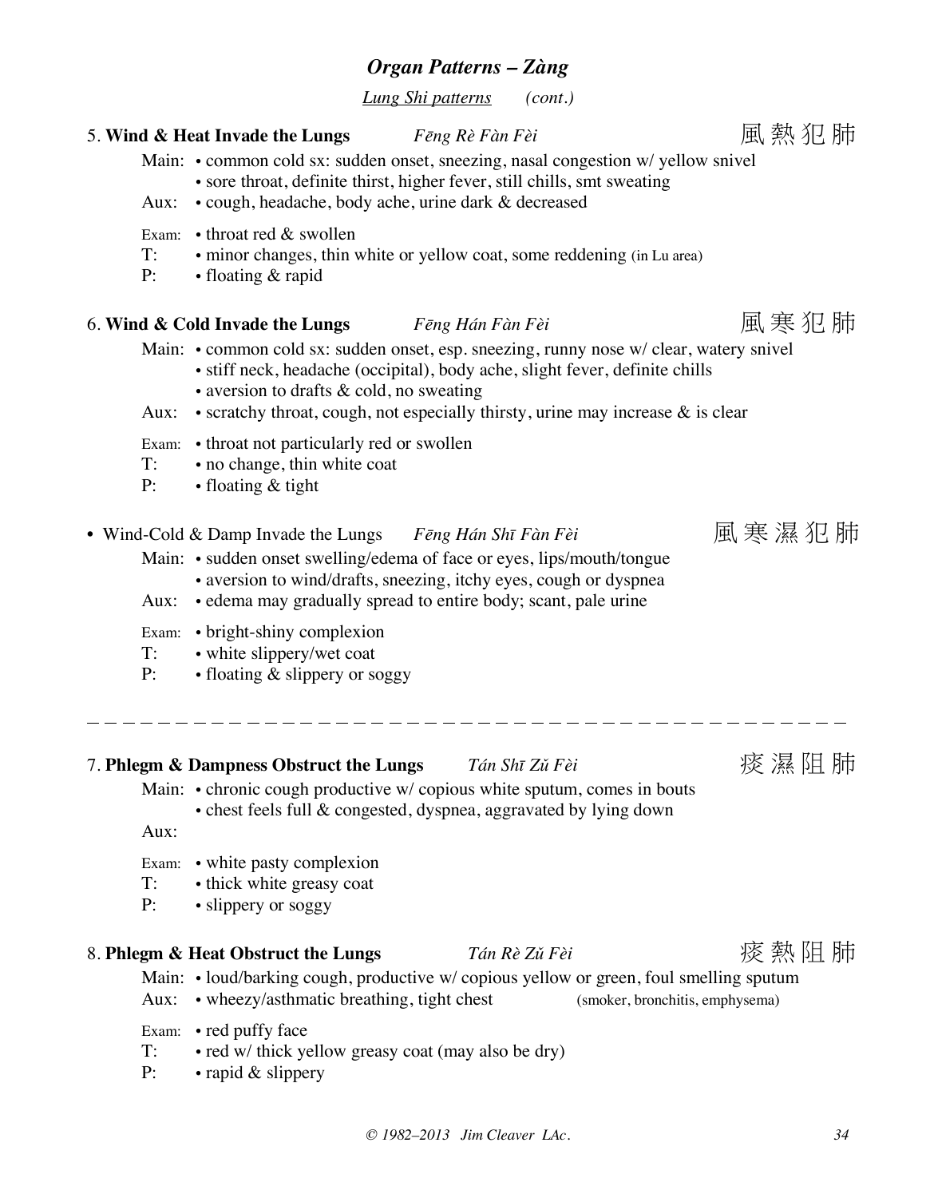## *Organ Patterns – Zàng*

*Lung Shi patterns* *(cont.)*

### 5. **Wind & Heat Invade the Lungs** *Fēng Rè Fàn Fèi* 風熱犯肺

Main: • common cold sx: sudden onset, sneezing, nasal congestion w/ yellow snivel
• sore throat, definite thirst, higher fever, still chills, smt sweating

Aux: • cough, headache, body ache, urine dark & decreased

Exam: • throat red & swollen

T: • minor changes, thin white or yellow coat, some reddening (in Lu area)

P: • floating & rapid

### 6. **Wind & Cold Invade the Lungs** *Fēng Hán Fàn Fèi* 風寒犯肺

Main: • common cold sx: sudden onset, esp. sneezing, runny nose w/ clear, watery snivel
• stiff neck, headache (occipital), body ache, slight fever, definite chills
• aversion to drafts & cold, no sweating

Aux: • scratchy throat, cough, not especially thirsty, urine may increase & is clear

Exam: • throat not particularly red or swollen

T: • no change, thin white coat

P: • floating & tight

### • Wind-Cold & Damp Invade the Lungs *Fēng Hán Shī Fàn Fèi* 風寒濕犯肺

Main: • sudden onset swelling/edema of face or eyes, lips/mouth/tongue
• aversion to wind/drafts, sneezing, itchy eyes, cough or dyspnea

Aux: • edema may gradually spread to entire body; scant, pale urine

Exam: • bright-shiny complexion

T: • white slippery/wet coat

P: • floating & slippery or soggy

---

### 7. **Phlegm & Dampness Obstruct the Lungs** *Tán Shī Zǔ Fèi* 痰濕阻肺

Main: • chronic cough productive w/ copious white sputum, comes in bouts
• chest feels full & congested, dyspnea, aggravated by lying down

Aux:

Exam: • white pasty complexion

T: • thick white greasy coat

P: • slippery or soggy

### 8. **Phlegm & Heat Obstruct the Lungs** *Tán Rè Zǔ Fèi* 痰熱阻肺

Main: • loud/barking cough, productive w/ copious yellow or green, foul smelling sputum

Aux: • wheezy/asthmatic breathing, tight chest (smoker, bronchitis, emphysema)

Exam: • red puffy face

T: • red w/ thick yellow greasy coat (may also be dry)

P: • rapid & slippery

*© 1982–2013 Jim Cleaver LAc.*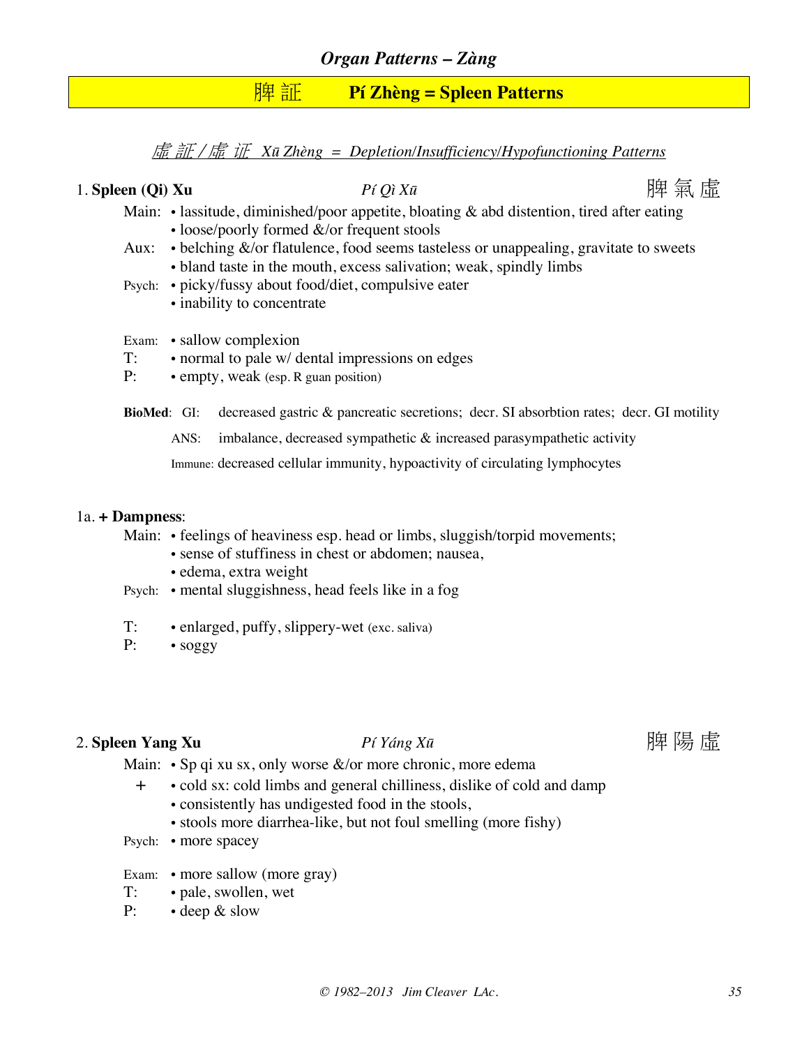## *Organ Patterns – Zàng*

# 脾 証 Pí Zhèng = Spleen Patterns

### *虛 証 / 虛 证 Xū Zhèng = Depletion/Insufficiency/Hypofunctioning Patterns*

### 1. **Spleen (Qi) Xu** *Pí Qì Xū* 脾 氣 虛

Main:
- lassitude, diminished/poor appetite, bloating & abd distention, tired after eating
- loose/poorly formed &/or frequent stools

Aux:
- belching &/or flatulence, food seems tasteless or unappealing, gravitate to sweets
- bland taste in the mouth, excess salivation; weak, spindly limbs

Psych:
- picky/fussy about food/diet, compulsive eater
- inability to concentrate

Exam:
- sallow complexion

T:
- normal to pale w/ dental impressions on edges

P:
- empty, weak (esp. R guan position)

**BioMed**: GI: decreased gastric & pancreatic secretions; decr. SI absorbtion rates; decr. GI motility

ANS: imbalance, decreased sympathetic & increased parasympathetic activity

Immune: decreased cellular immunity, hypoactivity of circulating lymphocytes

### 1a. **+ Dampness**:

Main:
- feelings of heaviness esp. head or limbs, sluggish/torpid movements;
- sense of stuffiness in chest or abdomen; nausea,
- edema, extra weight

Psych:
- mental sluggishness, head feels like in a fog

T:
- enlarged, puffy, slippery-wet (exc. saliva)

P:
- soggy

### 2. **Spleen Yang Xu** *Pí Yáng Xū* 脾 陽 虛

Main:
- Sp qi xu sx, only worse &/or more chronic, more edema

\+
- cold sx: cold limbs and general chilliness, dislike of cold and damp
- consistently has undigested food in the stools,
- stools more diarrhea-like, but not foul smelling (more fishy)

Psych:
- more spacey

Exam:
- more sallow (more gray)

T:
- pale, swollen, wet

P:
- deep & slow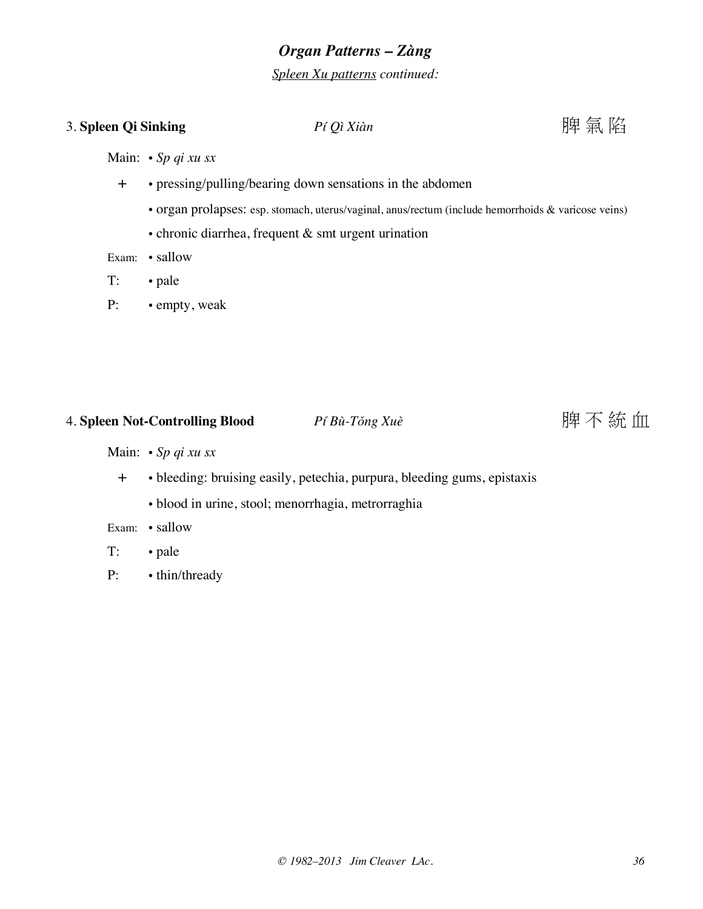# *Organ Patterns – Zàng*

*Spleen Xu patterns continued:*

### 3. **Spleen Qi Sinking** *Pí Qì Xiàn* 脾氣陷

Main: • *Sp qi xu sx*

\+ • pressing/pulling/bearing down sensations in the abdomen

• organ prolapses: esp. stomach, uterus/vaginal, anus/rectum (include hemorrhoids & varicose veins)

• chronic diarrhea, frequent & smt urgent urination

Exam: • sallow

T: • pale

P: • empty, weak

### 4. **Spleen Not-Controlling Blood** *Pí Bù-Tǒng Xuè* 脾不統血

Main: • *Sp qi xu sx*

\+ • bleeding: bruising easily, petechia, purpura, bleeding gums, epistaxis

• blood in urine, stool; menorrhagia, metrorraghia

Exam: • sallow

T: • pale

P: • thin/thready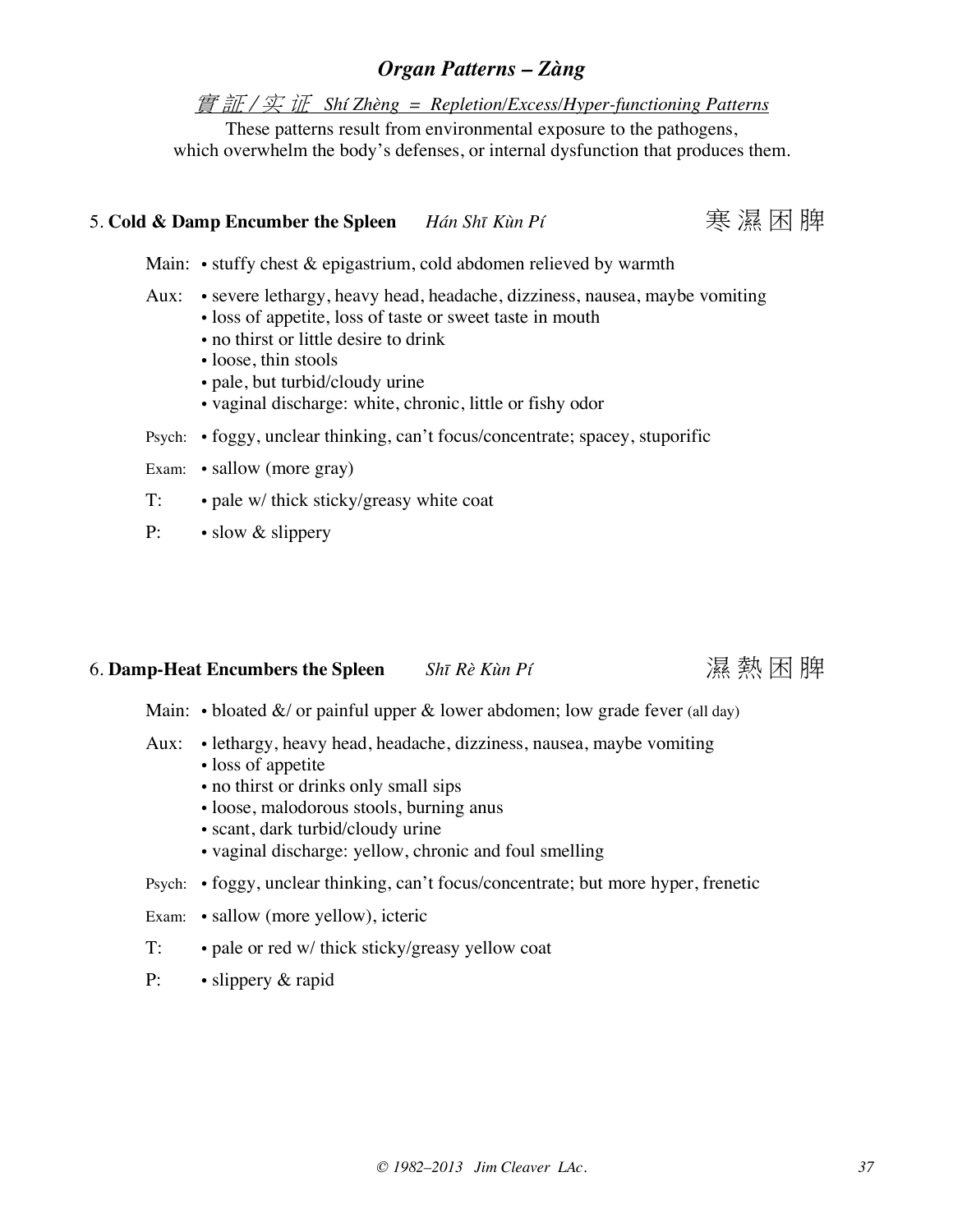## *Organ Patterns – Zàng*

<u>*實 証 / 实 证   Shí Zhèng  =  Repletion/Excess/Hyper-functioning Patterns*</u>

These patterns result from environmental exposure to the pathogens, which overwhelm the body's defenses, or internal dysfunction that produces them.

### 5. **Cold & Damp Encumber the Spleen**   *Hán Shī Kùn Pí*   寒 濕 困 脾

Main: • stuffy chest & epigastrium, cold abdomen relieved by warmth

Aux:
- severe lethargy, heavy head, headache, dizziness, nausea, maybe vomiting
- loss of appetite, loss of taste or sweet taste in mouth
- no thirst or little desire to drink
- loose, thin stools
- pale, but turbid/cloudy urine
- vaginal discharge: white, chronic, little or fishy odor

Psych: • foggy, unclear thinking, can't focus/concentrate; spacey, stuporific

Exam: • sallow (more gray)

T: • pale w/ thick sticky/greasy white coat

P: • slow & slippery

### 6. **Damp-Heat Encumbers the Spleen**   *Shī Rè Kùn Pí*   濕 熱 困 脾

Main: • bloated &/ or painful upper & lower abdomen; low grade fever (all day)

Aux:
- lethargy, heavy head, headache, dizziness, nausea, maybe vomiting
- loss of appetite
- no thirst or drinks only small sips
- loose, malodorous stools, burning anus
- scant, dark turbid/cloudy urine
- vaginal discharge: yellow, chronic and foul smelling

Psych: • foggy, unclear thinking, can't focus/concentrate; but more hyper, frenetic

Exam: • sallow (more yellow), icteric

T: • pale or red w/ thick sticky/greasy yellow coat

P: • slippery & rapid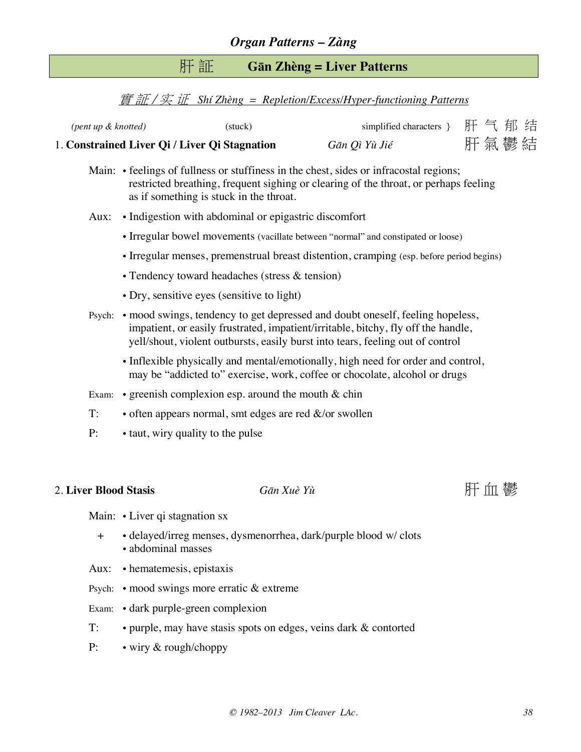*Organ Patterns – Zàng*

# 肝 証　　Gān Zhèng = Liver Patterns

## *實 証 / 实 证　Shí Zhèng　=　Repletion/Excess/Hyper-functioning Patterns*

*(pent up & knotted)*　　(stuck)　　simplified characters }　肝 气 郁 结

### 1. Constrained Liver Qi / Liver Qi Stagnation　　*Gān Qì Yù Jié*　　肝 氣 鬱 結

Main: • feelings of fullness or stuffiness in the chest, sides or infracostal regions; restricted breathing, frequent sighing or clearing of the throat, or perhaps feeling as if something is stuck in the throat.

Aux: • Indigestion with abdominal or epigastric discomfort

• Irregular bowel movements (vacillate between "normal" and constipated or loose)

• Irregular menses, premenstrual breast distention, cramping (esp. before period begins)

• Tendency toward headaches (stress & tension)

• Dry, sensitive eyes (sensitive to light)

Psych: • mood swings, tendency to get depressed and doubt oneself, feeling hopeless, impatient, or easily frustrated, impatient/irritable, bitchy, fly off the handle, yell/shout, violent outbursts, easily burst into tears, feeling out of control

• Inflexible physically and mental/emotionally, high need for order and control, may be "addicted to" exercise, work, coffee or chocolate, alcohol or drugs

Exam: • greenish complexion esp. around the mouth & chin

T: • often appears normal, smt edges are red &/or swollen

P: • taut, wiry quality to the pulse

### 2. Liver Blood Stasis　　*Gān Xuè Yù*　　肝 血 鬱

Main: • Liver qi stagnation sx

+ • delayed/irreg menses, dysmenorrhea, dark/purple blood w/ clots
• abdominal masses

Aux: • hematemesis, epistaxis

Psych: • mood swings more erratic & extreme

Exam: • dark purple-green complexion

T: • purple, may have stasis spots on edges, veins dark & contorted

P: • wiry & rough/choppy

© 1982–2013 Jim Cleaver LAc.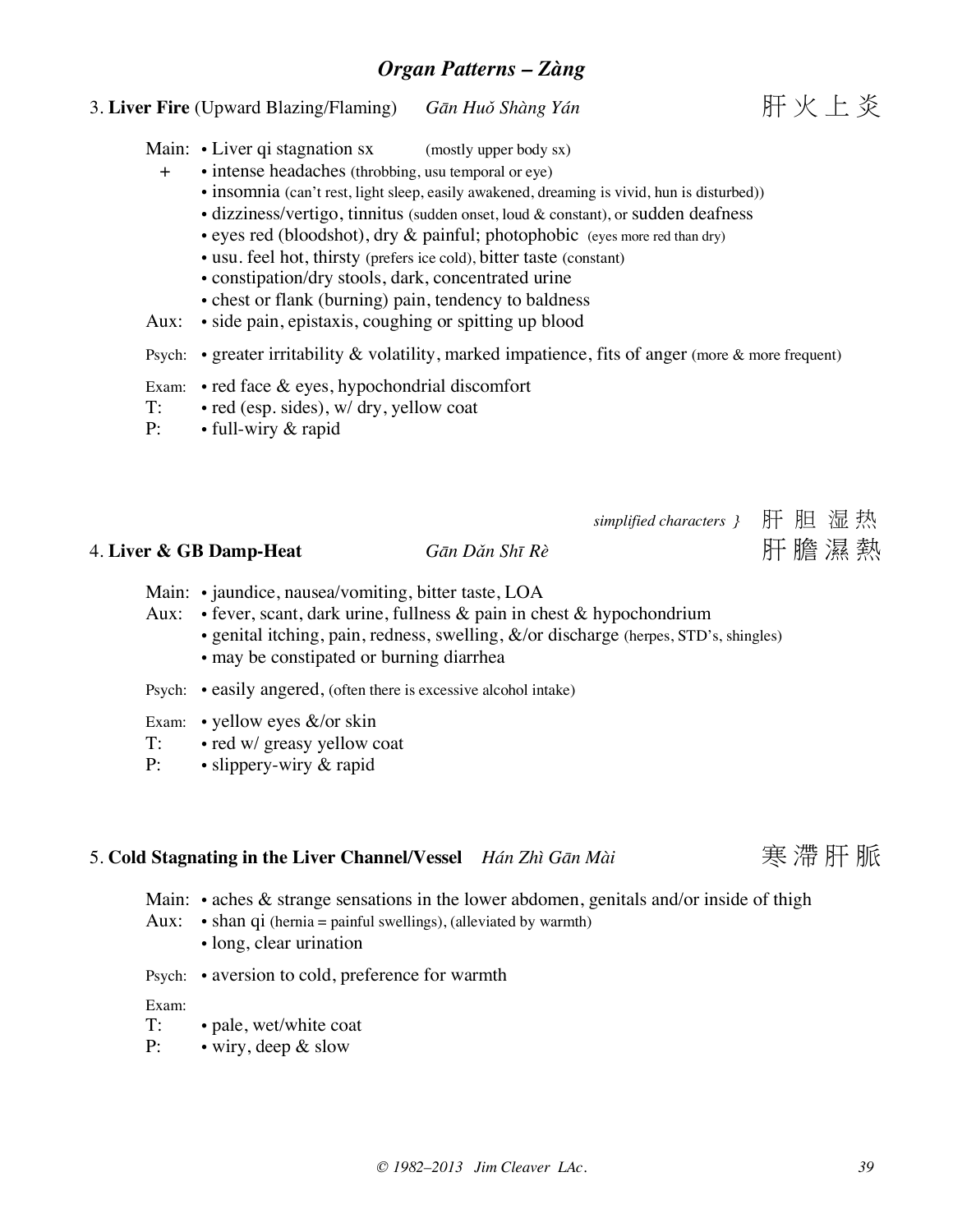## *Organ Patterns – Zàng*

### 3. **Liver Fire** (Upward Blazing/Flaming) *Gān Huǒ Shàng Yán* 肝火上炎

Main: • Liver qi stagnation sx (mostly upper body sx)
\+ • intense headaches (throbbing, usu temporal or eye)
• insomnia (can't rest, light sleep, easily awakened, dreaming is vivid, hun is disturbed))
• dizziness/vertigo, tinnitus (sudden onset, loud & constant), or sudden deafness
• eyes red (bloodshot), dry & painful; photophobic (eyes more red than dry)
• usu. feel hot, thirsty (prefers ice cold), bitter taste (constant)
• constipation/dry stools, dark, concentrated urine
• chest or flank (burning) pain, tendency to baldness

Aux: • side pain, epistaxis, coughing or spitting up blood

Psych: • greater irritability & volatility, marked impatience, fits of anger (more & more frequent)

Exam: • red face & eyes, hypochondrial discomfort

T: • red (esp. sides), w/ dry, yellow coat

P: • full-wiry & rapid

*simplified characters }* 肝胆湿热

### 4. **Liver & GB Damp-Heat** *Gān Dǎn Shī Rè* 肝膽濕熱

Main: • jaundice, nausea/vomiting, bitter taste, LOA

Aux: • fever, scant, dark urine, fullness & pain in chest & hypochondrium
• genital itching, pain, redness, swelling, &/or discharge (herpes, STD's, shingles)
• may be constipated or burning diarrhea

Psych: • easily angered, (often there is excessive alcohol intake)

Exam: • yellow eyes &/or skin

T: • red w/ greasy yellow coat

P: • slippery-wiry & rapid

### 5. **Cold Stagnating in the Liver Channel/Vessel** *Hán Zhì Gān Mài* 寒滯肝脈

Main: • aches & strange sensations in the lower abdomen, genitals and/or inside of thigh

Aux: • shan qi (hernia = painful swellings), (alleviated by warmth)
• long, clear urination

Psych: • aversion to cold, preference for warmth

Exam:

T: • pale, wet/white coat

P: • wiry, deep & slow

*© 1982–2013 Jim Cleaver LAc.*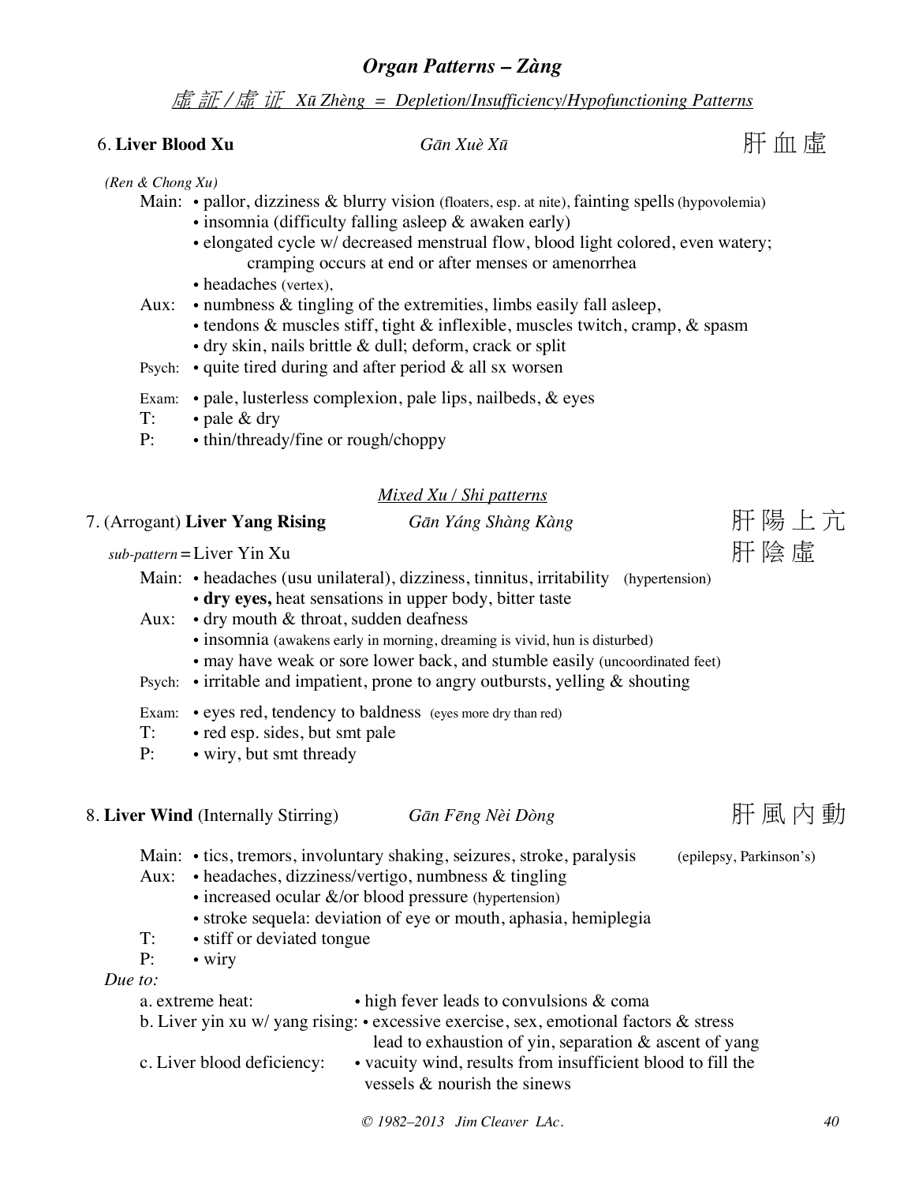## *Organ Patterns – Zàng*

### *虛証 / 虚证 Xū Zhèng = Depletion/Insufficiency/Hypofunctioning Patterns*

### 6. **Liver Blood Xu** *Gān Xuè Xū* 肝血虛

*(Ren & Chong Xu)*

Main:
- pallor, dizziness & blurry vision (floaters, esp. at nite), fainting spells (hypovolemia)
- insomnia (difficulty falling asleep & awaken early)
- elongated cycle w/ decreased menstrual flow, blood light colored, even watery; cramping occurs at end or after menses or amenorrhea
- headaches (vertex),

Aux:
- numbness & tingling of the extremities, limbs easily fall asleep,
- tendons & muscles stiff, tight & inflexible, muscles twitch, cramp, & spasm
- dry skin, nails brittle & dull; deform, crack or split

Psych:
- quite tired during and after period & all sx worsen

Exam:
- pale, lusterless complexion, pale lips, nailbeds, & eyes

T:
- pale & dry

P:
- thin/thready/fine or rough/choppy

### *Mixed Xu / Shi patterns*

### 7. (Arrogant) **Liver Yang Rising** *Gān Yáng Shàng Kàng* 肝陽上亢

*sub-pattern* = Liver Yin Xu 肝陰虛

Main:
- headaches (usu unilateral), dizziness, tinnitus, irritability (hypertension)
- **dry eyes,** heat sensations in upper body, bitter taste

Aux:
- dry mouth & throat, sudden deafness
- insomnia (awakens early in morning, dreaming is vivid, hun is disturbed)
- may have weak or sore lower back, and stumble easily (uncoordinated feet)

Psych:
- irritable and impatient, prone to angry outbursts, yelling & shouting

Exam:
- eyes red, tendency to baldness (eyes more dry than red)

T:
- red esp. sides, but smt pale

P:
- wiry, but smt thready

### 8. **Liver Wind** (Internally Stirring) *Gān Fēng Nèi Dòng* 肝風內動

Main:
- tics, tremors, involuntary shaking, seizures, stroke, paralysis (epilepsy, Parkinson's)

Aux:
- headaches, dizziness/vertigo, numbness & tingling
- increased ocular &/or blood pressure (hypertension)
- stroke sequela: deviation of eye or mouth, aphasia, hemiplegia

T:
- stiff or deviated tongue

P:
- wiry

*Due to:*

a. extreme heat: • high fever leads to convulsions & coma

b. Liver yin xu w/ yang rising: • excessive exercise, sex, emotional factors & stress lead to exhaustion of yin, separation & ascent of yang

c. Liver blood deficiency: • vacuity wind, results from insufficient blood to fill the vessels & nourish the sinews

© 1982–2013 Jim Cleaver LAc.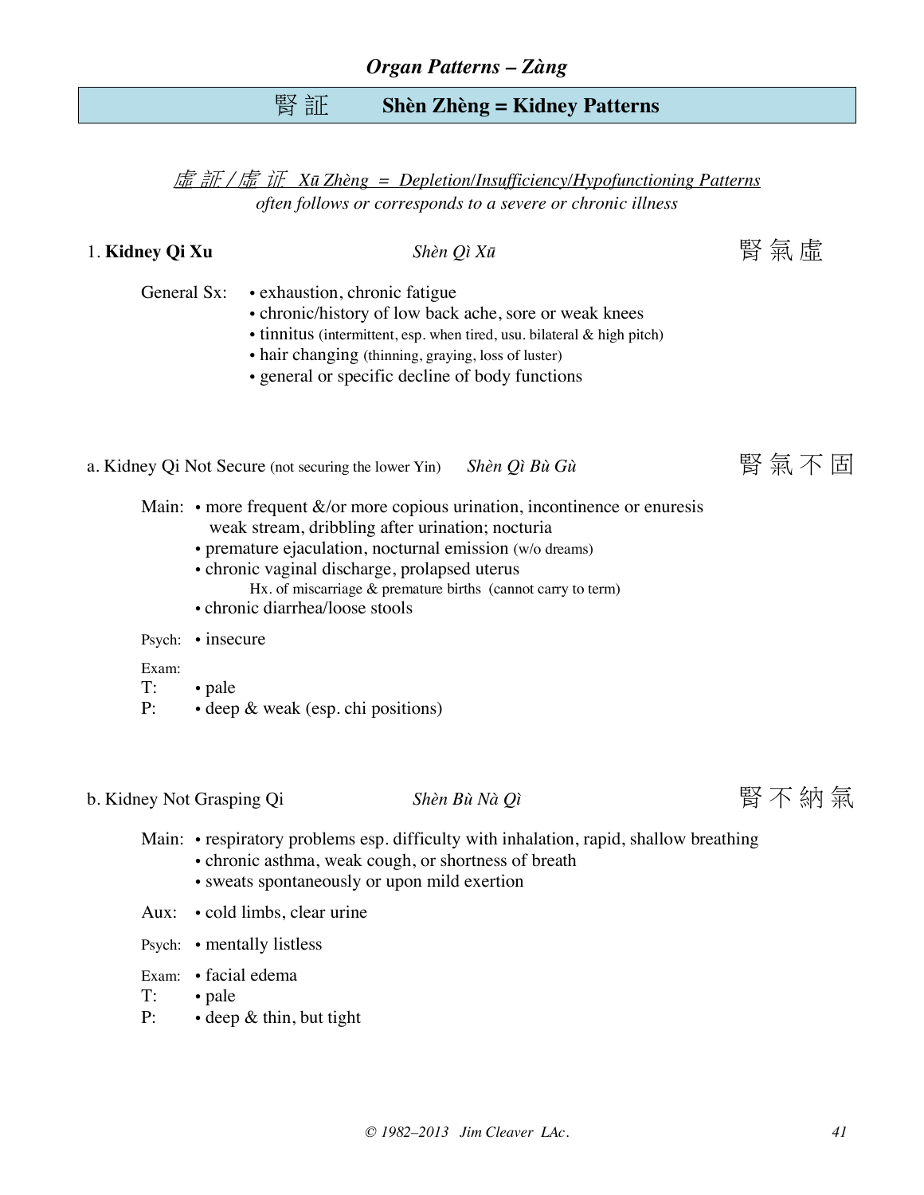## *Organ Patterns – Zàng*

# 腎 証　　**Shèn Zhèng = Kidney Patterns**

<u>*虛 証 / 虚 证　Xū Zhèng = Depletion/Insufficiency/Hypofunctioning Patterns*</u>

*often follows or corresponds to a severe or chronic illness*

### 1. **Kidney Qi Xu**　　*Shèn Qì Xū*　　腎 氣 虛

General Sx:
- exhaustion, chronic fatigue
- chronic/history of low back ache, sore or weak knees
- tinnitus (intermittent, esp. when tired, usu. bilateral & high pitch)
- hair changing (thinning, graying, loss of luster)
- general or specific decline of body functions

### a. Kidney Qi Not Secure (not securing the lower Yin)　　*Shèn Qì Bù Gù*　　腎 氣 不 固

Main:
- more frequent &/or more copious urination, incontinence or enuresis
  weak stream, dribbling after urination; nocturia
- premature ejaculation, nocturnal emission (w/o dreams)
- chronic vaginal discharge, prolapsed uterus
  Hx. of miscarriage & premature births (cannot carry to term)
- chronic diarrhea/loose stools

Psych:
- insecure

Exam:

T:
- pale

P:
- deep & weak (esp. chi positions)

### b. Kidney Not Grasping Qi　　*Shèn Bù Nà Qì*　　腎 不 納 氣

Main:
- respiratory problems esp. difficulty with inhalation, rapid, shallow breathing
- chronic asthma, weak cough, or shortness of breath
- sweats spontaneously or upon mild exertion

Aux:
- cold limbs, clear urine

Psych:
- mentally listless

Exam:
- facial edema

T:
- pale

P:
- deep & thin, but tight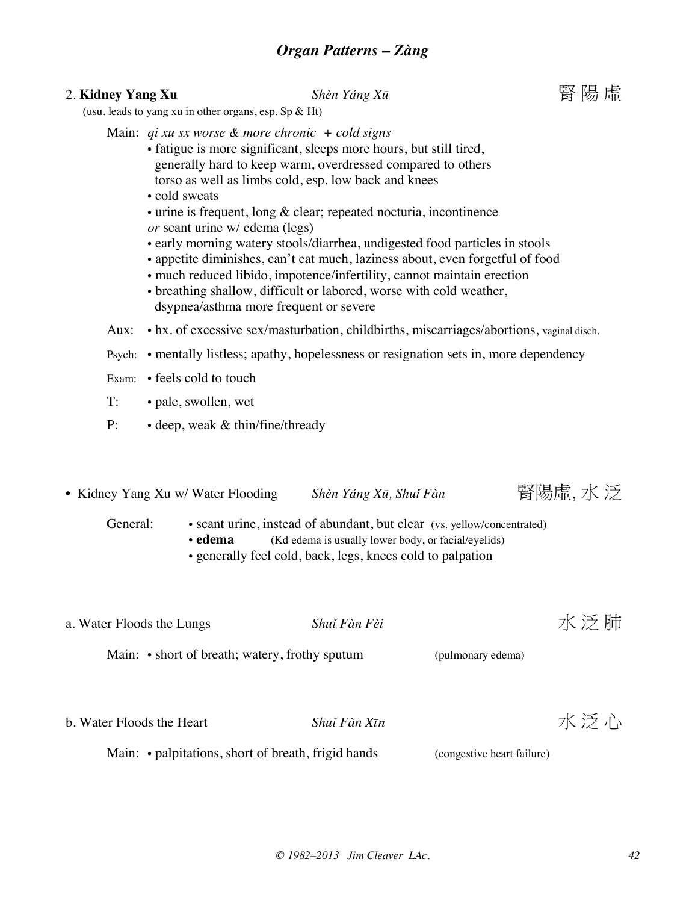## Organ Patterns – Zàng

### 2. **Kidney Yang Xu** *Shèn Yáng Xū* 腎陽虛

(usu. leads to yang xu in other organs, esp. Sp & Ht)

Main: *qi xu sx worse & more chronic + cold signs*

- fatigue is more significant, sleeps more hours, but still tired, generally hard to keep warm, overdressed compared to others torso as well as limbs cold, esp. low back and knees
- cold sweats
- urine is frequent, long & clear; repeated nocturia, incontinence *or* scant urine w/ edema (legs)
- early morning watery stools/diarrhea, undigested food particles in stools
- appetite diminishes, can't eat much, laziness about, even forgetful of food
- much reduced libido, impotence/infertility, cannot maintain erection
- breathing shallow, difficult or labored, worse with cold weather, dsypnea/asthma more frequent or severe

Aux: • hx. of excessive sex/masturbation, childbirths, miscarriages/abortions, vaginal disch.

Psych: • mentally listless; apathy, hopelessness or resignation sets in, more dependency

Exam: • feels cold to touch

T: • pale, swollen, wet

P: • deep, weak & thin/fine/thready

### • Kidney Yang Xu w/ Water Flooding *Shèn Yáng Xū, Shuǐ Fàn* 腎陽虛, 水泛

General:

- scant urine, instead of abundant, but clear (vs. yellow/concentrated)
- **edema** (Kd edema is usually lower body, or facial/eyelids)
- generally feel cold, back, legs, knees cold to palpation

### a. Water Floods the Lungs *Shuǐ Fàn Fèi* 水泛肺

Main: • short of breath; watery, frothy sputum (pulmonary edema)

### b. Water Floods the Heart *Shuǐ Fàn Xīn* 水泛心

Main: • palpitations, short of breath, frigid hands (congestive heart failure)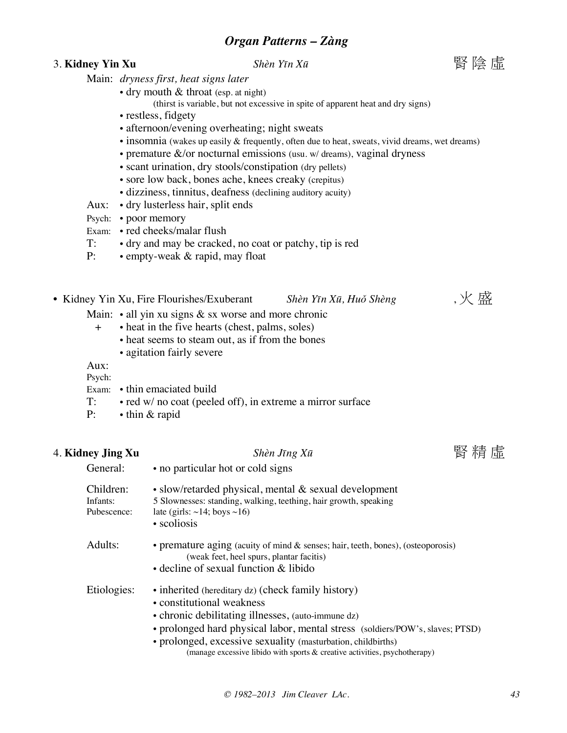## *Organ Patterns – Zàng*

### 3. **Kidney Yin Xu** *Shèn Yīn Xū* 腎陰虛

Main: *dryness first, heat signs later*

- dry mouth & throat (esp. at night)
  (thirst is variable, but not excessive in spite of apparent heat and dry signs)
- restless, fidgety
- afternoon/evening overheating; night sweats
- insomnia (wakes up easily & frequently, often due to heat, sweats, vivid dreams, wet dreams)
- premature &/or nocturnal emissions (usu. w/ dreams), vaginal dryness
- scant urination, dry stools/constipation (dry pellets)
- sore low back, bones ache, knees creaky (crepitus)
- dizziness, tinnitus, deafness (declining auditory acuity)

Aux: • dry lusterless hair, split ends

Psych: • poor memory

Exam: • red cheeks/malar flush

T: • dry and may be cracked, no coat or patchy, tip is red

P: • empty-weak & rapid, may float

### • Kidney Yin Xu, Fire Flourishes/Exuberant *Shèn Yīn Xū, Huǒ Shèng* ,火盛

Main: • all yin xu signs & sx worse and more chronic

\+ • heat in the five hearts (chest, palms, soles)
- heat seems to steam out, as if from the bones
- agitation fairly severe

Aux:

Psych:

Exam: • thin emaciated build

T: • red w/ no coat (peeled off), in extreme a mirror surface

P: • thin & rapid

### 4. **Kidney Jing Xu** *Shèn Jīng Xū* 腎精虛

General: • no particular hot or cold signs

Children: • slow/retarded physical, mental & sexual development

Infants: 5 Slownesses: standing, walking, teething, hair growth, speaking

Pubescence: late (girls: ~14; boys ~16)
- scoliosis

Adults:
- premature aging (acuity of mind & senses; hair, teeth, bones), (osteoporosis)
  (weak feet, heel spurs, plantar facitis)
- decline of sexual function & libido

Etiologies:
- inherited (hereditary dz) (check family history)
- constitutional weakness
- chronic debilitating illnesses, (auto-immune dz)
- prolonged hard physical labor, mental stress (soldiers/POW's, slaves; PTSD)
- prolonged, excessive sexuality (masturbation, childbirths)
  (manage excessive libido with sports & creative activities, psychotherapy)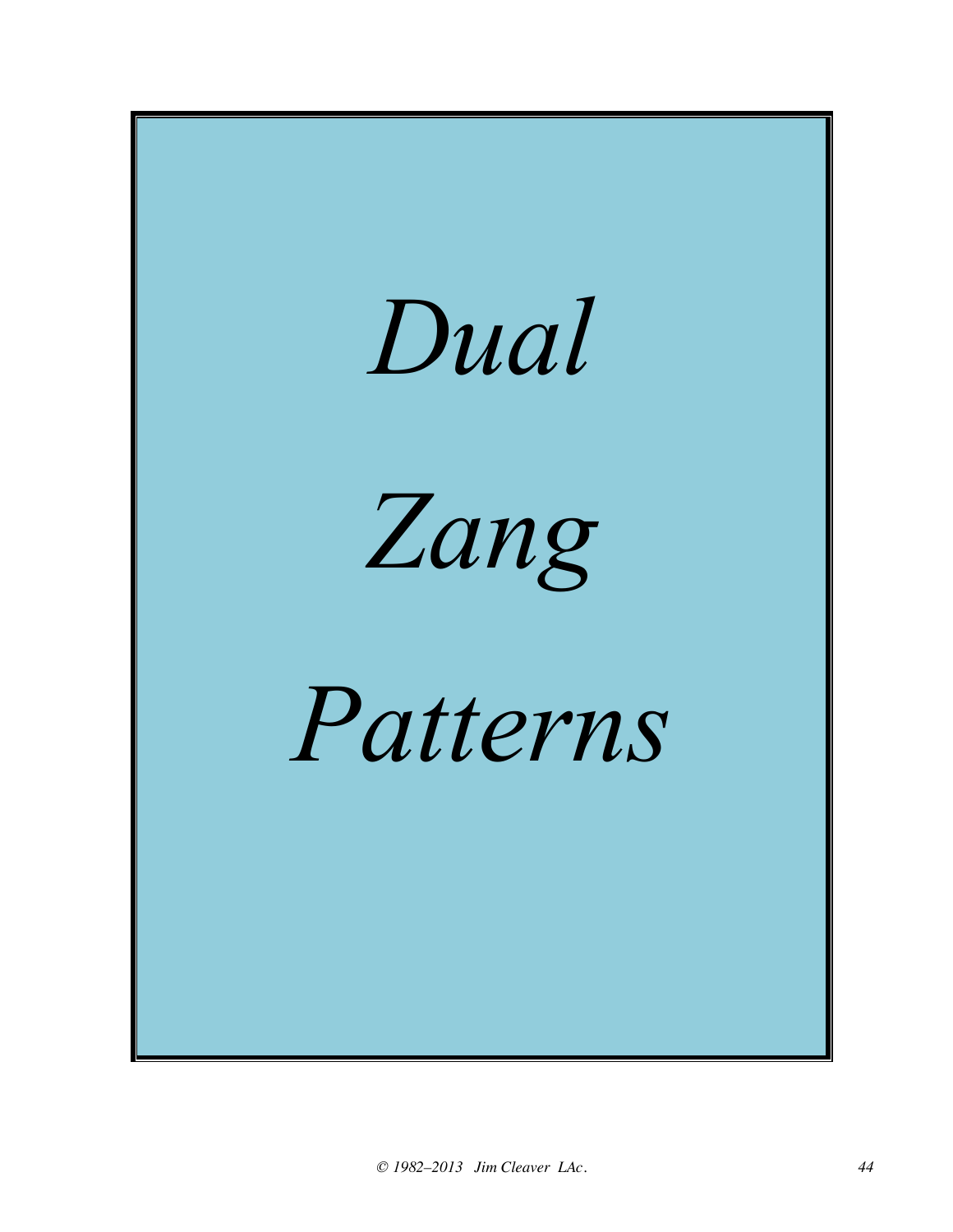# *Dual Zang Patterns*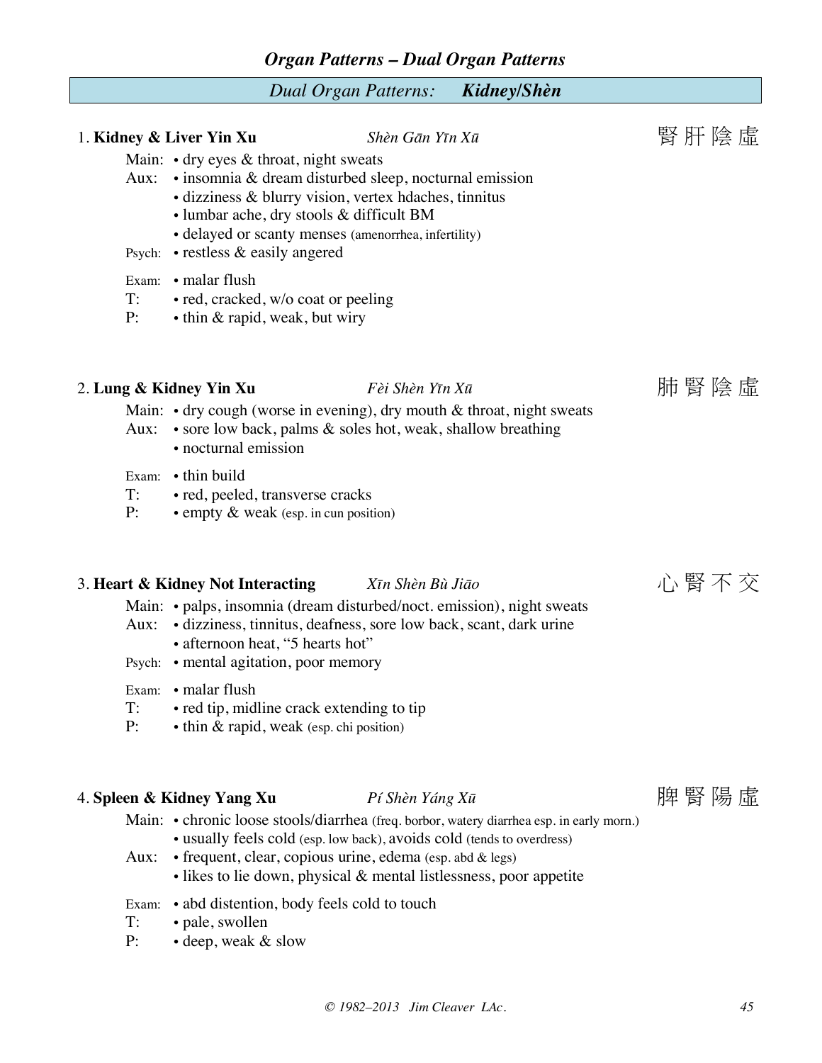## *Organ Patterns – Dual Organ Patterns*

### *Dual Organ Patterns:* ***Kidney/Shèn***

1. **Kidney & Liver Yin Xu** *Shèn Gān Yīn Xū* 腎肝陰虛

- Main: • dry eyes & throat, night sweats
- Aux: • insomnia & dream disturbed sleep, nocturnal emission
  - • dizziness & blurry vision, vertex hdaches, tinnitus
  - • lumbar ache, dry stools & difficult BM
  - • delayed or scanty menses (amenorrhea, infertility)
- Psych: • restless & easily angered
- Exam: • malar flush
- T: • red, cracked, w/o coat or peeling
- P: • thin & rapid, weak, but wiry

2. **Lung & Kidney Yin Xu** *Fèi Shèn Yīn Xū* 肺腎陰虛

- Main: • dry cough (worse in evening), dry mouth & throat, night sweats
- Aux: • sore low back, palms & soles hot, weak, shallow breathing
  - • nocturnal emission
- Exam: • thin build
- T: • red, peeled, transverse cracks
- P: • empty & weak (esp. in cun position)

3. **Heart & Kidney Not Interacting** *Xīn Shèn Bù Jiāo* 心腎不交

- Main: • palps, insomnia (dream disturbed/noct. emission), night sweats
- Aux: • dizziness, tinnitus, deafness, sore low back, scant, dark urine
  - • afternoon heat, "5 hearts hot"
- Psych: • mental agitation, poor memory
- Exam: • malar flush
- T: • red tip, midline crack extending to tip
- P: • thin & rapid, weak (esp. chi position)

4. **Spleen & Kidney Yang Xu** *Pí Shèn Yáng Xū* 脾腎陽虛

- Main: • chronic loose stools/diarrhea (freq. borbor, watery diarrhea esp. in early morn.)
  - • usually feels cold (esp. low back), avoids cold (tends to overdress)
- Aux: • frequent, clear, copious urine, edema (esp. abd & legs)
  - • likes to lie down, physical & mental listlessness, poor appetite
- Exam: • abd distention, body feels cold to touch
- T: • pale, swollen
- P: • deep, weak & slow

© 1982–2013 Jim Cleaver LAc.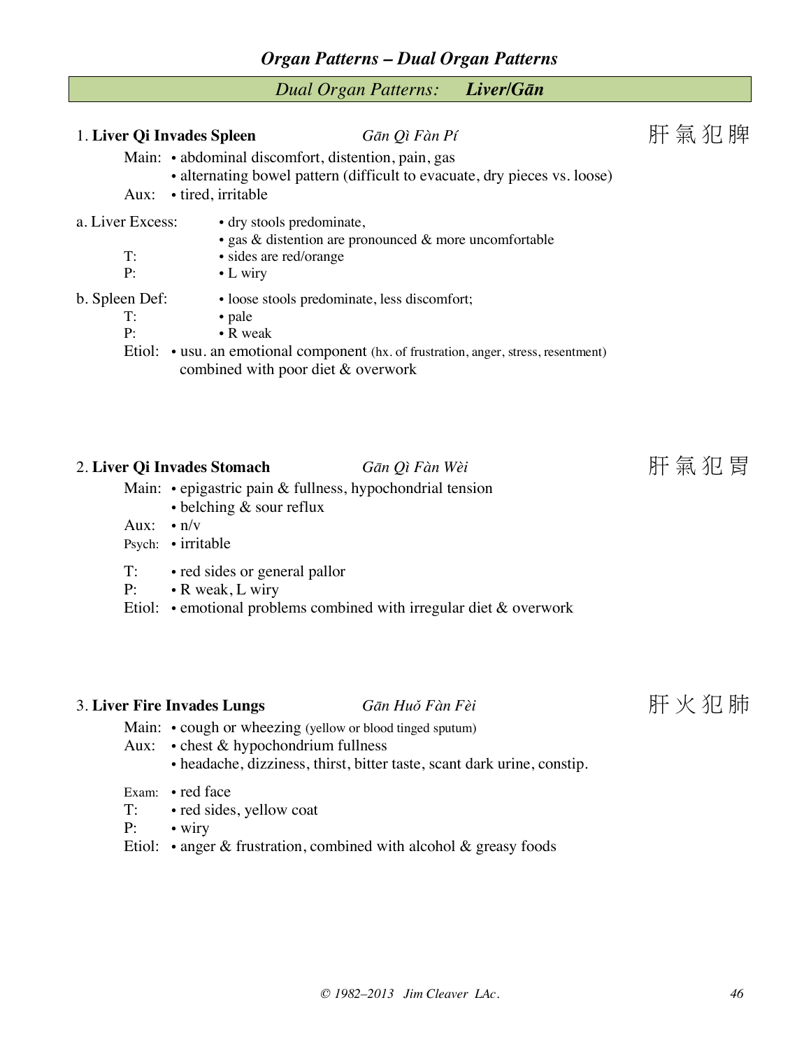## *Organ Patterns – Dual Organ Patterns*

### *Dual Organ Patterns:* ***Liver/Gān***

**1. Liver Qi Invades Spleen** *Gān Qì Fàn Pí* 肝 氣 犯 脾

Main: • abdominal discomfort, distention, pain, gas
• alternating bowel pattern (difficult to evacuate, dry pieces vs. loose)

Aux: • tired, irritable

a. Liver Excess: • dry stools predominate,
• gas & distention are pronounced & more uncomfortable

T: • sides are red/orange

P: • L wiry

b. Spleen Def: • loose stools predominate, less discomfort;

T: • pale

P: • R weak

Etiol: • usu. an emotional component (hx. of frustration, anger, stress, resentment) combined with poor diet & overwork

**2. Liver Qi Invades Stomach** *Gān Qì Fàn Wèi* 肝 氣 犯 胃

Main: • epigastric pain & fullness, hypochondrial tension
• belching & sour reflux

Aux: • n/v

Psych: • irritable

T: • red sides or general pallor

P: • R weak, L wiry

Etiol: • emotional problems combined with irregular diet & overwork

**3. Liver Fire Invades Lungs** *Gān Huǒ Fàn Fèi* 肝 火 犯 肺

Main: • cough or wheezing (yellow or blood tinged sputum)

Aux: • chest & hypochondrium fullness
• headache, dizziness, thirst, bitter taste, scant dark urine, constip.

Exam: • red face

T: • red sides, yellow coat

P: • wiry

Etiol: • anger & frustration, combined with alcohol & greasy foods

© 1982–2013 Jim Cleaver LAc.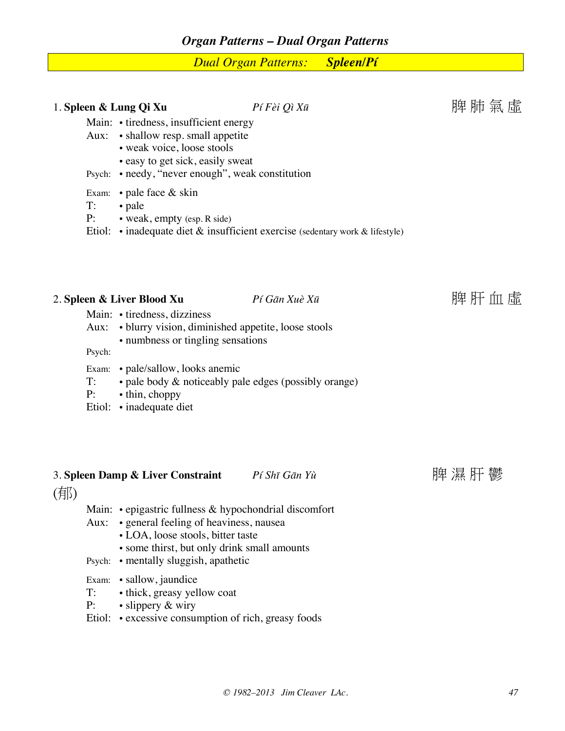## *Organ Patterns – Dual Organ Patterns*

### *Dual Organ Patterns:* ***Spleen/Pí***

1. **Spleen & Lung Qi Xu** *Pí Fèi Qì Xū* 脾肺氣虛

Main: • tiredness, insufficient energy
Aux: • shallow resp. small appetite
• weak voice, loose stools
• easy to get sick, easily sweat
Psych: • needy, "never enough", weak constitution

Exam: • pale face & skin
T: • pale
P: • weak, empty (esp. R side)
Etiol: • inadequate diet & insufficient exercise (sedentary work & lifestyle)

2. **Spleen & Liver Blood Xu** *Pí Gān Xuè Xū* 脾肝血虛

Main: • tiredness, dizziness
Aux: • blurry vision, diminished appetite, loose stools
• numbness or tingling sensations
Psych:

Exam: • pale/sallow, looks anemic
T: • pale body & noticeably pale edges (possibly orange)
P: • thin, choppy
Etiol: • inadequate diet

3. **Spleen Damp & Liver Constraint** *Pí Shī Gān Yù* 脾濕肝鬱 (郁)

Main: • epigastric fullness & hypochondrial discomfort
Aux: • general feeling of heaviness, nausea
• LOA, loose stools, bitter taste
• some thirst, but only drink small amounts
Psych: • mentally sluggish, apathetic

Exam: • sallow, jaundice
T: • thick, greasy yellow coat
P: • slippery & wiry
Etiol: • excessive consumption of rich, greasy foods

*© 1982–2013 Jim Cleaver LAc.*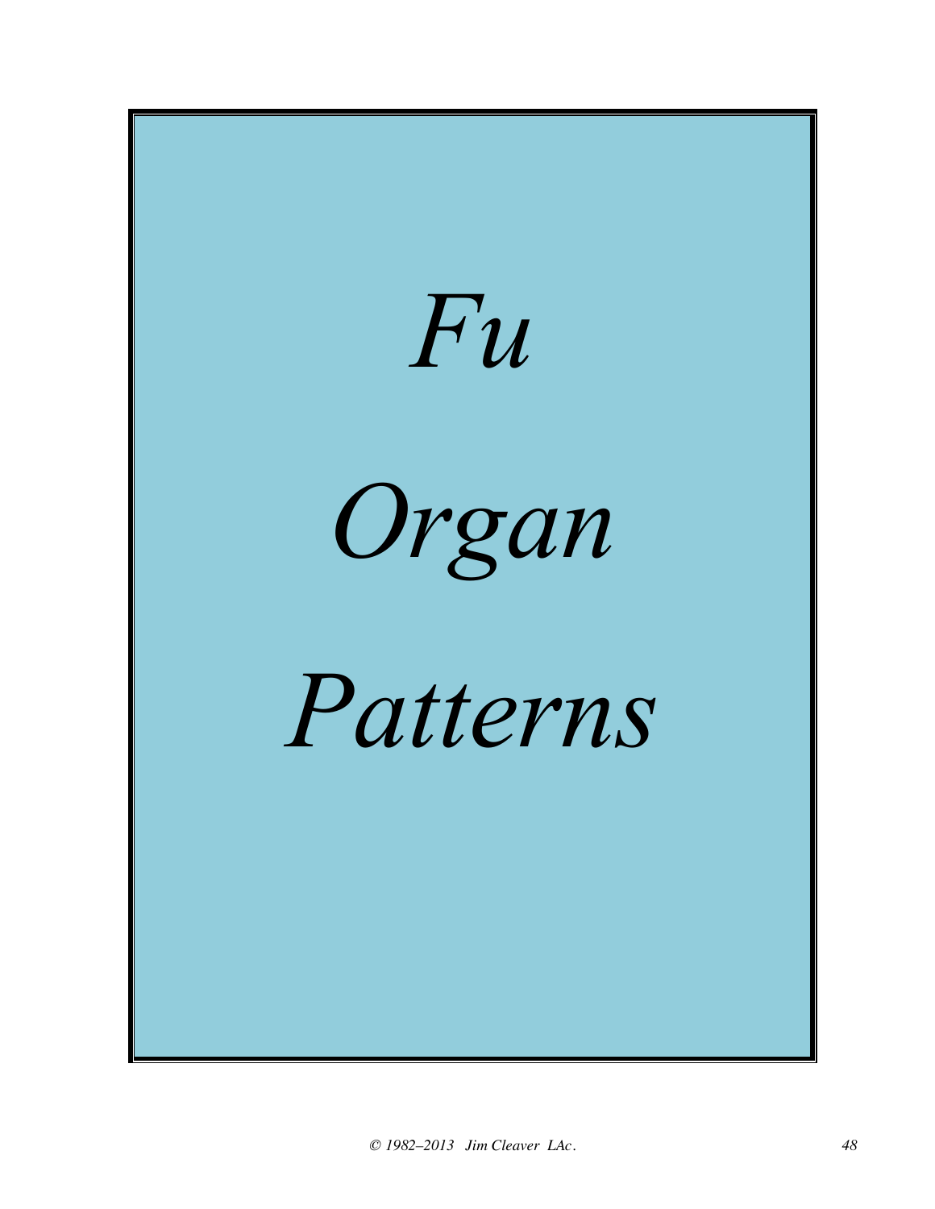# *Fu Organ Patterns*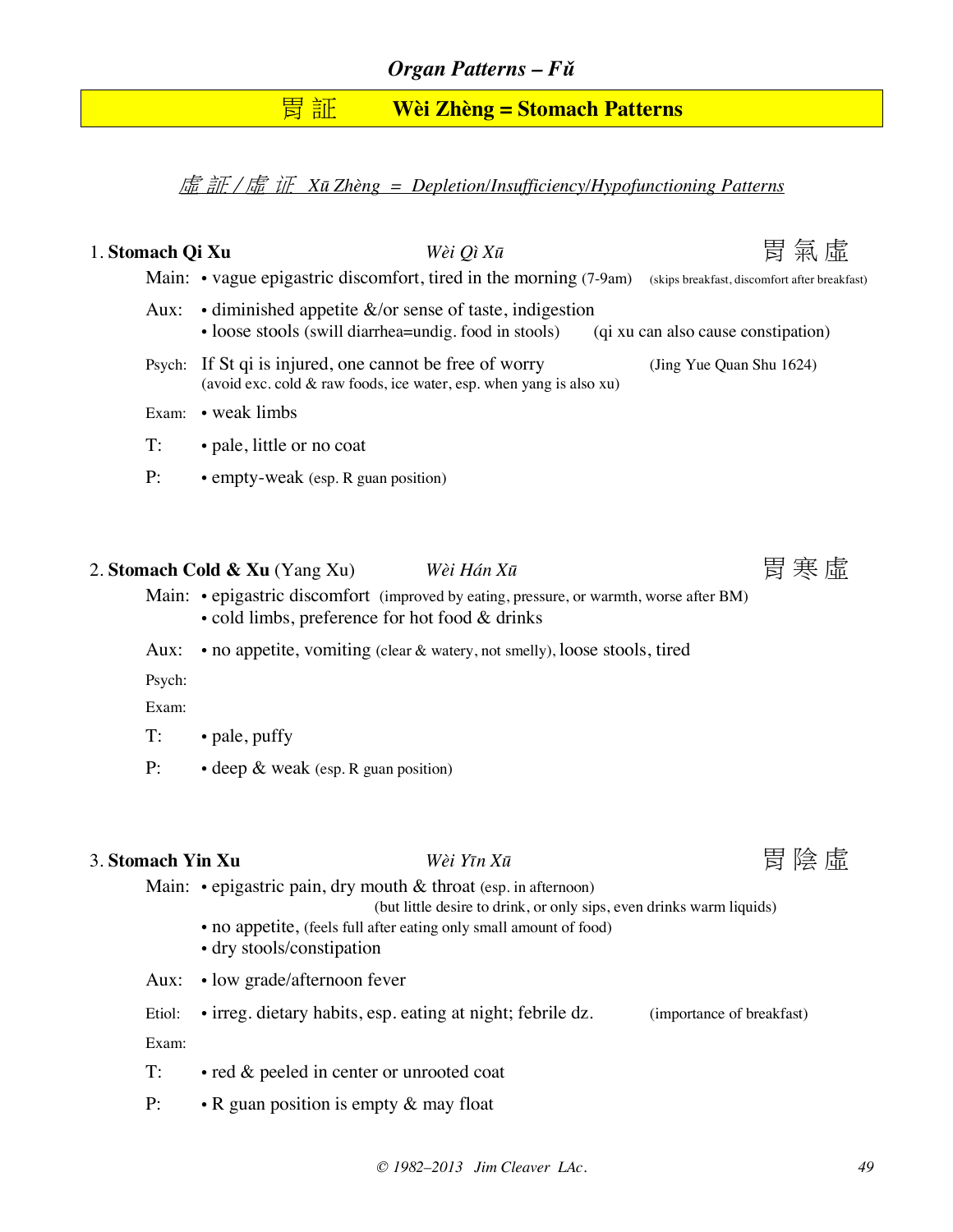## *Organ Patterns – Fǔ*

# 胃 証　　Wèi Zhèng = Stomach Patterns

### *虛 証 / 虚 证　Xū Zhèng = Depletion/Insufficiency/Hypofunctioning Patterns*

### 1. **Stomach Qi Xu**　　*Wèi Qì Xū*　　胃 氣 虛

Main: • vague epigastric discomfort, tired in the morning (7-9am)　(skips breakfast, discomfort after breakfast)

Aux: • diminished appetite &/or sense of taste, indigestion
• loose stools (swill diarrhea=undig. food in stools)　(qi xu can also cause constipation)

Psych: If St qi is injured, one cannot be free of worry　(Jing Yue Quan Shu 1624)
(avoid exc. cold & raw foods, ice water, esp. when yang is also xu)

Exam: • weak limbs

T: • pale, little or no coat

P: • empty-weak (esp. R guan position)

### 2. **Stomach Cold & Xu** (Yang Xu)　　*Wèi Hán Xū*　　胃 寒 虛

Main: • epigastric discomfort (improved by eating, pressure, or warmth, worse after BM)
• cold limbs, preference for hot food & drinks

Aux: • no appetite, vomiting (clear & watery, not smelly), loose stools, tired

Psych:

Exam:

T: • pale, puffy

P: • deep & weak (esp. R guan position)

### 3. **Stomach Yin Xu**　　*Wèi Yīn Xū*　　胃 陰 虛

Main: • epigastric pain, dry mouth & throat (esp. in afternoon)
(but little desire to drink, or only sips, even drinks warm liquids)
• no appetite, (feels full after eating only small amount of food)
• dry stools/constipation

Aux: • low grade/afternoon fever

Etiol: • irreg. dietary habits, esp. eating at night; febrile dz.　(importance of breakfast)

Exam:

T: • red & peeled in center or unrooted coat

P: • R guan position is empty & may float

*© 1982–2013 Jim Cleaver LAc.*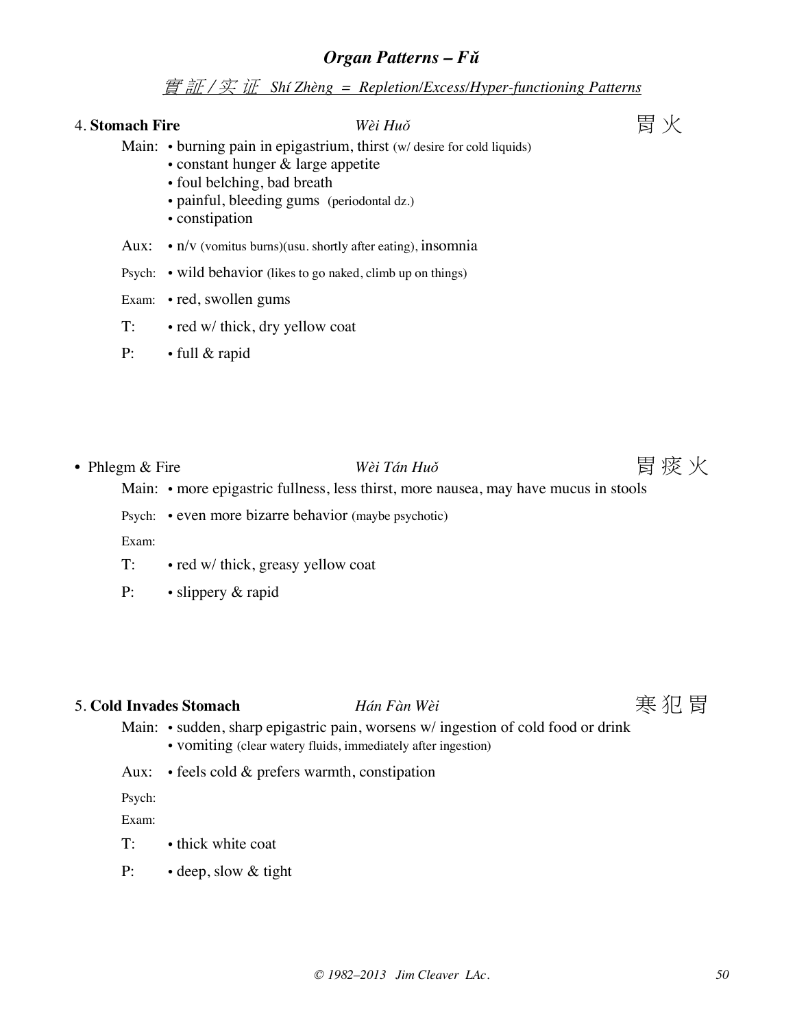## *Organ Patterns – Fǔ*

*實証 / 实证 Shí Zhèng = Repletion/Excess/Hyper-functioning Patterns*

### 4. **Stomach Fire** *Wèi Huǒ* 胃火

Main:
- burning pain in epigastrium, thirst (w/ desire for cold liquids)
- constant hunger & large appetite
- foul belching, bad breath
- painful, bleeding gums (periodontal dz.)
- constipation

Aux:
- n/v (vomitus burns)(usu. shortly after eating), insomnia

Psych:
- wild behavior (likes to go naked, climb up on things)

Exam:
- red, swollen gums

T:
- red w/ thick, dry yellow coat

P:
- full & rapid

### • Phlegm & Fire *Wèi Tán Huǒ* 胃痰火

Main:
- more epigastric fullness, less thirst, more nausea, may have mucus in stools

Psych:
- even more bizarre behavior (maybe psychotic)

Exam:

T:
- red w/ thick, greasy yellow coat

P:
- slippery & rapid

### 5. **Cold Invades Stomach** *Hán Fàn Wèi* 寒犯胃

Main:
- sudden, sharp epigastric pain, worsens w/ ingestion of cold food or drink
- vomiting (clear watery fluids, immediately after ingestion)

Aux:
- feels cold & prefers warmth, constipation

Psych:

Exam:

T:
- thick white coat

P:
- deep, slow & tight

© 1982–2013 Jim Cleaver LAc.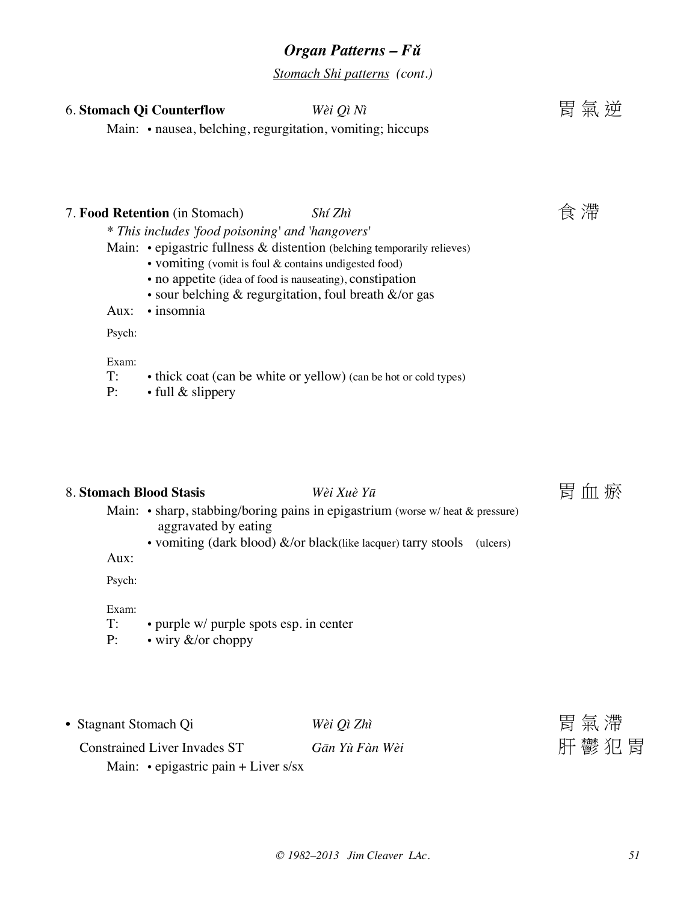## *Organ Patterns – Fǔ*

*Stomach Shi patterns (cont.)*

6. **Stomach Qi Counterflow** *Wèi Qì Nì* 胃 氣 逆

Main: • nausea, belching, regurgitation, vomiting; hiccups

7. **Food Retention** (in Stomach) *Shí Zhì* 食 滯

*\* This includes 'food poisoning' and 'hangovers'*

Main: • epigastric fullness & distention (belching temporarily relieves)
- vomiting (vomit is foul & contains undigested food)
- no appetite (idea of food is nauseating), constipation
- sour belching & regurgitation, foul breath &/or gas

Aux: • insomnia

Psych:

Exam:

T: • thick coat (can be white or yellow) (can be hot or cold types)

P: • full & slippery

8. **Stomach Blood Stasis** *Wèi Xuè Yū* 胃 血 瘀

Main: • sharp, stabbing/boring pains in epigastrium (worse w/ heat & pressure) aggravated by eating
- vomiting (dark blood) &/or black(like lacquer) tarry stools (ulcers)

Aux:

Psych:

Exam:

T: • purple w/ purple spots esp. in center

P: • wiry &/or choppy

- Stagnant Stomach Qi *Wèi Qì Zhì* 胃 氣 滯

  Constrained Liver Invades ST *Gān Yù Fàn Wèi* 肝 鬱 犯 胃

  Main: • epigastric pain + Liver s/sx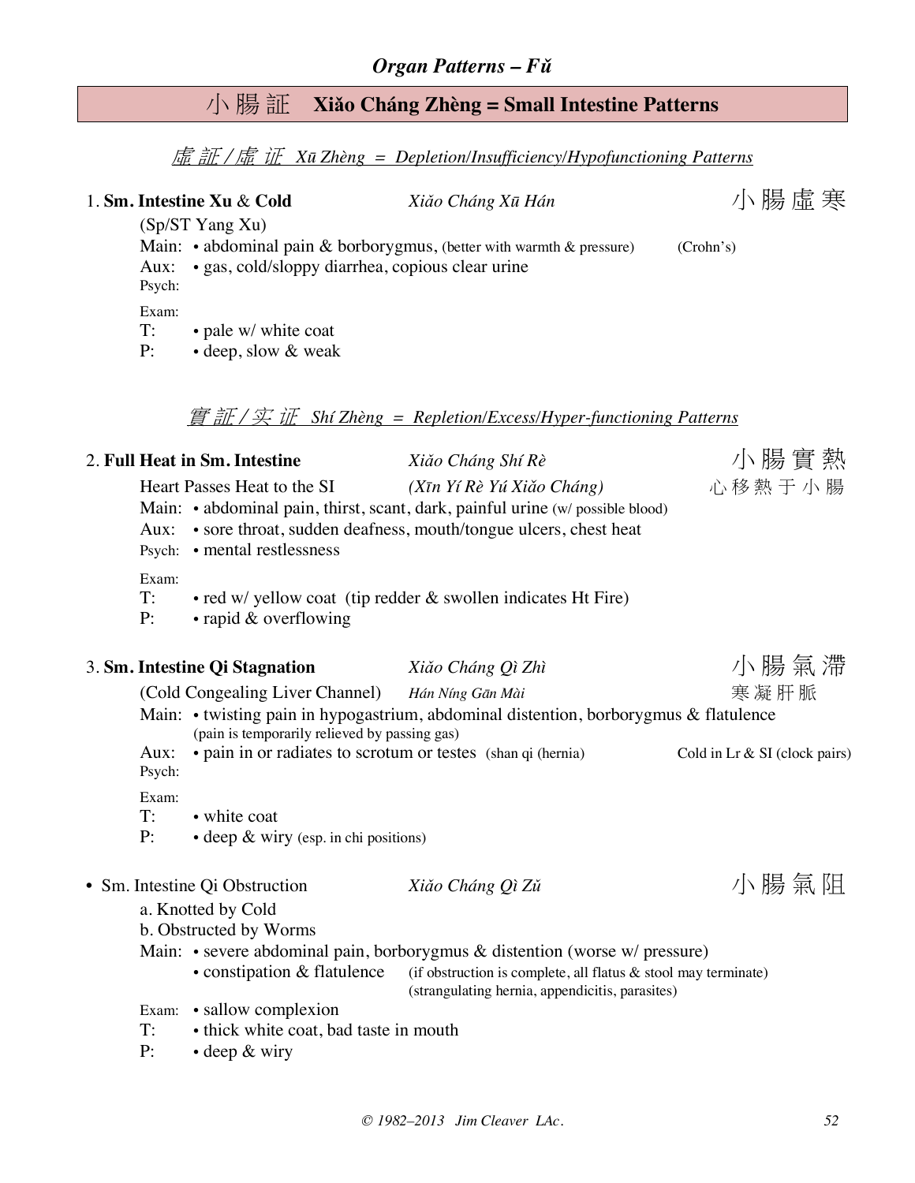## *Organ Patterns – Fǔ*

# 小 腸 証　**Xiǎo Cháng Zhèng = Small Intestine Patterns**

### *虛 証 / 虚 证　Xū Zhèng = Depletion/Insufficiency/Hypofunctioning Patterns*

1. **Sm. Intestine Xu & Cold**　　*Xiǎo Cháng Xū Hán*　　小 腸 虛 寒

   (Sp/ST Yang Xu)

   Main: • abdominal pain & borborygmus, (better with warmth & pressure)　　(Crohn's)

   Aux: • gas, cold/sloppy diarrhea, copious clear urine

   Psych:

   Exam:

   T: • pale w/ white coat

   P: • deep, slow & weak

### *實 証 / 实 证　Shí Zhèng = Repletion/Excess/Hyper-functioning Patterns*

2. **Full Heat in Sm. Intestine**　　*Xiǎo Cháng Shí Rè*　　小 腸 實 熱

   Heart Passes Heat to the SI　　*(Xīn Yí Rè Yú Xiǎo Cháng)*　　心 移 熱 于 小 腸

   Main: • abdominal pain, thirst, scant, dark, painful urine (w/ possible blood)

   Aux: • sore throat, sudden deafness, mouth/tongue ulcers, chest heat

   Psych: • mental restlessness

   Exam:

   T: • red w/ yellow coat (tip redder & swollen indicates Ht Fire)

   P: • rapid & overflowing

3. **Sm. Intestine Qi Stagnation**　　*Xiǎo Cháng Qì Zhì*　　小 腸 氣 滯

   (Cold Congealing Liver Channel)　　*Hán Níng Gān Mài*　　寒 凝 肝 脈

   Main: • twisting pain in hypogastrium, abdominal distention, borborygmus & flatulence (pain is temporarily relieved by passing gas)

   Aux: • pain in or radiates to scrotum or testes (shan qi (hernia)　　Cold in Lr & SI (clock pairs)

   Psych:

   Exam:

   T: • white coat

   P: • deep & wiry (esp. in chi positions)

- Sm. Intestine Qi Obstruction　　*Xiǎo Cháng Qì Zǔ*　　小 腸 氣 阻

   a. Knotted by Cold

   b. Obstructed by Worms

   Main: • severe abdominal pain, borborygmus & distention (worse w/ pressure)

   • constipation & flatulence　(if obstruction is complete, all flatus & stool may terminate) (strangulating hernia, appendicitis, parasites)

   Exam: • sallow complexion

   T: • thick white coat, bad taste in mouth

   P: • deep & wiry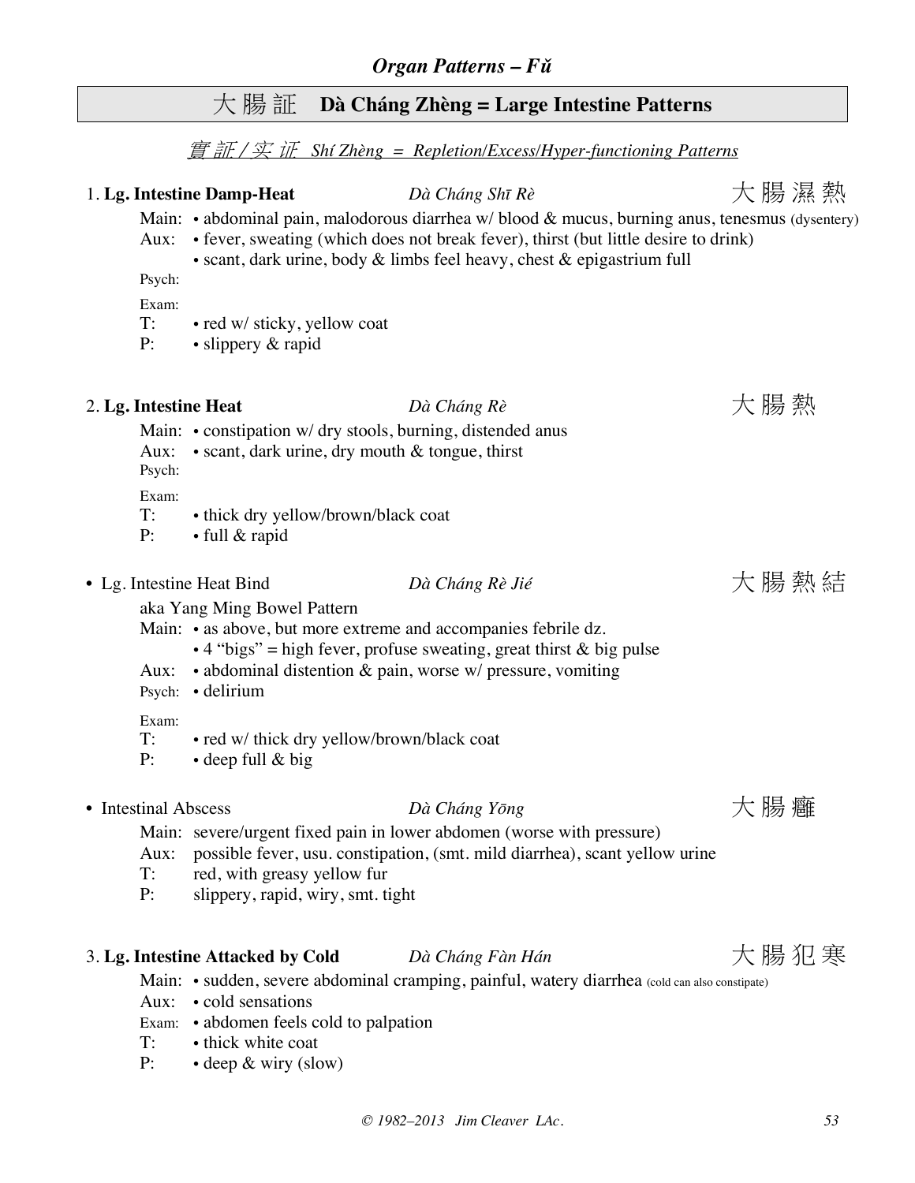## *Organ Patterns – Fǔ*

# 大 腸 証 Dà Cháng Zhèng = Large Intestine Patterns

*實 証 / 实 证 Shí Zhèng = Repletion/Excess/Hyper-functioning Patterns*

### 1. Lg. Intestine Damp-Heat — *Dà Cháng Shī Rè* — 大 腸 濕 熱

Main: • abdominal pain, malodorous diarrhea w/ blood & mucus, burning anus, tenesmus (dysentery)
Aux: • fever, sweating (which does not break fever), thirst (but little desire to drink)
• scant, dark urine, body & limbs feel heavy, chest & epigastrium full
Psych:
Exam:
T: • red w/ sticky, yellow coat
P: • slippery & rapid

### 2. Lg. Intestine Heat — *Dà Cháng Rè* — 大 腸 熱

Main: • constipation w/ dry stools, burning, distended anus
Aux: • scant, dark urine, dry mouth & tongue, thirst
Psych:
Exam:
T: • thick dry yellow/brown/black coat
P: • full & rapid

### • Lg. Intestine Heat Bind — *Dà Cháng Rè Jié* — 大 腸 熱 結

aka Yang Ming Bowel Pattern
Main: • as above, but more extreme and accompanies febrile dz.
• 4 "bigs" = high fever, profuse sweating, great thirst & big pulse
Aux: • abdominal distention & pain, worse w/ pressure, vomiting
Psych: • delirium
Exam:
T: • red w/ thick dry yellow/brown/black coat
P: • deep full & big

### • Intestinal Abscess — *Dà Cháng Yōng* — 大 腸 癰

Main: severe/urgent fixed pain in lower abdomen (worse with pressure)
Aux: possible fever, usu. constipation, (smt. mild diarrhea), scant yellow urine
T: red, with greasy yellow fur
P: slippery, rapid, wiry, smt. tight

### 3. Lg. Intestine Attacked by Cold — *Dà Cháng Fàn Hán* — 大 腸 犯 寒

Main: • sudden, severe abdominal cramping, painful, watery diarrhea (cold can also constipate)
Aux: • cold sensations
Exam: • abdomen feels cold to palpation
T: • thick white coat
P: • deep & wiry (slow)

© 1982–2013 Jim Cleaver LAc.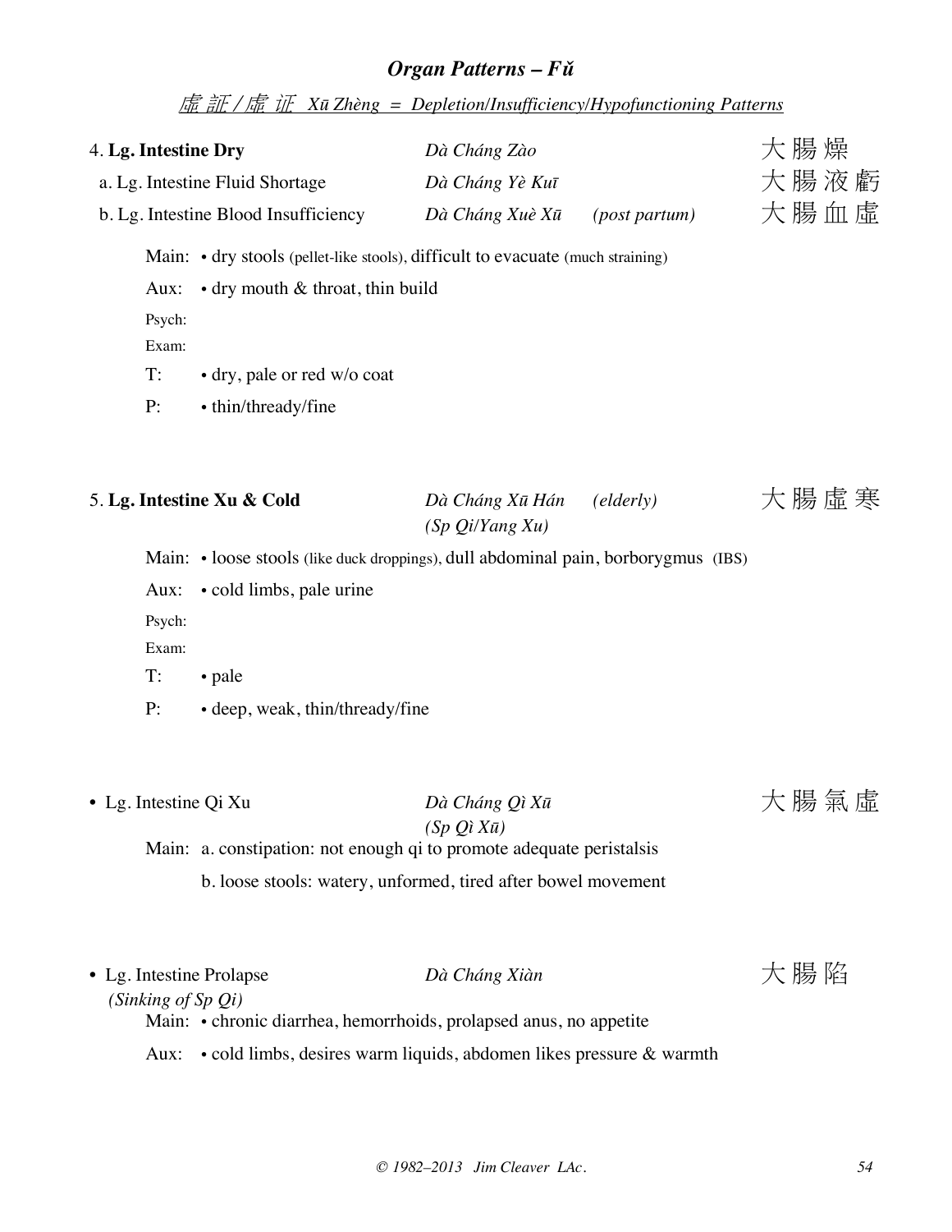## *Organ Patterns – Fǔ*

*虛 証 / 虚 证 Xū Zhèng = Depletion/Insufficiency/Hypofunctioning Patterns*

4. **Lg. Intestine Dry** — *Dà Cháng Zào* — 大 腸 燥

a. Lg. Intestine Fluid Shortage — *Dà Cháng Yè Kuī* — 大 腸 液 虧

b. Lg. Intestine Blood Insufficiency — *Dà Cháng Xuè Xū* *(post partum)* — 大 腸 血 虛

Main: • dry stools (pellet-like stools), difficult to evacuate (much straining)

Aux: • dry mouth & throat, thin build

Psych:

Exam:

T: • dry, pale or red w/o coat

P: • thin/thready/fine

5. **Lg. Intestine Xu & Cold** — *Dà Cháng Xū Hán* *(elderly)* *(Sp Qi/Yang Xu)* — 大 腸 虛 寒

Main: • loose stools (like duck droppings), dull abdominal pain, borborygmus (IBS)

Aux: • cold limbs, pale urine

Psych:

Exam:

T: • pale

P: • deep, weak, thin/thready/fine

• Lg. Intestine Qi Xu — *Dà Cháng Qì Xū* *(Sp Qì Xū)* — 大 腸 氣 虛

Main: a. constipation: not enough qi to promote adequate peristalsis

b. loose stools: watery, unformed, tired after bowel movement

• Lg. Intestine Prolapse *(Sinking of Sp Qi)* — *Dà Cháng Xiàn* — 大 腸 陷

Main: • chronic diarrhea, hemorrhoids, prolapsed anus, no appetite

Aux: • cold limbs, desires warm liquids, abdomen likes pressure & warmth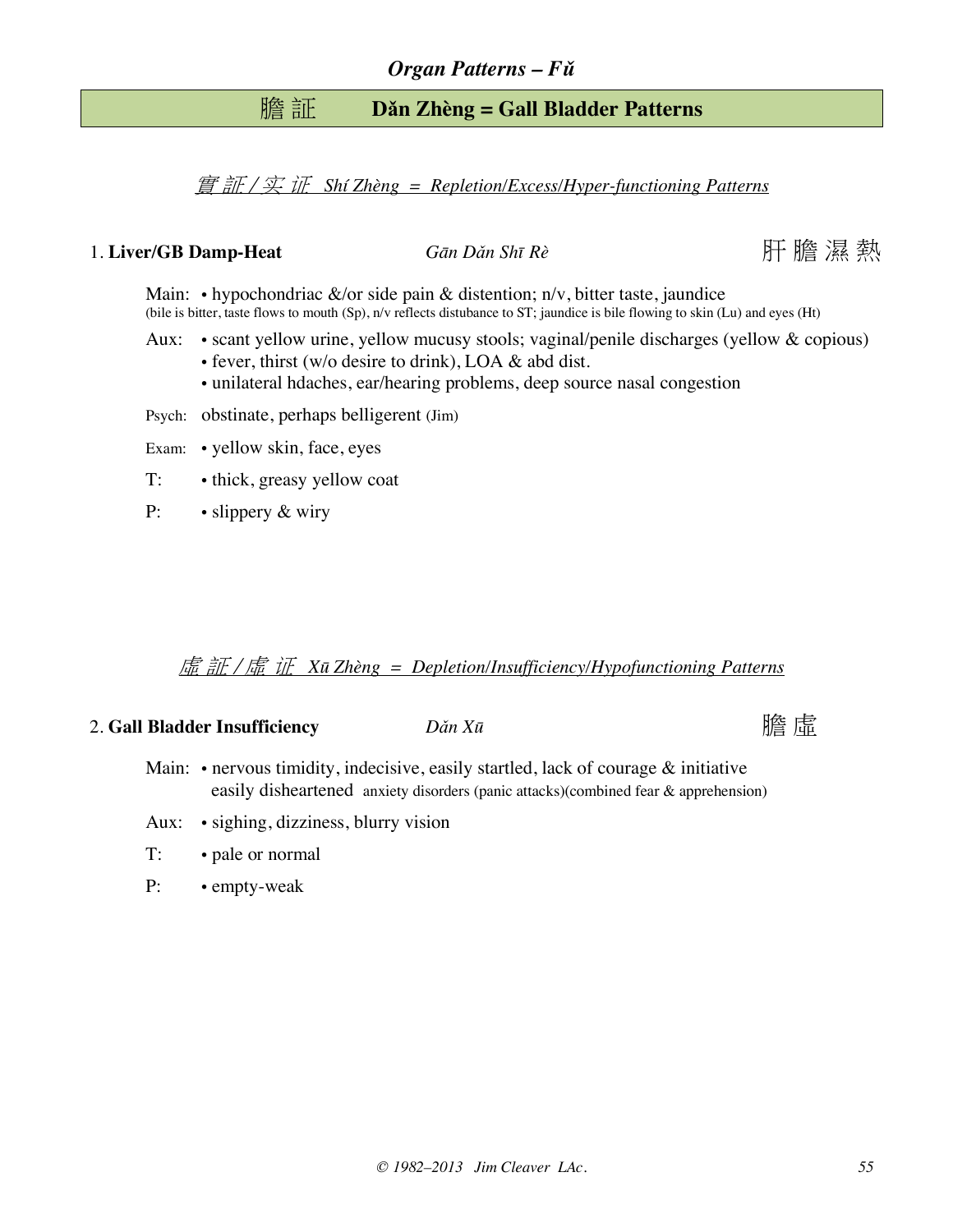*Organ Patterns – Fǔ*

## 膽 証 Dǎn Zhèng = Gall Bladder Patterns

*實 証 / 实 证 Shí Zhèng = Repletion/Excess/Hyper-functioning Patterns*

### 1. Liver/GB Damp-Heat — *Gān Dǎn Shī Rè* — 肝 膽 濕 熱

Main: • hypochondriac &/or side pain & distention; n/v, bitter taste, jaundice
(bile is bitter, taste flows to mouth (Sp), n/v reflects distubance to ST; jaundice is bile flowing to skin (Lu) and eyes (Ht)

Aux: • scant yellow urine, yellow mucusy stools; vaginal/penile discharges (yellow & copious)
• fever, thirst (w/o desire to drink), LOA & abd dist.
• unilateral hdaches, ear/hearing problems, deep source nasal congestion

Psych: obstinate, perhaps belligerent (Jim)

Exam: • yellow skin, face, eyes

T: • thick, greasy yellow coat

P: • slippery & wiry

*虛 証 / 虚 证 Xū Zhèng = Depletion/Insufficiency/Hypofunctioning Patterns*

### 2. Gall Bladder Insufficiency — *Dǎn Xū* — 膽 虛

Main: • nervous timidity, indecisive, easily startled, lack of courage & initiative
easily disheartened anxiety disorders (panic attacks)(combined fear & apprehension)

Aux: • sighing, dizziness, blurry vision

T: • pale or normal

P: • empty-weak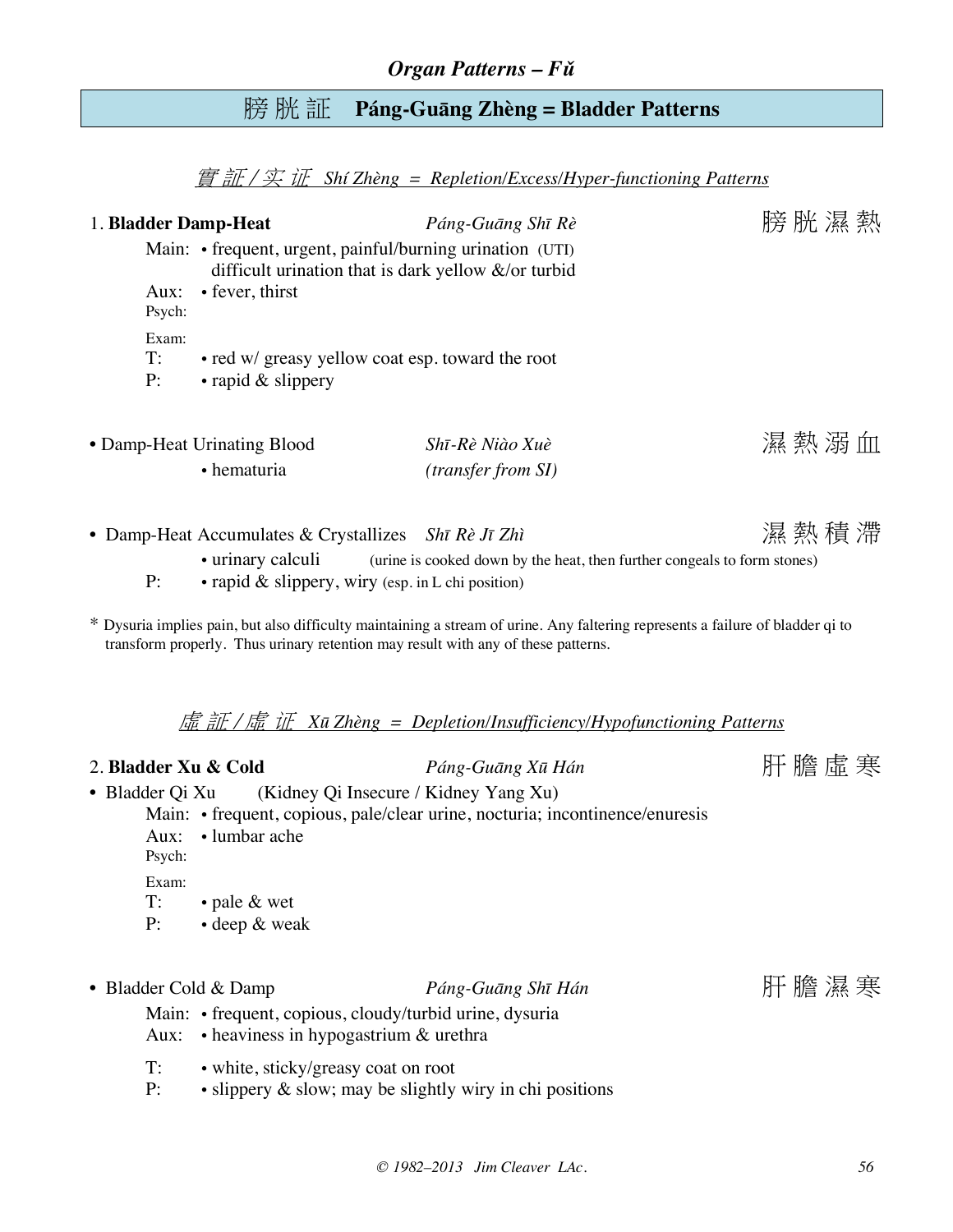## *Organ Patterns – Fǔ*

## 膀 胱 証　Páng-Guāng Zhèng = Bladder Patterns

### *實 証 / 实 证　Shí Zhèng = Repletion/Excess/Hyper-functioning Patterns*

**1. Bladder Damp-Heat** — *Páng-Guāng Shī Rè* — 膀 胱 濕 熱

Main: • frequent, urgent, painful/burning urination (UTI)
difficult urination that is dark yellow &/or turbid
Aux: • fever, thirst
Psych:

Exam:
T: • red w/ greasy yellow coat esp. toward the root
P: • rapid & slippery

• Damp-Heat Urinating Blood — *Shī-Rè Niào Xuè* — 濕 熱 溺 血
• hematuria — *(transfer from SI)*

• Damp-Heat Accumulates & Crystallizes — *Shī Rè Jī Zhì* — 濕 熱 積 滯
• urinary calculi (urine is cooked down by the heat, then further congeals to form stones)
P: • rapid & slippery, wiry (esp. in L chi position)

* Dysuria implies pain, but also difficulty maintaining a stream of urine. Any faltering represents a failure of bladder qi to transform properly. Thus urinary retention may result with any of these patterns.

### *虛 証 / 虚 证　Xū Zhèng = Depletion/Insufficiency/Hypofunctioning Patterns*

**2. Bladder Xu & Cold** — *Páng-Guāng Xū Hán* — 肝 膽 虛 寒

• Bladder Qi Xu (Kidney Qi Insecure / Kidney Yang Xu)
Main: • frequent, copious, pale/clear urine, nocturia; incontinence/enuresis
Aux: • lumbar ache
Psych:

Exam:
T: • pale & wet
P: • deep & weak

• Bladder Cold & Damp — *Páng-Guāng Shī Hán* — 肝 膽 濕 寒
Main: • frequent, copious, cloudy/turbid urine, dysuria
Aux: • heaviness in hypogastrium & urethra

T: • white, sticky/greasy coat on root
P: • slippery & slow; may be slightly wiry in chi positions

*© 1982–2013 Jim Cleaver LAc.*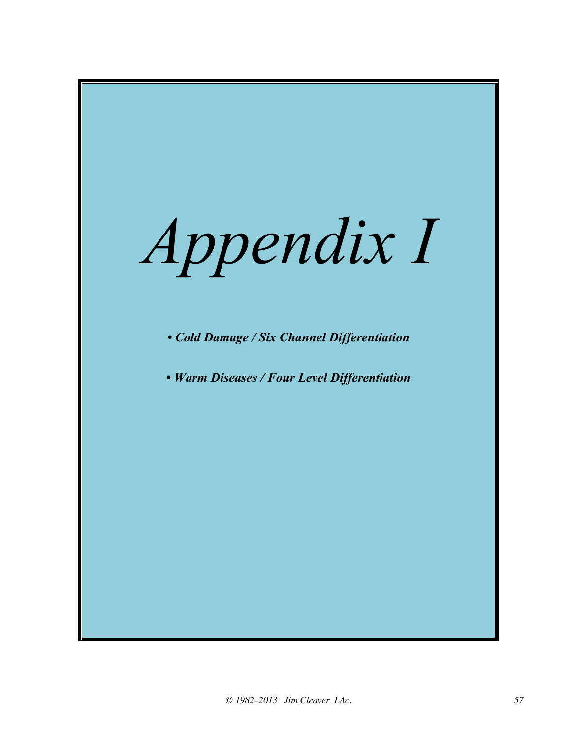# *Appendix I*

- ***Cold Damage / Six Channel Differentiation***

- ***Warm Diseases / Four Level Differentiation***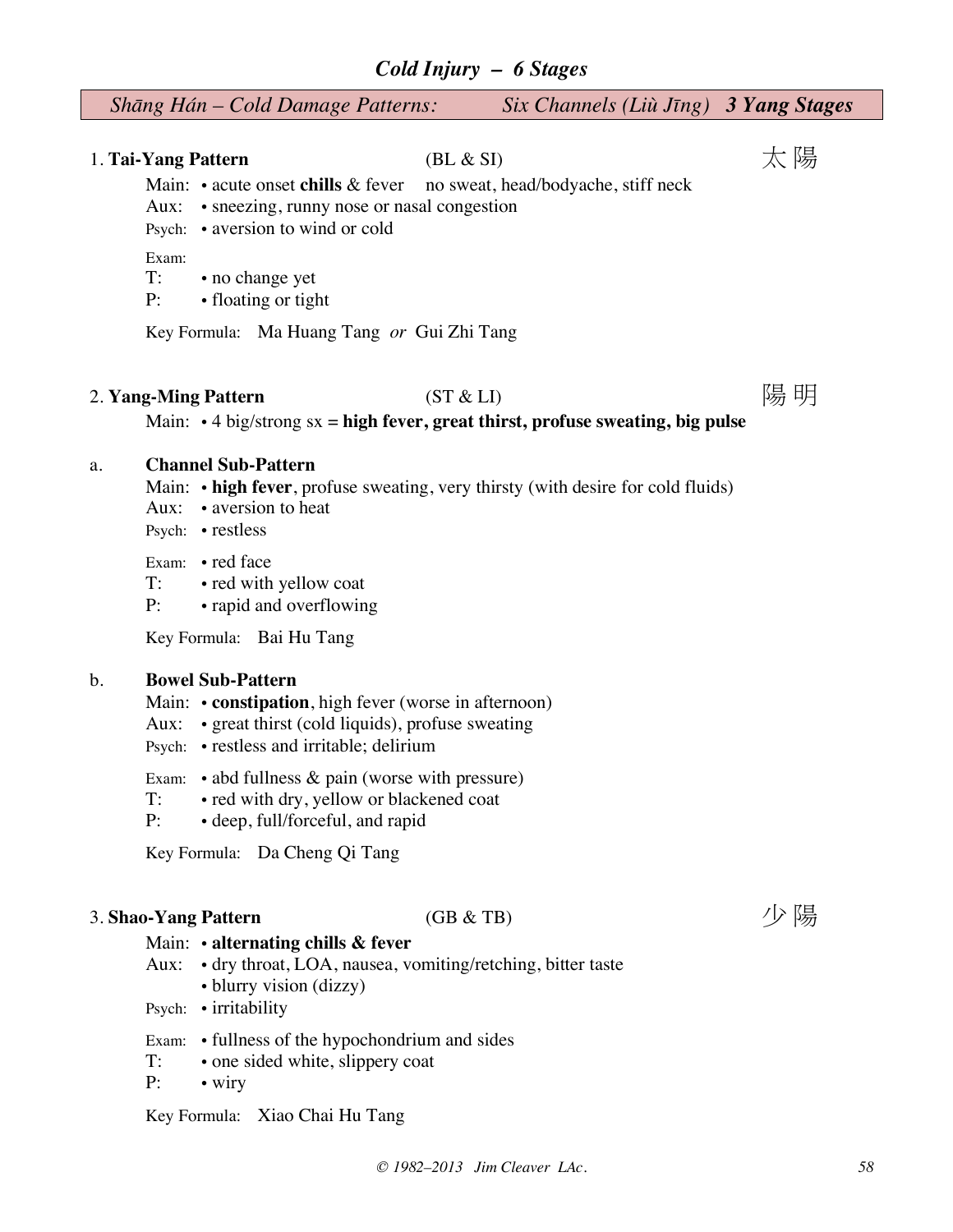## *Cold Injury – 6 Stages*

### *Shāng Hán – Cold Damage Patterns:* *Six Channels (Liù Jīng)* ***3 Yang Stages***

1. **Tai-Yang Pattern** (BL & SI) 太陽

Main: • acute onset **chills** & fever no sweat, head/bodyache, stiff neck
Aux: • sneezing, runny nose or nasal congestion
Psych: • aversion to wind or cold

Exam:
T: • no change yet
P: • floating or tight

Key Formula: Ma Huang Tang *or* Gui Zhi Tang

2. **Yang-Ming Pattern** (ST & LI) 陽明

Main: • 4 big/strong sx = **high fever, great thirst, profuse sweating, big pulse**

a. **Channel Sub-Pattern**

Main: • **high fever**, profuse sweating, very thirsty (with desire for cold fluids)
Aux: • aversion to heat
Psych: • restless

Exam: • red face
T: • red with yellow coat
P: • rapid and overflowing

Key Formula: Bai Hu Tang

b. **Bowel Sub-Pattern**

Main: • **constipation**, high fever (worse in afternoon)
Aux: • great thirst (cold liquids), profuse sweating
Psych: • restless and irritable; delirium

Exam: • abd fullness & pain (worse with pressure)
T: • red with dry, yellow or blackened coat
P: • deep, full/forceful, and rapid

Key Formula: Da Cheng Qi Tang

3. **Shao-Yang Pattern** (GB & TB) 少陽

Main: • **alternating chills & fever**
Aux: • dry throat, LOA, nausea, vomiting/retching, bitter taste
• blurry vision (dizzy)
Psych: • irritability

Exam: • fullness of the hypochondrium and sides
T: • one sided white, slippery coat
P: • wiry

Key Formula: Xiao Chai Hu Tang

*© 1982–2013 Jim Cleaver LAc.*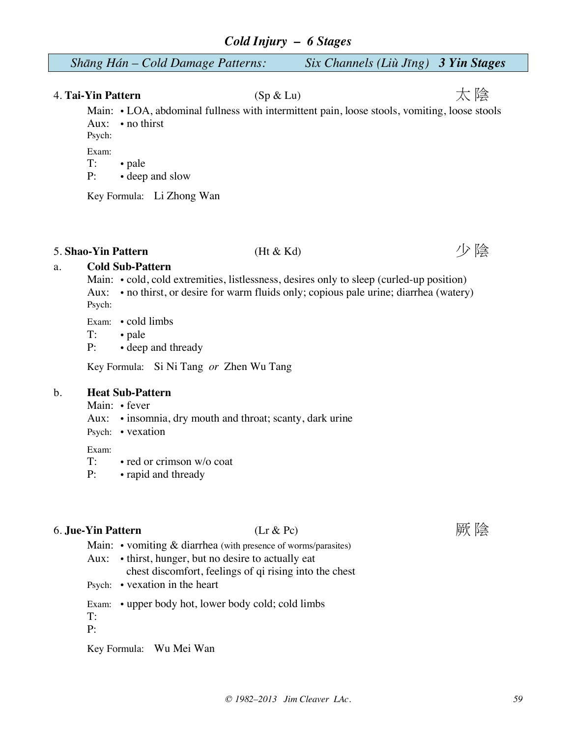# *Cold Injury – 6 Stages*

## *Shāng Hán – Cold Damage Patterns: Six Channels (Liù Jīng)* ***3 Yin Stages***

### 4. **Tai-Yin Pattern** (Sp & Lu) 太陰

Main: • LOA, abdominal fullness with intermittent pain, loose stools, vomiting, loose stools
Aux: • no thirst
Psych:

Exam:
T: • pale
P: • deep and slow

Key Formula: Li Zhong Wan

### 5. **Shao-Yin Pattern** (Ht & Kd) 少陰

a. **Cold Sub-Pattern**

Main: • cold, cold extremities, listlessness, desires only to sleep (curled-up position)
Aux: • no thirst, or desire for warm fluids only; copious pale urine; diarrhea (watery)
Psych:

Exam: • cold limbs
T: • pale
P: • deep and thready

Key Formula: Si Ni Tang *or* Zhen Wu Tang

b. **Heat Sub-Pattern**

Main: • fever
Aux: • insomnia, dry mouth and throat; scanty, dark urine
Psych: • vexation

Exam:
T: • red or crimson w/o coat
P: • rapid and thready

### 6. **Jue-Yin Pattern** (Lr & Pc) 厥陰

Main: • vomiting & diarrhea (with presence of worms/parasites)
Aux: • thirst, hunger, but no desire to actually eat
chest discomfort, feelings of qi rising into the chest
Psych: • vexation in the heart

Exam: • upper body hot, lower body cold; cold limbs
T:
P:

Key Formula: Wu Mei Wan

*© 1982–2013 Jim Cleaver LAc.*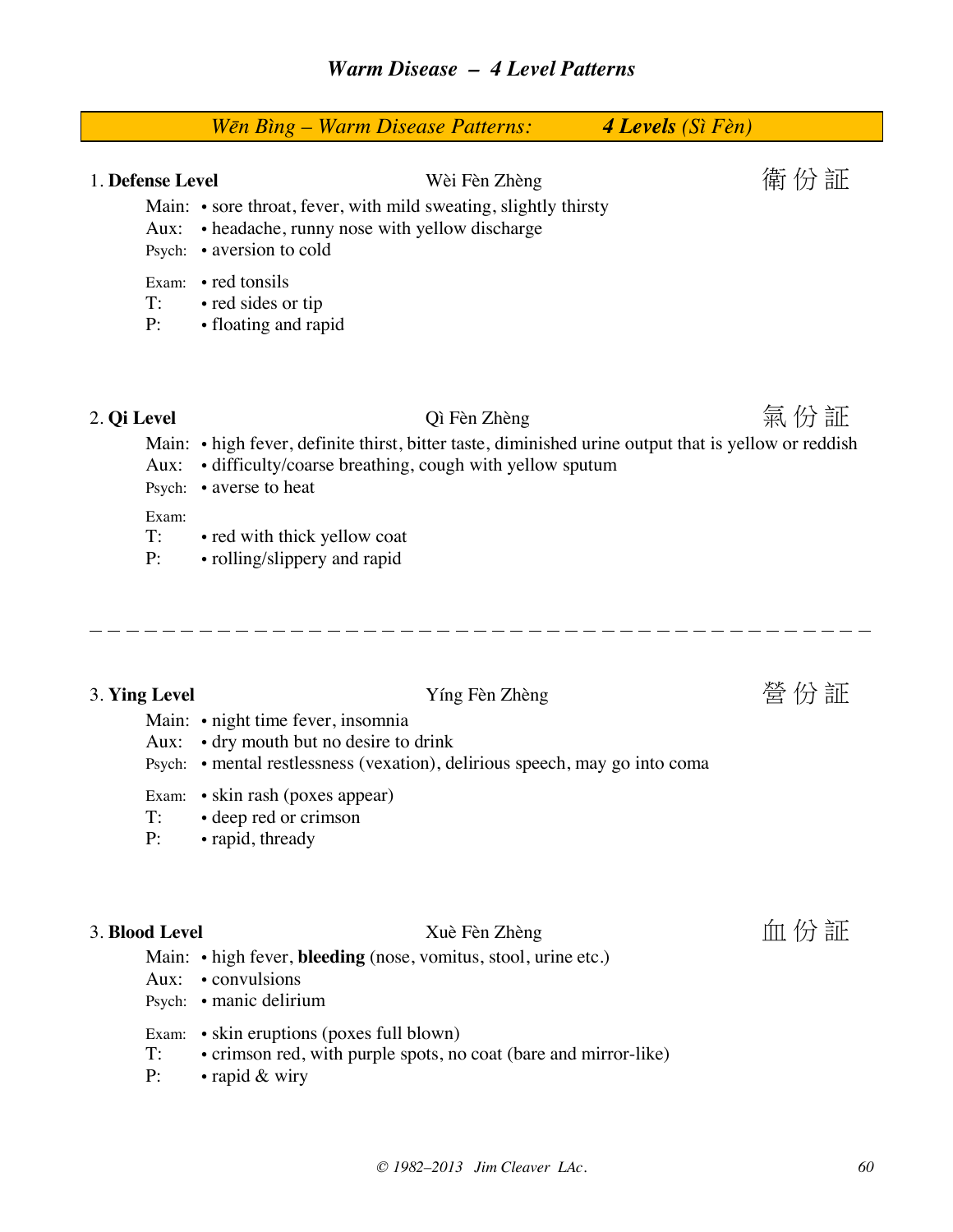# Warm Disease – 4 Level Patterns

***Wēn Bìng – Warm Disease Patterns:*** ***4 Levels (Sì Fèn)***

## 1. Defense Level — Wèi Fèn Zhèng 衛份証

Main: • sore throat, fever, with mild sweating, slightly thirsty
Aux: • headache, runny nose with yellow discharge
Psych: • aversion to cold

Exam: • red tonsils
T: • red sides or tip
P: • floating and rapid

## 2. Qi Level — Qì Fèn Zhèng 氣份証

Main: • high fever, definite thirst, bitter taste, diminished urine output that is yellow or reddish
Aux: • difficulty/coarse breathing, cough with yellow sputum
Psych: • averse to heat

Exam:
T: • red with thick yellow coat
P: • rolling/slippery and rapid

---

## 3. Ying Level — Yíng Fèn Zhèng 營份証

Main: • night time fever, insomnia
Aux: • dry mouth but no desire to drink
Psych: • mental restlessness (vexation), delirious speech, may go into coma

Exam: • skin rash (poxes appear)
T: • deep red or crimson
P: • rapid, thready

## 3. Blood Level — Xuè Fèn Zhèng 血份証

Main: • high fever, **bleeding** (nose, vomitus, stool, urine etc.)
Aux: • convulsions
Psych: • manic delirium

Exam: • skin eruptions (poxes full blown)
T: • crimson red, with purple spots, no coat (bare and mirror-like)
P: • rapid & wiry

© 1982–2013 Jim Cleaver LAc.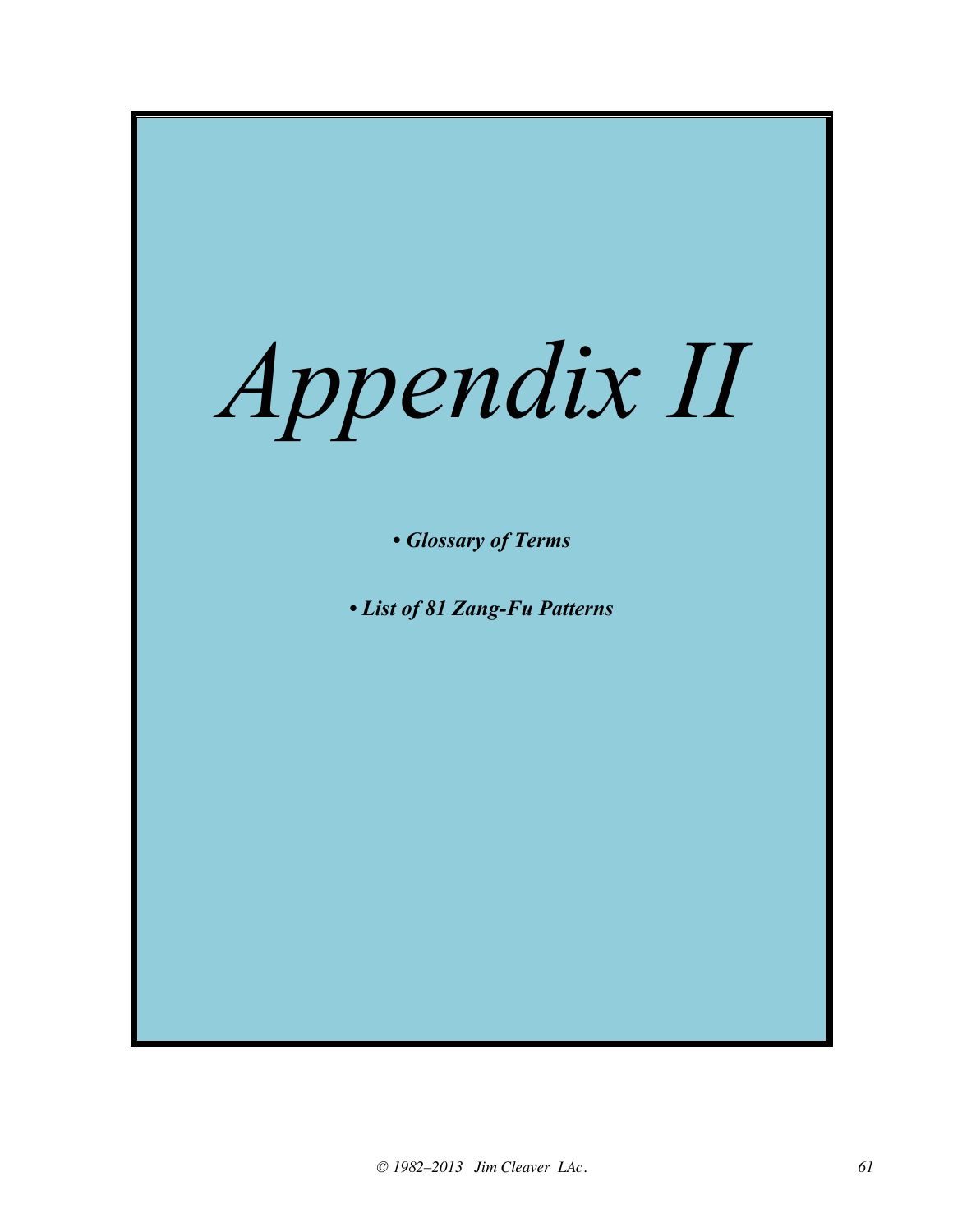# *Appendix II*

- ***Glossary of Terms***
- ***List of 81 Zang-Fu Patterns***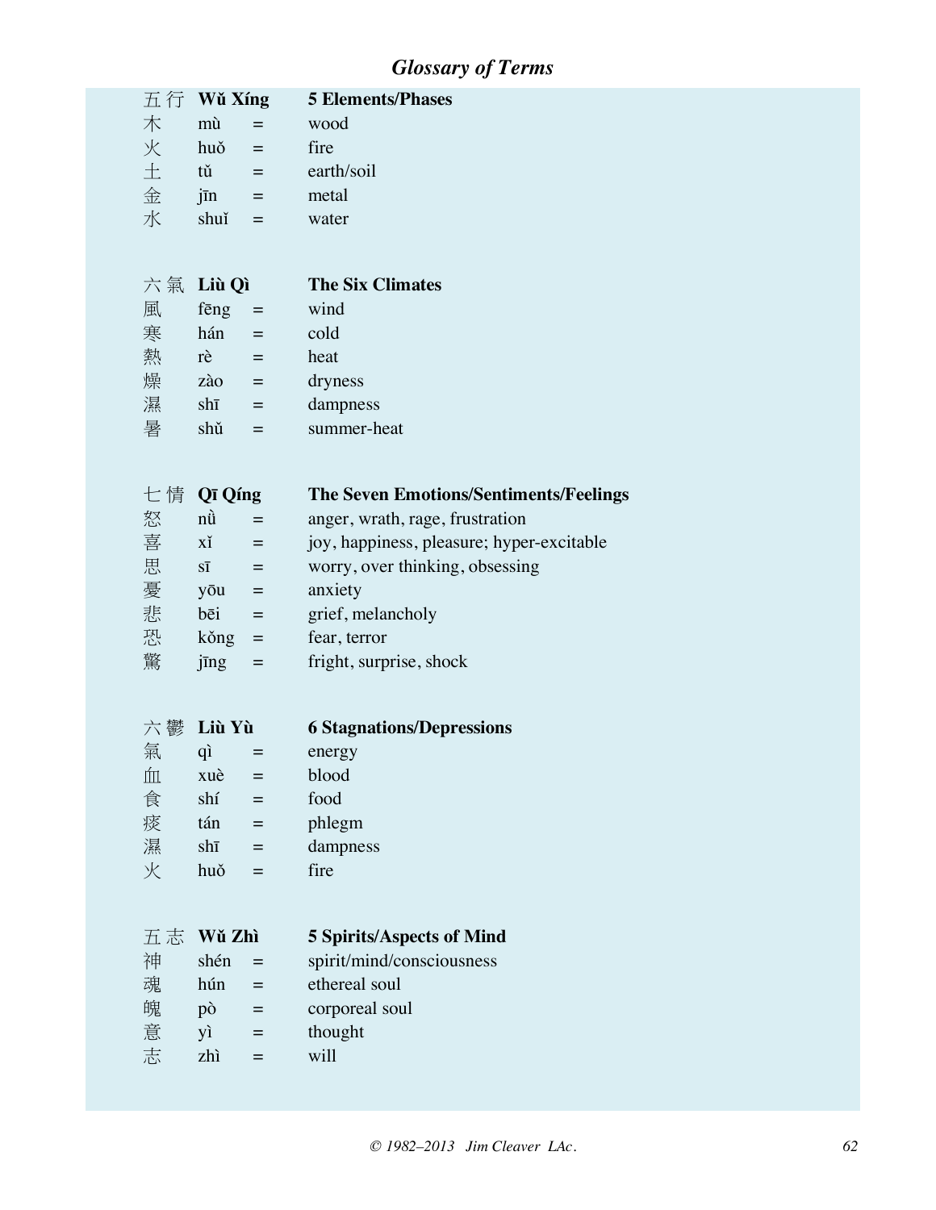## Glossary of Terms

| 五行 | **Wǔ Xíng** | | **5 Elements/Phases** |
|---|---|---|---|
| 木 | mù | = | wood |
| 火 | huǒ | = | fire |
| 土 | tǔ | = | earth/soil |
| 金 | jīn | = | metal |
| 水 | shuǐ | = | water |

| 六氣 | **Liù Qì** | | **The Six Climates** |
|---|---|---|---|
| 風 | fēng | = | wind |
| 寒 | hán | = | cold |
| 熱 | rè | = | heat |
| 燥 | zào | = | dryness |
| 濕 | shī | = | dampness |
| 暑 | shǔ | = | summer-heat |

| 七情 | **Qī Qíng** | | **The Seven Emotions/Sentiments/Feelings** |
|---|---|---|---|
| 怒 | nù | = | anger, wrath, rage, frustration |
| 喜 | xǐ | = | joy, happiness, pleasure; hyper-excitable |
| 思 | sī | = | worry, over thinking, obsessing |
| 憂 | yōu | = | anxiety |
| 悲 | bēi | = | grief, melancholy |
| 恐 | kǒng | = | fear, terror |
| 驚 | jīng | = | fright, surprise, shock |

| 六鬱 | **Liù Yù** | | **6 Stagnations/Depressions** |
|---|---|---|---|
| 氣 | qì | = | energy |
| 血 | xuè | = | blood |
| 食 | shí | = | food |
| 痰 | tán | = | phlegm |
| 濕 | shī | = | dampness |
| 火 | huǒ | = | fire |

| 五志 | **Wǔ Zhì** | | **5 Spirits/Aspects of Mind** |
|---|---|---|---|
| 神 | shén | = | spirit/mind/consciousness |
| 魂 | hún | = | ethereal soul |
| 魄 | pò | = | corporeal soul |
| 意 | yì | = | thought |
| 志 | zhì | = | will |

*© 1982–2013 Jim Cleaver LAc.*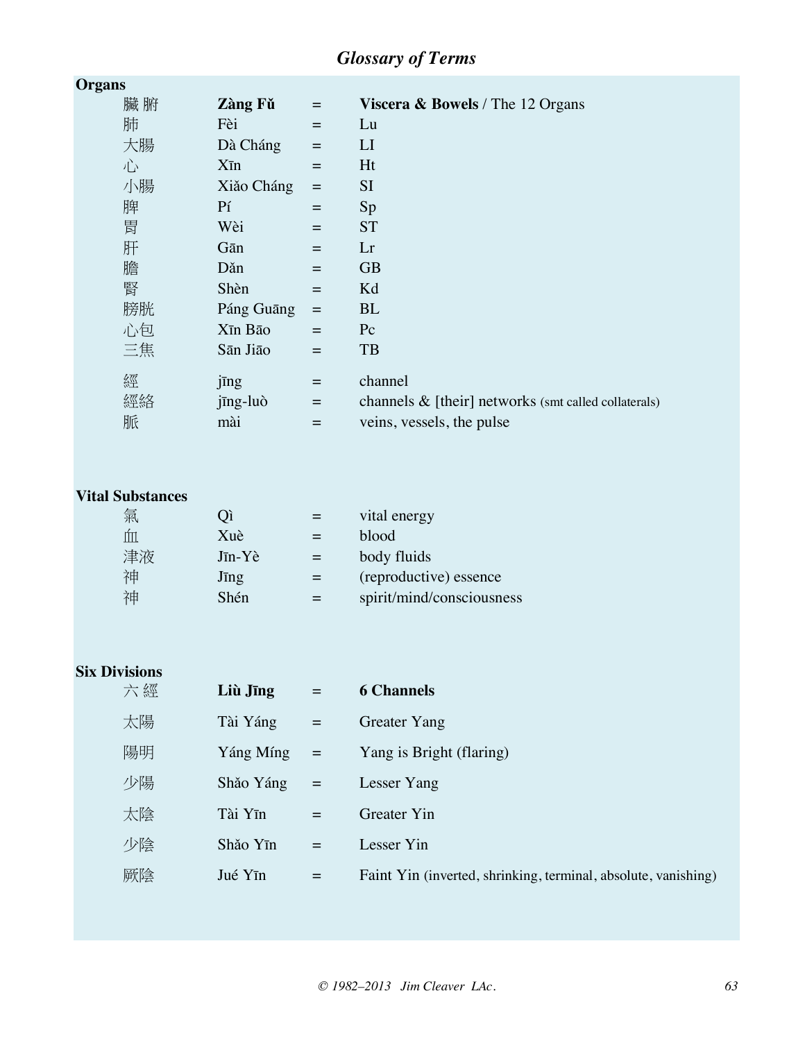## *Glossary of Terms*

### Organs

| | | | |
|---|---|---|---|
| 臟 腑 | **Zàng Fǔ** | = | **Viscera & Bowels** / The 12 Organs |
| 肺 | Fèi | = | Lu |
| 大腸 | Dà Cháng | = | LI |
| 心 | Xīn | = | Ht |
| 小腸 | Xiǎo Cháng | = | SI |
| 脾 | Pí | = | Sp |
| 胃 | Wèi | = | ST |
| 肝 | Gān | = | Lr |
| 膽 | Dǎn | = | GB |
| 腎 | Shèn | = | Kd |
| 膀胱 | Páng Guāng | = | BL |
| 心包 | Xīn Bāo | = | Pc |
| 三焦 | Sān Jiāo | = | TB |
| 經 | jīng | = | channel |
| 經絡 | jīng-luò | = | channels & [their] networks (smt called collaterals) |
| 脈 | mài | = | veins, vessels, the pulse |

### Vital Substances

| | | | |
|---|---|---|---|
| 氣 | Qì | = | vital energy |
| 血 | Xuè | = | blood |
| 津液 | Jīn-Yè | = | body fluids |
| 神 | Jīng | = | (reproductive) essence |
| 神 | Shén | = | spirit/mind/consciousness |

### Six Divisions

| | | | |
|---|---|---|---|
| 六 經 | **Liù Jīng** | = | **6 Channels** |
| 太陽 | Tài Yáng | = | Greater Yang |
| 陽明 | Yáng Míng | = | Yang is Bright (flaring) |
| 少陽 | Shǎo Yáng | = | Lesser Yang |
| 太陰 | Tài Yīn | = | Greater Yin |
| 少陰 | Shǎo Yīn | = | Lesser Yin |
| 厥陰 | Jué Yīn | = | Faint Yin (inverted, shrinking, terminal, absolute, vanishing) |

*© 1982–2013 Jim Cleaver LAc.*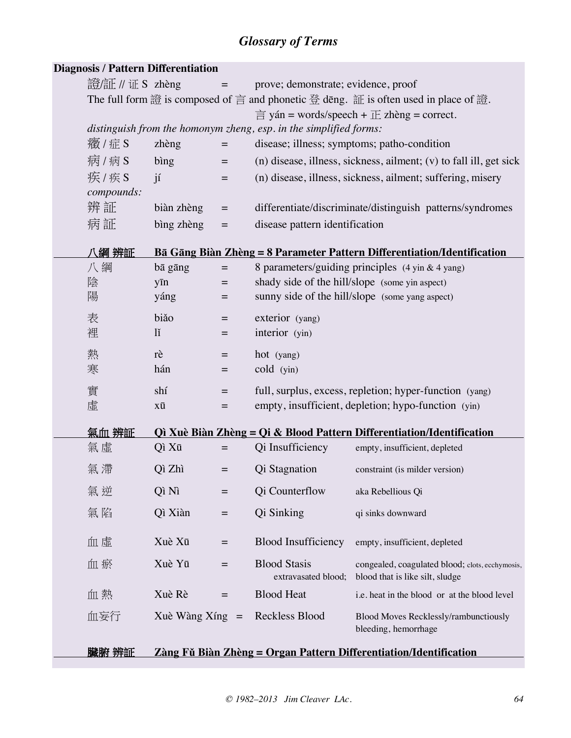## Glossary of Terms

**Diagnosis / Pattern Differentiation**

| | | | |
|---|---|---|---|
| 證/証 // 证 S | zhèng | = | prove; demonstrate; evidence, proof |

The full form 證 is composed of 言 and phonetic 登 dēng. 証 is often used in place of 證.

言 yán = words/speech + 正 zhèng = correct.

*distinguish from the homonym zheng, esp. in the simplified forms:*

| | | | |
|---|---|---|---|
| 癥 / 症 S | zhèng | = | disease; illness; symptoms; patho-condition |
| 病 / 病 S | bìng | = | (n) disease, illness, sickness, ailment; (v) to fall ill, get sick |
| 疾 / 疾 S | jí | = | (n) disease, illness, sickness, ailment; suffering, misery |

*compounds:*

| | | | |
|---|---|---|---|
| 辨 証 | biàn zhèng | = | differentiate/discriminate/distinguish patterns/syndromes |
| 病 証 | bìng zhèng | = | disease pattern identification |

### 八綱 辨証 Bā Gāng Biàn Zhèng = 8 Parameter Pattern Differentiation/Identification

| | | | |
|---|---|---|---|
| 八 綱 | bā gāng | = | 8 parameters/guiding principles (4 yin & 4 yang) |
| 陰 | yīn | = | shady side of the hill/slope (some yin aspect) |
| 陽 | yáng | = | sunny side of the hill/slope (some yang aspect) |
| 表 | biǎo | = | exterior (yang) |
| 裡 | lǐ | = | interior (yin) |
| 熱 | rè | = | hot (yang) |
| 寒 | hán | = | cold (yin) |
| 實 | shí | = | full, surplus, excess, repletion; hyper-function (yang) |
| 虛 | xū | = | empty, insufficient, depletion; hypo-function (yin) |

### 氣血 辨証 Qì Xuè Biàn Zhèng = Qi & Blood Pattern Differentiation/Identification

| | | | | |
|---|---|---|---|---|
| 氣 虛 | Qì Xū | = | Qi Insufficiency | empty, insufficient, depleted |
| 氣 滯 | Qì Zhì | = | Qi Stagnation | constraint (is milder version) |
| 氣 逆 | Qì Nì | = | Qi Counterflow | aka Rebellious Qi |
| 氣 陷 | Qì Xiàn | = | Qi Sinking | qi sinks downward |
| 血 虛 | Xuè Xū | = | Blood Insufficiency | empty, insufficient, depleted |
| 血 瘀 | Xuè Yū | = | Blood Stasis extravasated blood; | congealed, coagulated blood; clots, ecchymosis, blood that is like silt, sludge |
| 血 熱 | Xuè Rè | = | Blood Heat | i.e. heat in the blood or at the blood level |
| 血妄行 | Xuè Wàng Xíng | = | Reckless Blood | Blood Moves Recklessly/rambunctiously bleeding, hemorrhage |

### 臟腑 辨証 Zàng Fǔ Biàn Zhèng = Organ Pattern Differentiation/Identification

© 1982–2013 Jim Cleaver LAc.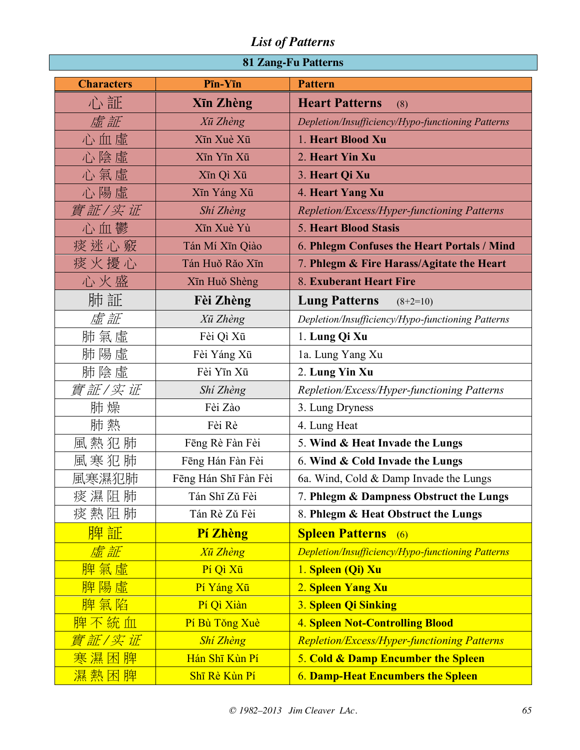## *List of Patterns*

| 81 Zang-Fu Patterns | | |
|---|---|---|
| **Characters** | **Pīn-Yīn** | **Pattern** |
| 心 証 | **Xīn Zhèng** | **Heart Patterns** (8) |
| *虛 証* | *Xū Zhèng* | *Depletion/Insufficiency/Hypo-functioning Patterns* |
| 心 血 虛 | Xīn Xuè Xū | 1. **Heart Blood Xu** |
| 心 陰 虛 | Xīn Yīn Xū | 2. **Heart Yin Xu** |
| 心 氣 虛 | Xīn Qì Xū | 3. **Heart Qi Xu** |
| 心 陽 虛 | Xīn Yáng Xū | 4. **Heart Yang Xu** |
| *實 証 / 实 证* | *Shí Zhèng* | *Repletion/Excess/Hyper-functioning Patterns* |
| 心 血 鬱 | Xīn Xuè Yù | 5. **Heart Blood Stasis** |
| 痰 迷 心 竅 | Tán Mí Xīn Qiào | 6. **Phlegm Confuses the Heart Portals / Mind** |
| 痰 火 擾 心 | Tán Huǒ Rǎo Xīn | 7. **Phlegm & Fire Harass/Agitate the Heart** |
| 心 火 盛 | Xīn Huǒ Shèng | 8. **Exuberant Heart Fire** |
| 肺 証 | **Fèi Zhèng** | **Lung Patterns** (8+2=10) |
| *虛 証* | *Xū Zhèng* | *Depletion/Insufficiency/Hypo-functioning Patterns* |
| 肺 氣 虛 | Fèi Qì Xū | 1. **Lung Qi Xu** |
| 肺 陽 虛 | Fèi Yáng Xū | 1a. Lung Yang Xu |
| 肺 陰 虛 | Fèi Yīn Xū | 2. **Lung Yin Xu** |
| *實 証 / 实 证* | *Shí Zhèng* | *Repletion/Excess/Hyper-functioning Patterns* |
| 肺 燥 | Fèi Zào | 3. Lung Dryness |
| 肺 熱 | Fèi Rè | 4. Lung Heat |
| 風 熱 犯 肺 | Fēng Rè Fàn Fèi | 5. **Wind & Heat Invade the Lungs** |
| 風 寒 犯 肺 | Fēng Hán Fàn Fèi | 6. **Wind & Cold Invade the Lungs** |
| 風寒濕犯肺 | Fēng Hán Shī Fàn Fèi | 6a. Wind, Cold & Damp Invade the Lungs |
| 痰 濕 阻 肺 | Tán Shī Zǔ Fèi | 7. **Phlegm & Dampness Obstruct the Lungs** |
| 痰 熱 阻 肺 | Tán Rè Zǔ Fèi | 8. **Phlegm & Heat Obstruct the Lungs** |
| 脾 証 | **Pí Zhèng** | **Spleen Patterns** (6) |
| *虛 証* | *Xū Zhèng* | *Depletion/Insufficiency/Hypo-functioning Patterns* |
| 脾 氣 虛 | Pí Qì Xū | 1. **Spleen (Qi) Xu** |
| 脾 陽 虛 | Pí Yáng Xū | 2. **Spleen Yang Xu** |
| 脾 氣 陷 | Pí Qì Xiàn | 3. **Spleen Qi Sinking** |
| 脾 不 統 血 | Pí Bù Tǒng Xuè | 4. **Spleen Not-Controlling Blood** |
| *實 証 / 实 证* | *Shí Zhèng* | *Repletion/Excess/Hyper-functioning Patterns* |
| 寒 濕 困 脾 | Hán Shī Kùn Pí | 5. **Cold & Damp Encumber the Spleen** |
| 濕 熱 困 脾 | Shī Rè Kùn Pí | 6. **Damp-Heat Encumbers the Spleen** |

*© 1982–2013 Jim Cleaver LAc.*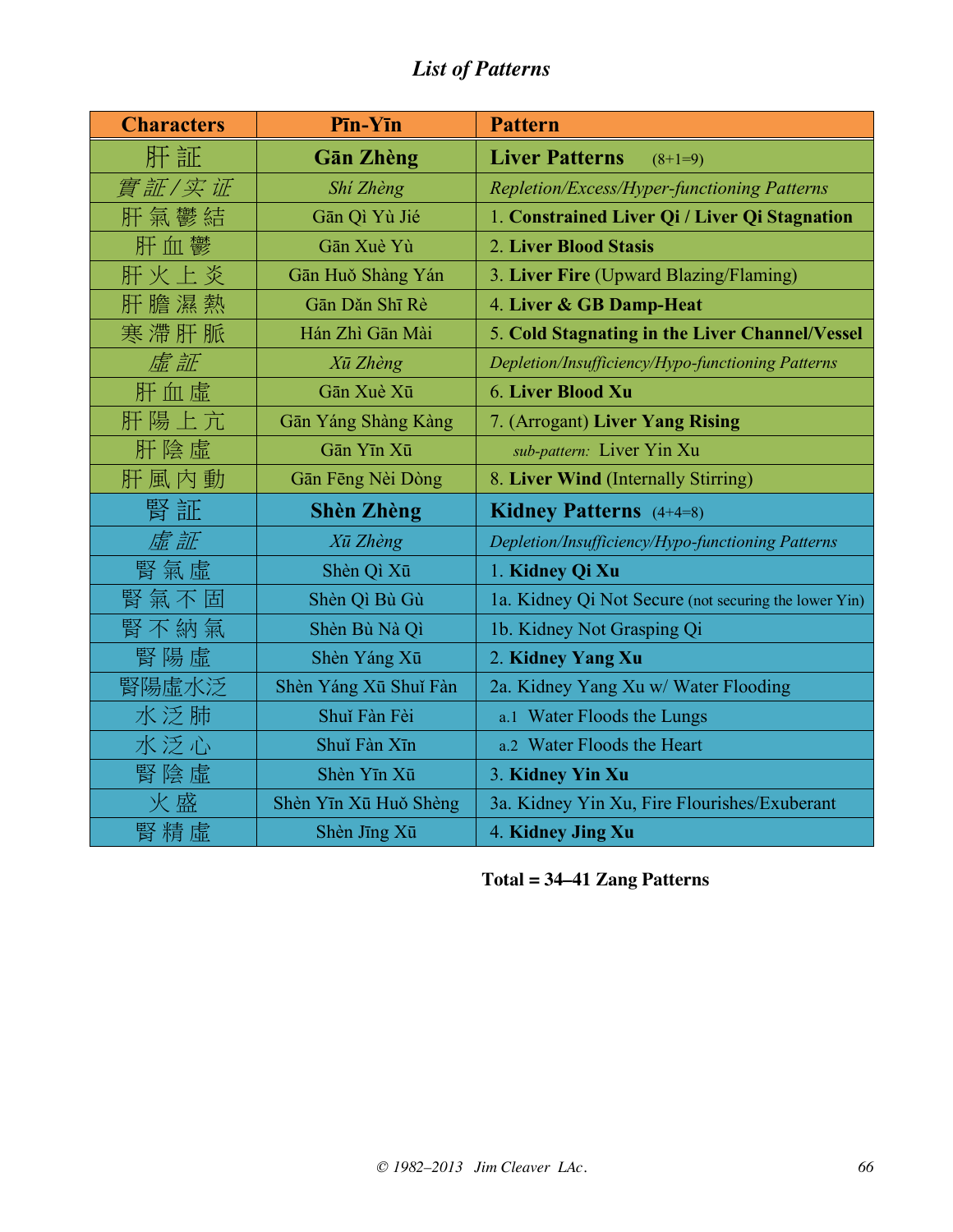# *List of Patterns*

| Characters | Pīn-Yīn | Pattern |
|---|---|---|
| 肝 証 | **Gān Zhèng** | **Liver Patterns** (8+1=9) |
| *實 証 / 实 证* | *Shí Zhèng* | *Repletion/Excess/Hyper-functioning Patterns* |
| 肝 氣 鬱 結 | Gān Qì Yù Jié | 1. **Constrained Liver Qi / Liver Qi Stagnation** |
| 肝 血 鬱 | Gān Xuè Yù | 2. **Liver Blood Stasis** |
| 肝 火 上 炎 | Gān Huǒ Shàng Yán | 3. **Liver Fire** (Upward Blazing/Flaming) |
| 肝 膽 濕 熱 | Gān Dǎn Shī Rè | 4. **Liver & GB Damp-Heat** |
| 寒 滞 肝 脈 | Hán Zhì Gān Mài | 5. **Cold Stagnating in the Liver Channel/Vessel** |
| *虚 証* | *Xū Zhèng* | *Depletion/Insufficiency/Hypo-functioning Patterns* |
| 肝 血 虚 | Gān Xuè Xū | 6. **Liver Blood Xu** |
| 肝 陽 上 亢 | Gān Yáng Shàng Kàng | 7. (Arrogant) **Liver Yang Rising** |
| 肝 陰 虚 | Gān Yīn Xū | *sub-pattern:* Liver Yin Xu |
| 肝 風 内 動 | Gān Fēng Nèi Dòng | 8. **Liver Wind** (Internally Stirring) |
| 腎 証 | **Shèn Zhèng** | **Kidney Patterns** (4+4=8) |
| *虚 証* | *Xū Zhèng* | *Depletion/Insufficiency/Hypo-functioning Patterns* |
| 腎 氣 虚 | Shèn Qì Xū | 1. **Kidney Qi Xu** |
| 腎 氣 不 固 | Shèn Qì Bù Gù | 1a. Kidney Qi Not Secure (not securing the lower Yin) |
| 腎 不 納 氣 | Shèn Bù Nà Qì | 1b. Kidney Not Grasping Qi |
| 腎 陽 虚 | Shèn Yáng Xū | 2. **Kidney Yang Xu** |
| 腎陽虚水泛 | Shèn Yáng Xū Shuǐ Fàn | 2a. Kidney Yang Xu w/ Water Flooding |
| 水 泛 肺 | Shuǐ Fàn Fèi | a.1 Water Floods the Lungs |
| 水 泛 心 | Shuǐ Fàn Xīn | a.2 Water Floods the Heart |
| 腎 陰 虚 | Shèn Yīn Xū | 3. **Kidney Yin Xu** |
| 火 盛 | Shèn Yīn Xū Huǒ Shèng | 3a. Kidney Yin Xu, Fire Flourishes/Exuberant |
| 腎 精 虚 | Shèn Jīng Xū | 4. **Kidney Jing Xu** |

**Total = 34–41 Zang Patterns**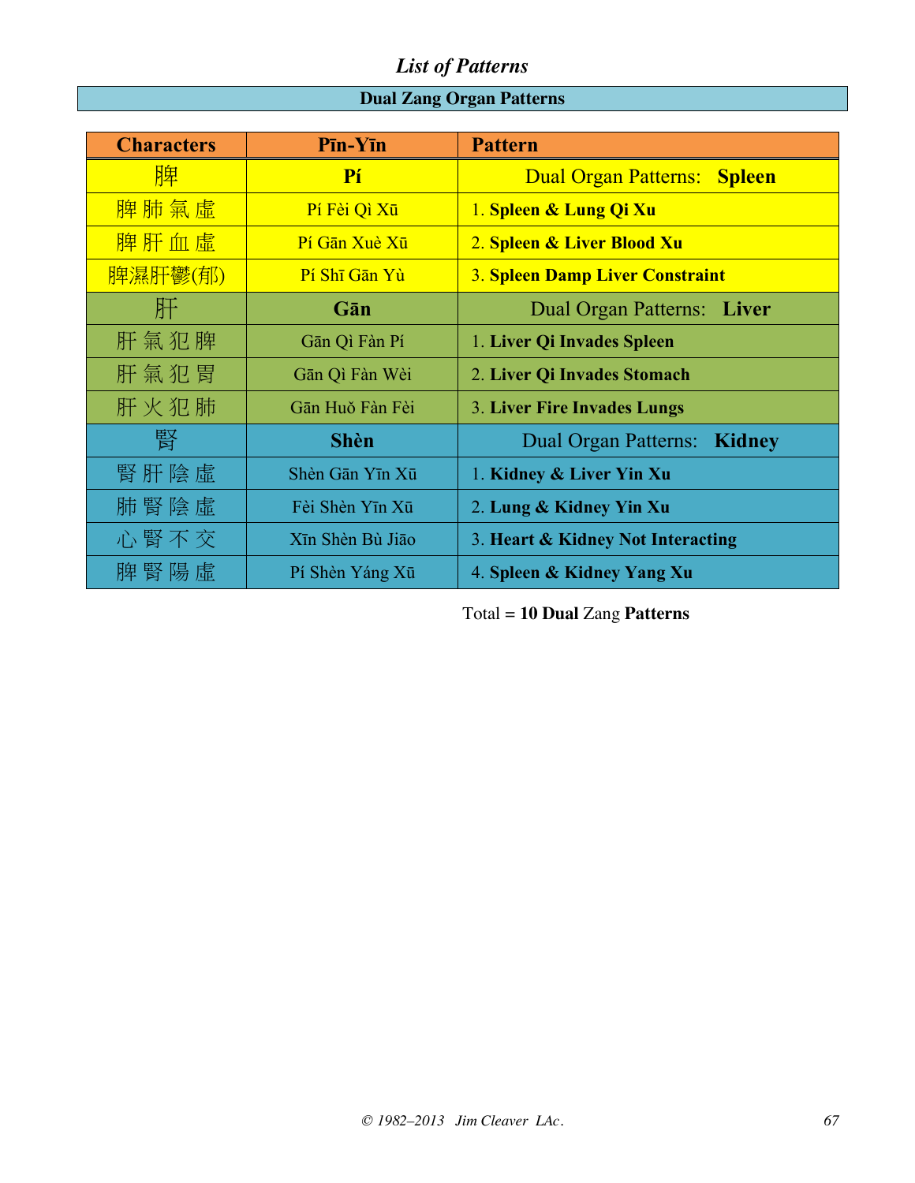## *List of Patterns*

**Dual Zang Organ Patterns**

| Characters | Pīn-Yīn | Pattern |
|---|---|---|
| 脾 | **Pí** | Dual Organ Patterns: **Spleen** |
| 脾 肺 氣 虛 | Pí Fèi Qì Xū | 1. **Spleen & Lung Qi Xu** |
| 脾 肝 血 虛 | Pí Gān Xuè Xū | 2. **Spleen & Liver Blood Xu** |
| 脾濕肝鬱(郁) | Pí Shī Gān Yù | 3. **Spleen Damp Liver Constraint** |
| 肝 | **Gān** | Dual Organ Patterns: **Liver** |
| 肝 氣 犯 脾 | Gān Qì Fàn Pí | 1. **Liver Qi Invades Spleen** |
| 肝 氣 犯 胃 | Gān Qì Fàn Wèi | 2. **Liver Qi Invades Stomach** |
| 肝 火 犯 肺 | Gān Huǒ Fàn Fèi | 3. **Liver Fire Invades Lungs** |
| 腎 | **Shèn** | Dual Organ Patterns: **Kidney** |
| 腎 肝 陰 虛 | Shèn Gān Yīn Xū | 1. **Kidney & Liver Yin Xu** |
| 肺 腎 陰 虛 | Fèi Shèn Yīn Xū | 2. **Lung & Kidney Yin Xu** |
| 心 腎 不 交 | Xīn Shèn Bù Jiāo | 3. **Heart & Kidney Not Interacting** |
| 脾 腎 陽 虛 | Pí Shèn Yáng Xū | 4. **Spleen & Kidney Yang Xu** |

Total = **10 Dual** Zang **Patterns**

*© 1982–2013 Jim Cleaver LAc.*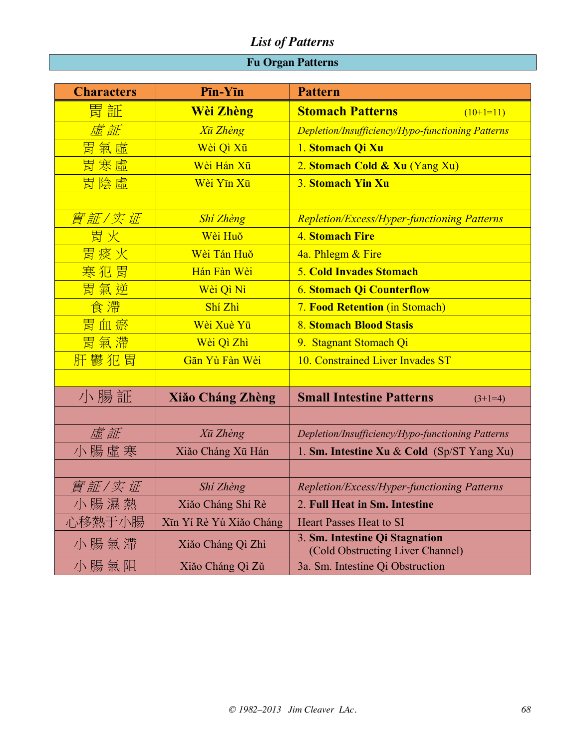## *List of Patterns*

### Fu Organ Patterns

| Characters | Pīn-Yīn | Pattern |
|---|---|---|
| 胃 証 | **Wèi Zhèng** | **Stomach Patterns** (10+1=11) |
| *虚 証* | *Xū Zhèng* | *Depletion/Insufficiency/Hypo-functioning Patterns* |
| 胃 氣 虚 | Wèi Qì Xū | 1. **Stomach Qi Xu** |
| 胃 寒 虚 | Wèi Hán Xū | 2. **Stomach Cold & Xu** (Yang Xu) |
| 胃 陰 虚 | Wèi Yīn Xū | 3. **Stomach Yin Xu** |
| | | |
| *實 証 / 实 证* | *Shí Zhèng* | *Repletion/Excess/Hyper-functioning Patterns* |
| 胃 火 | Wèi Huǒ | 4. **Stomach Fire** |
| 胃 痰 火 | Wèi Tán Huǒ | 4a. Phlegm & Fire |
| 寒 犯 胃 | Hán Fàn Wèi | 5. **Cold Invades Stomach** |
| 胃 氣 逆 | Wèi Qì Nì | 6. **Stomach Qi Counterflow** |
| 食 滯 | Shí Zhì | 7. **Food Retention** (in Stomach) |
| 胃 血 瘀 | Wèi Xuè Yū | 8. **Stomach Blood Stasis** |
| 胃 氣 滯 | Wèi Qì Zhì | 9. Stagnant Stomach Qi |
| 肝 鬱 犯 胃 | Gān Yù Fàn Wèi | 10. Constrained Liver Invades ST |
| | | |
| 小 腸 証 | **Xiǎo Cháng Zhèng** | **Small Intestine Patterns** (3+1=4) |
| | | |
| *虚 証* | *Xū Zhèng* | *Depletion/Insufficiency/Hypo-functioning Patterns* |
| 小 腸 虚 寒 | Xiǎo Cháng Xū Hán | 1. **Sm. Intestine Xu & Cold** (Sp/ST Yang Xu) |
| | | |
| *實 証 / 实 证* | *Shí Zhèng* | *Repletion/Excess/Hyper-functioning Patterns* |
| 小 腸 濕 熱 | Xiǎo Cháng Shí Rè | 2. **Full Heat in Sm. Intestine** |
| 心移熱于小腸 | Xīn Yí Rè Yú Xiǎo Cháng | Heart Passes Heat to SI |
| 小 腸 氣 滯 | Xiǎo Cháng Qì Zhì | 3. **Sm. Intestine Qi Stagnation** (Cold Obstructing Liver Channel) |
| 小 腸 氣 阻 | Xiǎo Cháng Qì Zǔ | 3a. Sm. Intestine Qi Obstruction |

*© 1982–2013 Jim Cleaver LAc.*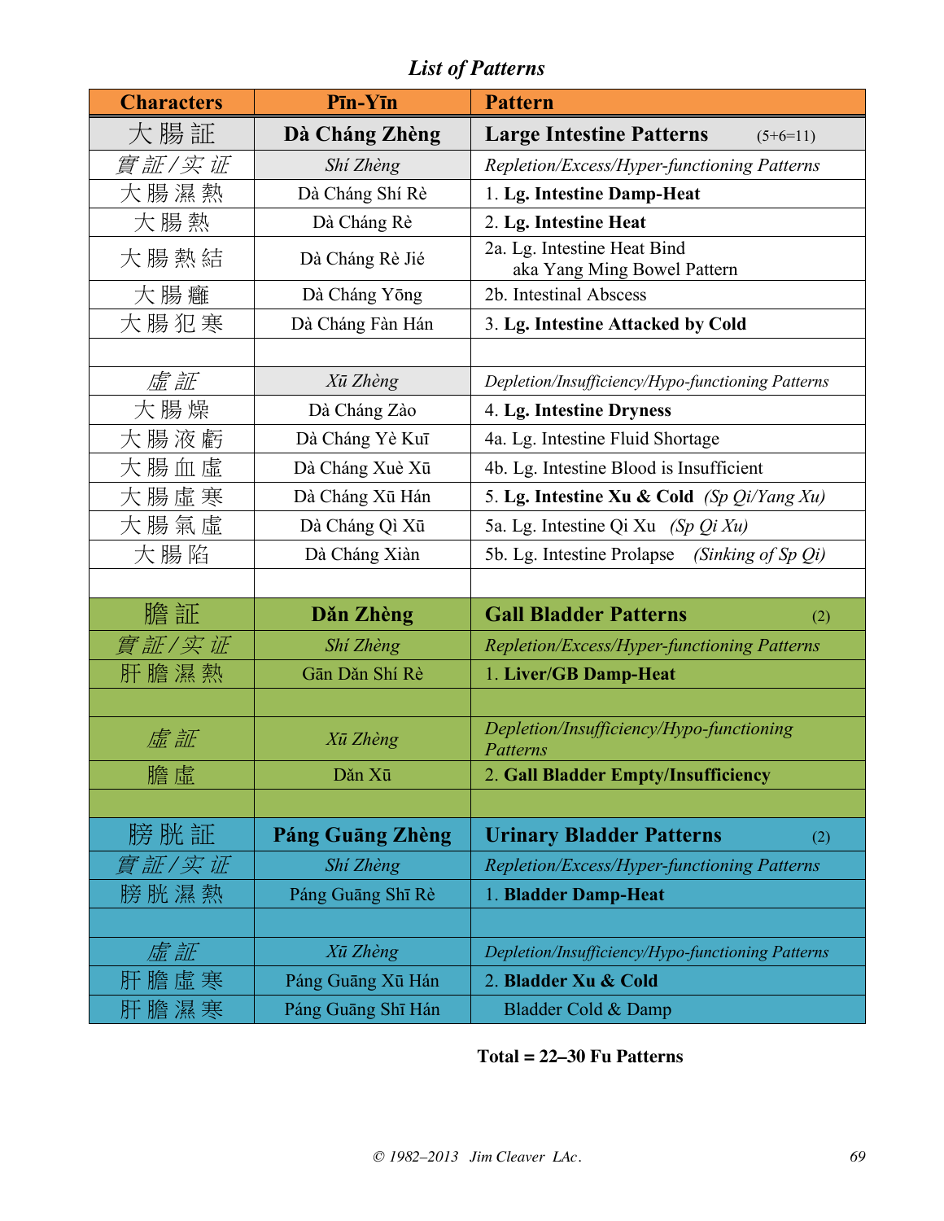## *List of Patterns*

| Characters | Pīn-Yīn | Pattern |
|---|---|---|
| 大 腸 証 | **Dà Cháng Zhèng** | **Large Intestine Patterns** (5+6=11) |
| *實 証 / 实 证* | *Shí Zhèng* | *Repletion/Excess/Hyper-functioning Patterns* |
| 大 腸 濕 熱 | Dà Cháng Shí Rè | 1. **Lg. Intestine Damp-Heat** |
| 大 腸 熱 | Dà Cháng Rè | 2. **Lg. Intestine Heat** |
| 大 腸 熱 結 | Dà Cháng Rè Jié | 2a. Lg. Intestine Heat Bind aka Yang Ming Bowel Pattern |
| 大 腸 癰 | Dà Cháng Yōng | 2b. Intestinal Abscess |
| 大 腸 犯 寒 | Dà Cháng Fàn Hán | 3. **Lg. Intestine Attacked by Cold** |
| | | |
| *虛 証* | *Xū Zhèng* | *Depletion/Insufficiency/Hypo-functioning Patterns* |
| 大 腸 燥 | Dà Cháng Zào | 4. **Lg. Intestine Dryness** |
| 大 腸 液 虧 | Dà Cháng Yè Kuī | 4a. Lg. Intestine Fluid Shortage |
| 大 腸 血 虛 | Dà Cháng Xuè Xū | 4b. Lg. Intestine Blood is Insufficient |
| 大 腸 虛 寒 | Dà Cháng Xū Hán | 5. **Lg. Intestine Xu & Cold** *(Sp Qi/Yang Xu)* |
| 大 腸 氣 虛 | Dà Cháng Qì Xū | 5a. Lg. Intestine Qi Xu *(Sp Qi Xu)* |
| 大 腸 陷 | Dà Cháng Xiàn | 5b. Lg. Intestine Prolapse *(Sinking of Sp Qi)* |
| | | |
| 膽 証 | **Dǎn Zhèng** | **Gall Bladder Patterns** (2) |
| *實 証 / 实 证* | *Shí Zhèng* | *Repletion/Excess/Hyper-functioning Patterns* |
| 肝 膽 濕 熱 | Gān Dǎn Shí Rè | 1. **Liver/GB Damp-Heat** |
| | | |
| *虛 証* | *Xū Zhèng* | *Depletion/Insufficiency/Hypo-functioning Patterns* |
| 膽 虛 | Dǎn Xū | 2. **Gall Bladder Empty/Insufficiency** |
| | | |
| 膀 胱 証 | **Páng Guāng Zhèng** | **Urinary Bladder Patterns** (2) |
| *實 証 / 实 证* | *Shí Zhèng* | *Repletion/Excess/Hyper-functioning Patterns* |
| 膀 胱 濕 熱 | Páng Guāng Shī Rè | 1. **Bladder Damp-Heat** |
| | | |
| *虛 証* | *Xū Zhèng* | *Depletion/Insufficiency/Hypo-functioning Patterns* |
| 肝 膽 虛 寒 | Páng Guāng Xū Hán | 2. **Bladder Xu & Cold** |
| 肝 膽 濕 寒 | Páng Guāng Shī Hán | Bladder Cold & Damp |

**Total = 22–30 Fu Patterns**

*© 1982–2013 Jim Cleaver LAc.*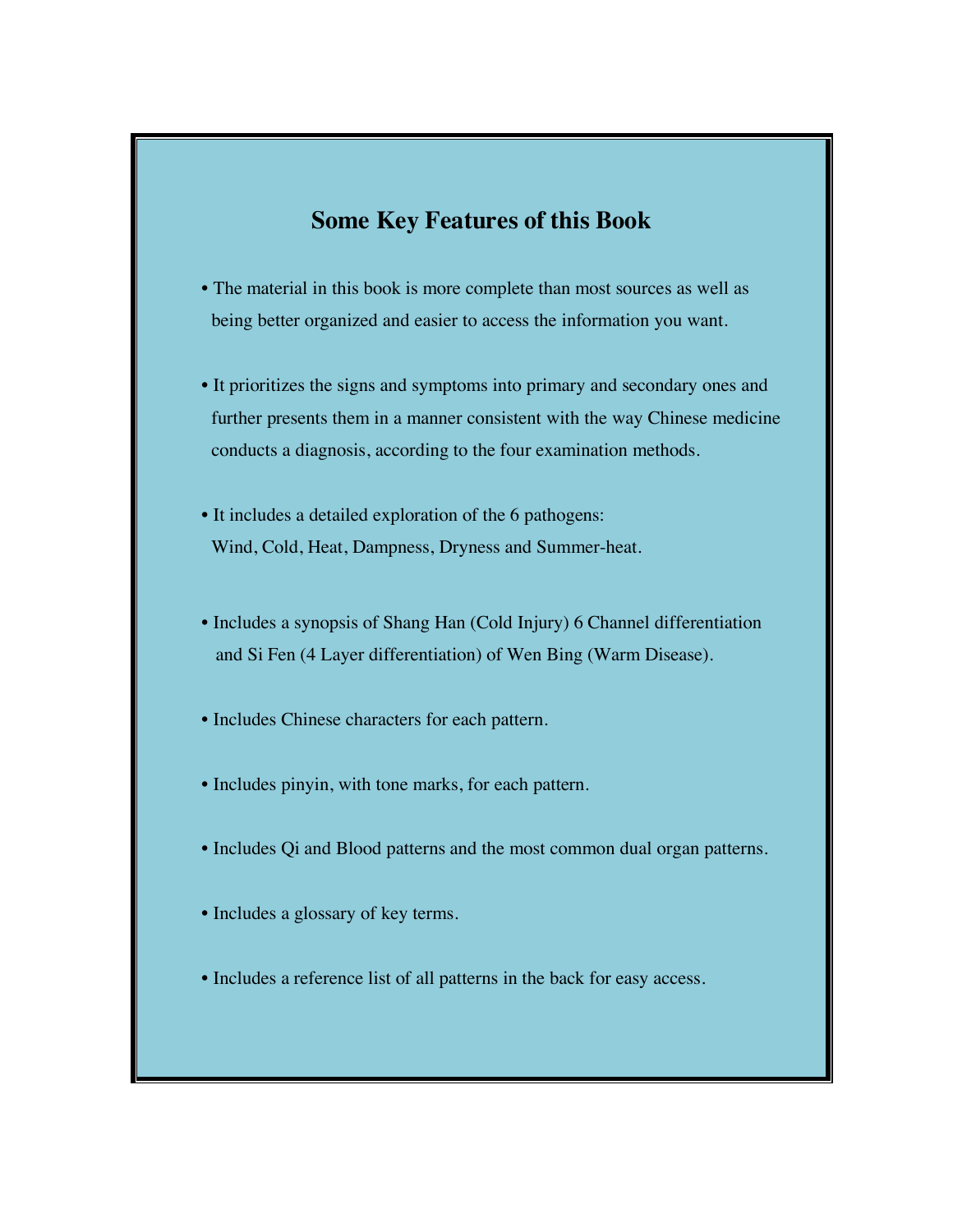## Some Key Features of this Book

- The material in this book is more complete than most sources as well as being better organized and easier to access the information you want.
- It prioritizes the signs and symptoms into primary and secondary ones and further presents them in a manner consistent with the way Chinese medicine conducts a diagnosis, according to the four examination methods.
- It includes a detailed exploration of the 6 pathogens: Wind, Cold, Heat, Dampness, Dryness and Summer-heat.
- Includes a synopsis of Shang Han (Cold Injury) 6 Channel differentiation and Si Fen (4 Layer differentiation) of Wen Bing (Warm Disease).
- Includes Chinese characters for each pattern.
- Includes pinyin, with tone marks, for each pattern.
- Includes Qi and Blood patterns and the most common dual organ patterns.
- Includes a glossary of key terms.
- Includes a reference list of all patterns in the back for easy access.